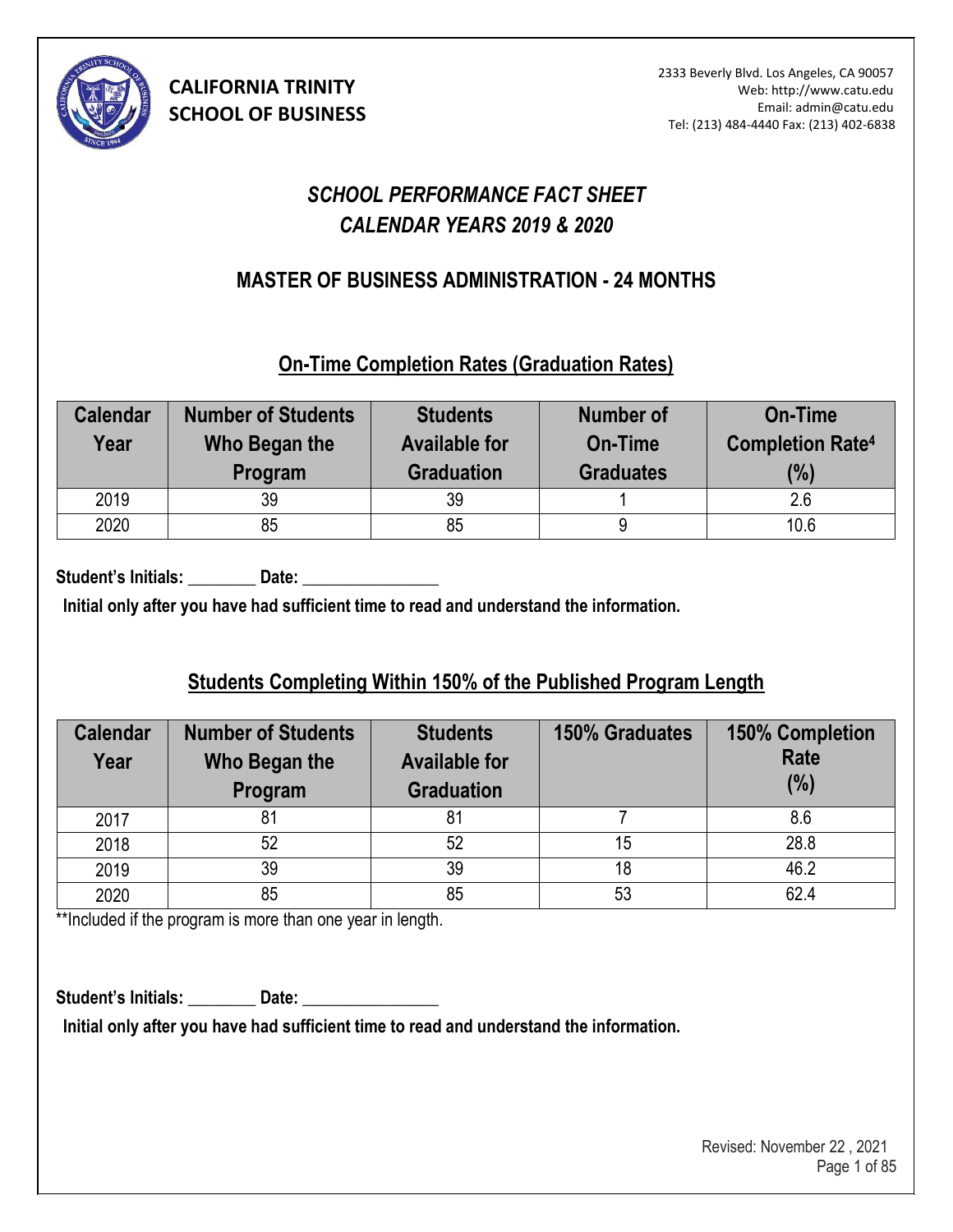**CALIFORNIA TRINITY SCHOOL OF BUSINESS**

2333 Beverly Blvd. Los Angeles, CA 90057
Web: http://www.catu.edu
Email: admin@catu.edu
Tel: (213) 484-4440 Fax: (213) 402-6838

# *SCHOOL PERFORMANCE FACT SHEET*
# *CALENDAR YEARS 2019 & 2020*

## MASTER OF BUSINESS ADMINISTRATION - 24 MONTHS

### On-Time Completion Rates (Graduation Rates)

| Calendar Year | Number of Students Who Began the Program | Students Available for Graduation | Number of On-Time Graduates | On-Time Completion Rate[4] (%) |
|---|---|---|---|---|
| 2019 | 39 | 39 | 1 | 2.6 |
| 2020 | 85 | 85 | 9 | 10.6 |

**Student's Initials: ________ Date: ________________**

**Initial only after you have had sufficient time to read and understand the information.**

### Students Completing Within 150% of the Published Program Length

| Calendar Year | Number of Students Who Began the Program | Students Available for Graduation | 150% Graduates | 150% Completion Rate (%) |
|---|---|---|---|---|
| 2017 | 81 | 81 | 7 | 8.6 |
| 2018 | 52 | 52 | 15 | 28.8 |
| 2019 | 39 | 39 | 18 | 46.2 |
| 2020 | 85 | 85 | 53 | 62.4 |

**Included if the program is more than one year in length.

**Student's Initials: ________ Date: ________________**

**Initial only after you have had sufficient time to read and understand the information.**

Revised: November 22 , 2021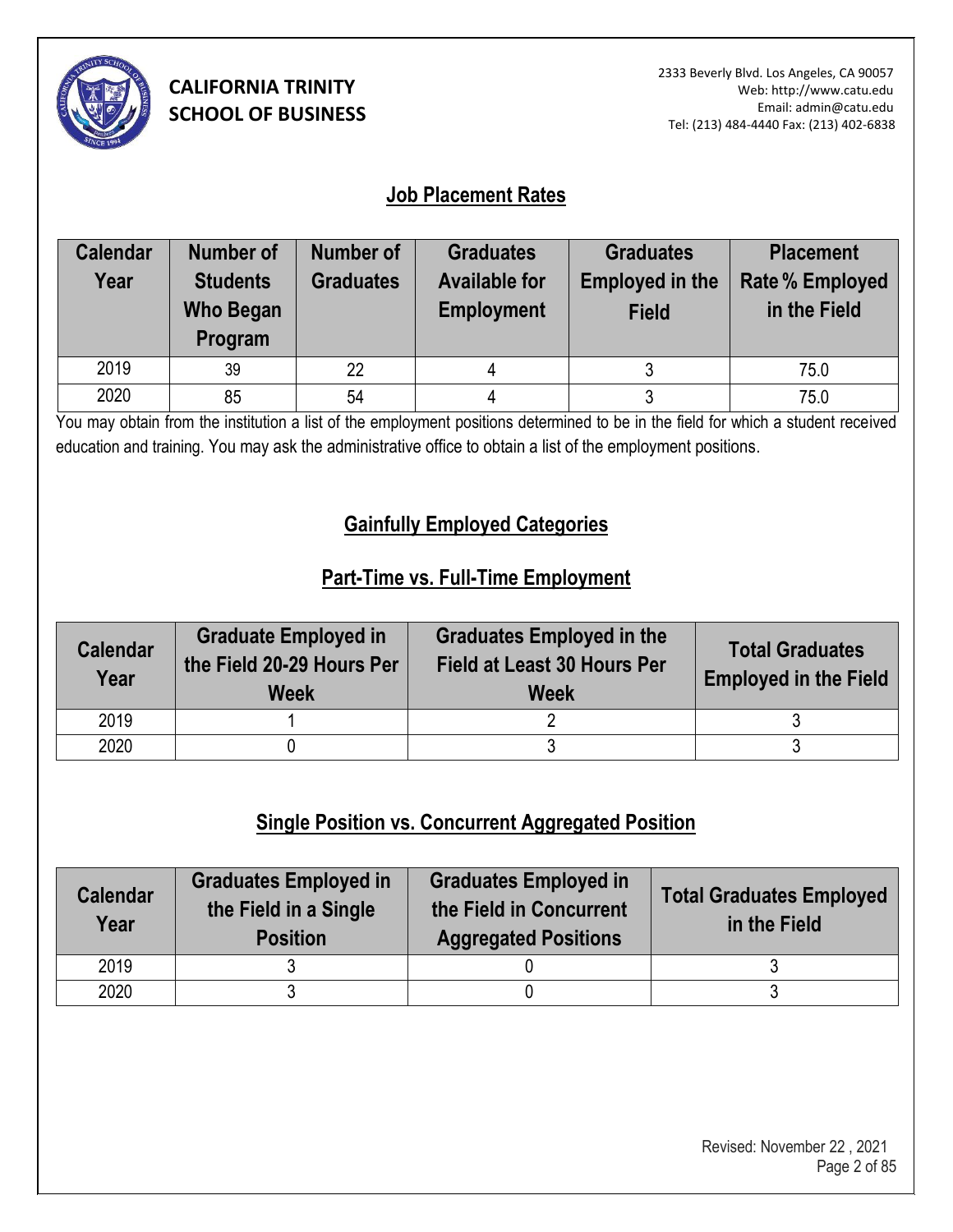**CALIFORNIA TRINITY SCHOOL OF BUSINESS**

2333 Beverly Blvd. Los Angeles, CA 90057
Web: http://www.catu.edu
Email: admin@catu.edu
Tel: (213) 484-4440 Fax: (213) 402-6838

## Job Placement Rates

| Calendar Year | Number of Students Who Began Program | Number of Graduates | Graduates Available for Employment | Graduates Employed in the Field | Placement Rate % Employed in the Field |
|---|---|---|---|---|---|
| 2019 | 39 | 22 | 4 | 3 | 75.0 |
| 2020 | 85 | 54 | 4 | 3 | 75.0 |

You may obtain from the institution a list of the employment positions determined to be in the field for which a student received education and training. You may ask the administrative office to obtain a list of the employment positions.

## Gainfully Employed Categories

### Part-Time vs. Full-Time Employment

| Calendar Year | Graduate Employed in the Field 20-29 Hours Per Week | Graduates Employed in the Field at Least 30 Hours Per Week | Total Graduates Employed in the Field |
|---|---|---|---|
| 2019 | 1 | 2 | 3 |
| 2020 | 0 | 3 | 3 |

### Single Position vs. Concurrent Aggregated Position

| Calendar Year | Graduates Employed in the Field in a Single Position | Graduates Employed in the Field in Concurrent Aggregated Positions | Total Graduates Employed in the Field |
|---|---|---|---|
| 2019 | 3 | 0 | 3 |
| 2020 | 3 | 0 | 3 |

Revised: November 22 , 2021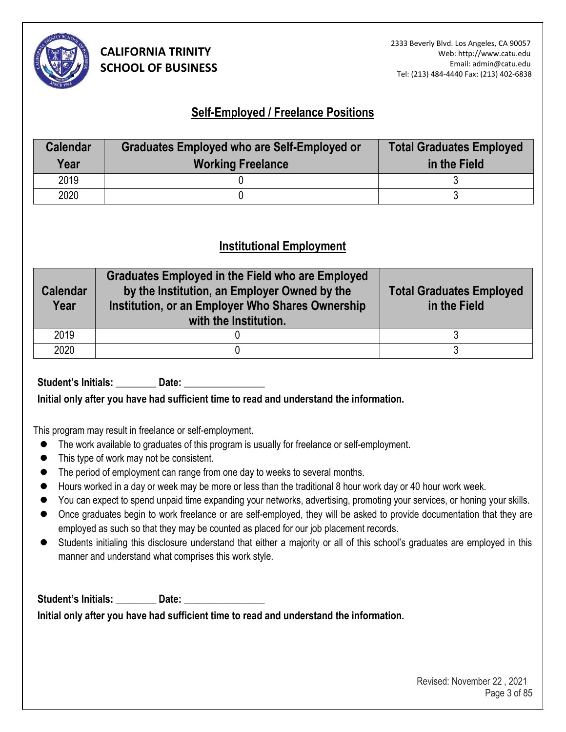# CALIFORNIA TRINITY SCHOOL OF BUSINESS

2333 Beverly Blvd. Los Angeles, CA 90057
Web: http://www.catu.edu
Email: admin@catu.edu
Tel: (213) 484-4440 Fax: (213) 402-6838

## Self-Employed / Freelance Positions

| Calendar Year | Graduates Employed who are Self-Employed or Working Freelance | Total Graduates Employed in the Field |
|---|---|---|
| 2019 | 0 | 3 |
| 2020 | 0 | 3 |

## Institutional Employment

| Calendar Year | Graduates Employed in the Field who are Employed by the Institution, an Employer Owned by the Institution, or an Employer Who Shares Ownership with the Institution. | Total Graduates Employed in the Field |
|---|---|---|
| 2019 | 0 | 3 |
| 2020 | 0 | 3 |

**Student's Initials: ________ Date: ________________**

**Initial only after you have had sufficient time to read and understand the information.**

This program may result in freelance or self-employment.

- The work available to graduates of this program is usually for freelance or self-employment.
- This type of work may not be consistent.
- The period of employment can range from one day to weeks to several months.
- Hours worked in a day or week may be more or less than the traditional 8 hour work day or 40 hour work week.
- You can expect to spend unpaid time expanding your networks, advertising, promoting your services, or honing your skills.
- Once graduates begin to work freelance or are self-employed, they will be asked to provide documentation that they are employed as such so that they may be counted as placed for our job placement records.
- Students initialing this disclosure understand that either a majority or all of this school's graduates are employed in this manner and understand what comprises this work style.

**Student's Initials: ________ Date: ________________**

**Initial only after you have had sufficient time to read and understand the information.**

Revised: November 22 , 2021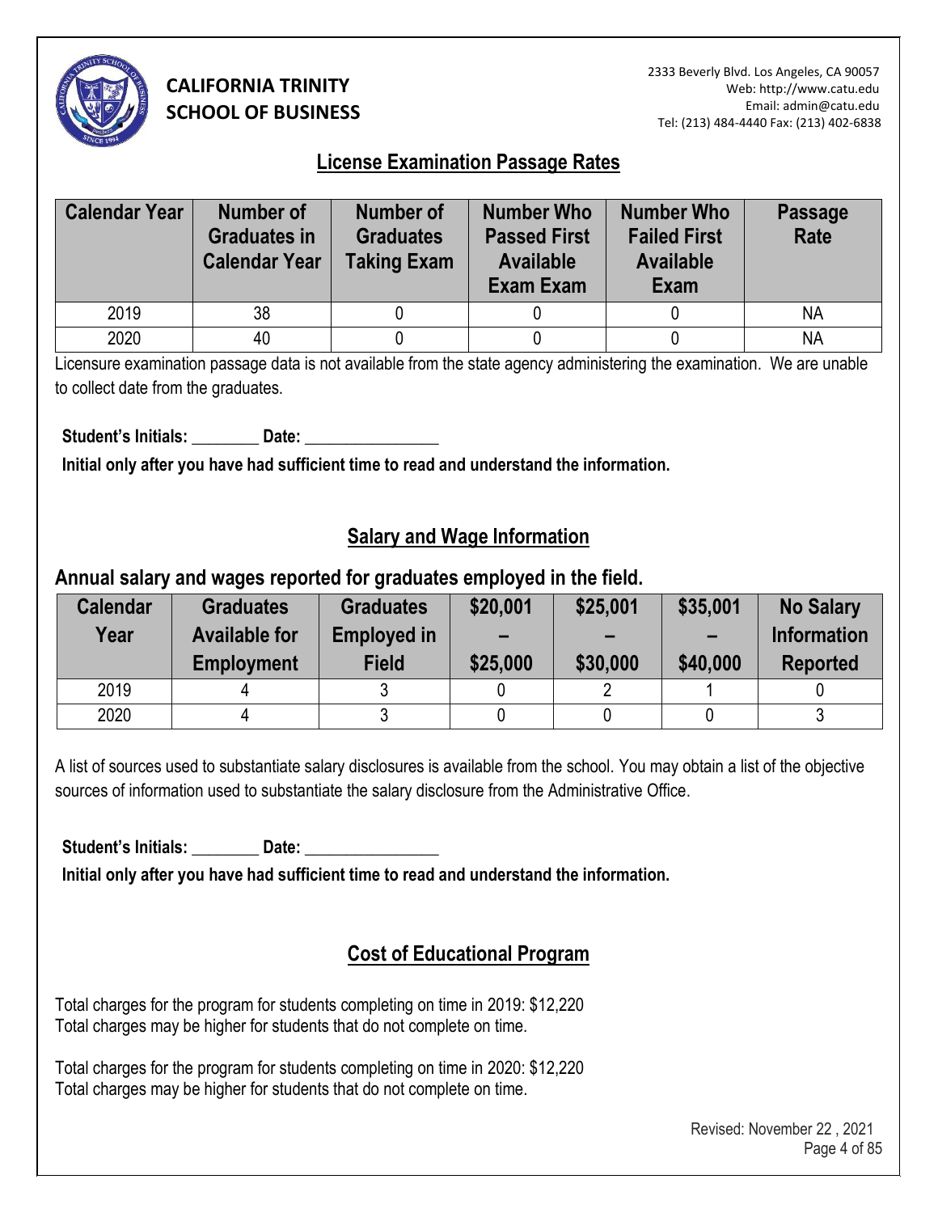# CALIFORNIA TRINITY SCHOOL OF BUSINESS

2333 Beverly Blvd. Los Angeles, CA 90057
Web: http://www.catu.edu
Email: admin@catu.edu
Tel: (213) 484-4440 Fax: (213) 402-6838

## License Examination Passage Rates

| Calendar Year | Number of Graduates in Calendar Year | Number of Graduates Taking Exam | Number Who Passed First Available Exam Exam | Number Who Failed First Available Exam | Passage Rate |
|---|---|---|---|---|---|
| 2019 | 38 | 0 | 0 | 0 | NA |
| 2020 | 40 | 0 | 0 | 0 | NA |

Licensure examination passage data is not available from the state agency administering the examination. We are unable to collect date from the graduates.

**Student's Initials: ________ Date: ________________**

**Initial only after you have had sufficient time to read and understand the information.**

## Salary and Wage Information

### Annual salary and wages reported for graduates employed in the field.

| Calendar Year | Graduates Available for Employment | Graduates Employed in Field | \$20,001 – \$25,000 | \$25,001 – \$30,000 | \$35,001 – \$40,000 | No Salary Information Reported |
|---|---|---|---|---|---|---|
| 2019 | 4 | 3 | 0 | 2 | 1 | 0 |
| 2020 | 4 | 3 | 0 | 0 | 0 | 3 |

A list of sources used to substantiate salary disclosures is available from the school. You may obtain a list of the objective sources of information used to substantiate the salary disclosure from the Administrative Office.

**Student's Initials: ________ Date: ________________**

**Initial only after you have had sufficient time to read and understand the information.**

## Cost of Educational Program

Total charges for the program for students completing on time in 2019: \$12,220
Total charges may be higher for students that do not complete on time.

Total charges for the program for students completing on time in 2020: \$12,220
Total charges may be higher for students that do not complete on time.

Revised: November 22 , 2021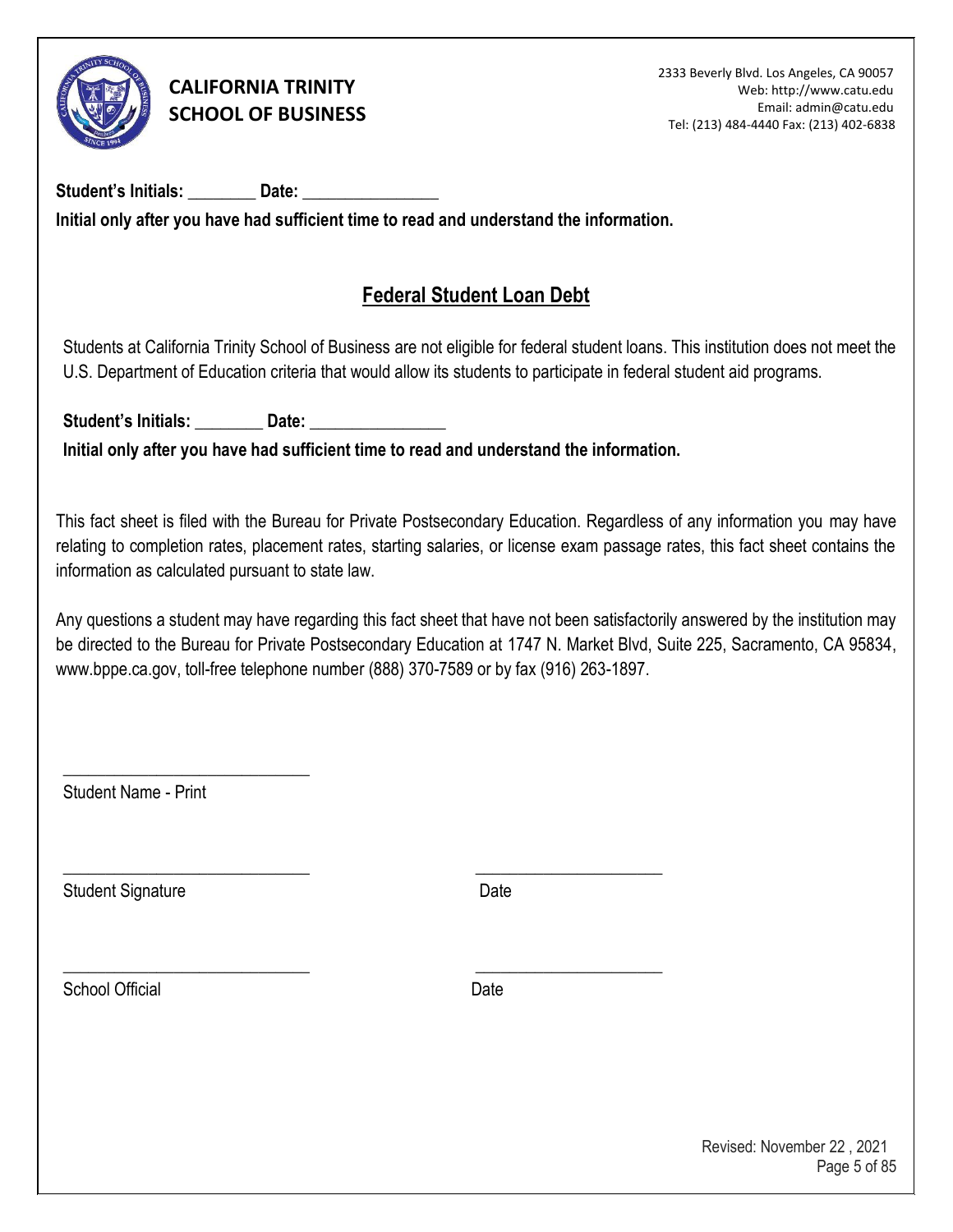**CALIFORNIA TRINITY SCHOOL OF BUSINESS**

2333 Beverly Blvd. Los Angeles, CA 90057
Web: http://www.catu.edu
Email: admin@catu.edu
Tel: (213) 484-4440 Fax: (213) 402-6838

**Student's Initials: ________ Date: ________________**

**Initial only after you have had sufficient time to read and understand the information.**

## Federal Student Loan Debt

Students at California Trinity School of Business are not eligible for federal student loans. This institution does not meet the U.S. Department of Education criteria that would allow its students to participate in federal student aid programs.

**Student's Initials: ________ Date: ________________**

**Initial only after you have had sufficient time to read and understand the information.**

This fact sheet is filed with the Bureau for Private Postsecondary Education. Regardless of any information you may have relating to completion rates, placement rates, starting salaries, or license exam passage rates, this fact sheet contains the information as calculated pursuant to state law.

Any questions a student may have regarding this fact sheet that have not been satisfactorily answered by the institution may be directed to the Bureau for Private Postsecondary Education at 1747 N. Market Blvd, Suite 225, Sacramento, CA 95834, www.bppe.ca.gov, toll-free telephone number (888) 370-7589 or by fax (916) 263-1897.

______________________________
Student Name - Print

______________________________ ______________________
Student Signature Date

______________________________ ______________________
School Official Date

Revised: November 22 , 2021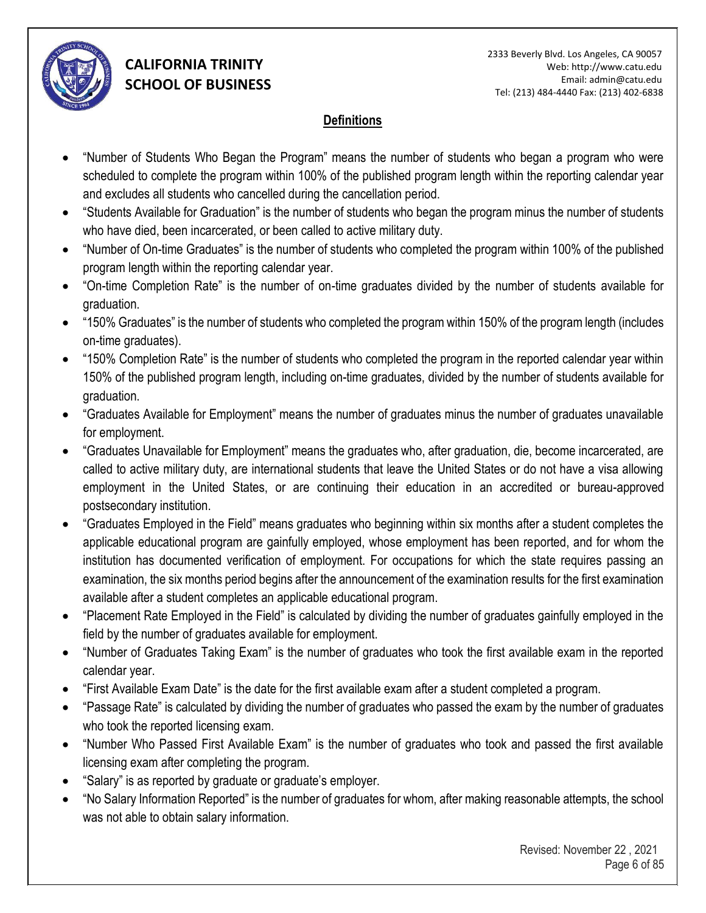## Definitions

- "Number of Students Who Began the Program" means the number of students who began a program who were scheduled to complete the program within 100% of the published program length within the reporting calendar year and excludes all students who cancelled during the cancellation period.
- "Students Available for Graduation" is the number of students who began the program minus the number of students who have died, been incarcerated, or been called to active military duty.
- "Number of On-time Graduates" is the number of students who completed the program within 100% of the published program length within the reporting calendar year.
- "On-time Completion Rate" is the number of on-time graduates divided by the number of students available for graduation.
- "150% Graduates" is the number of students who completed the program within 150% of the program length (includes on-time graduates).
- "150% Completion Rate" is the number of students who completed the program in the reported calendar year within 150% of the published program length, including on-time graduates, divided by the number of students available for graduation.
- "Graduates Available for Employment" means the number of graduates minus the number of graduates unavailable for employment.
- "Graduates Unavailable for Employment" means the graduates who, after graduation, die, become incarcerated, are called to active military duty, are international students that leave the United States or do not have a visa allowing employment in the United States, or are continuing their education in an accredited or bureau-approved postsecondary institution.
- "Graduates Employed in the Field" means graduates who beginning within six months after a student completes the applicable educational program are gainfully employed, whose employment has been reported, and for whom the institution has documented verification of employment. For occupations for which the state requires passing an examination, the six months period begins after the announcement of the examination results for the first examination available after a student completes an applicable educational program.
- "Placement Rate Employed in the Field" is calculated by dividing the number of graduates gainfully employed in the field by the number of graduates available for employment.
- "Number of Graduates Taking Exam" is the number of graduates who took the first available exam in the reported calendar year.
- "First Available Exam Date" is the date for the first available exam after a student completed a program.
- "Passage Rate" is calculated by dividing the number of graduates who passed the exam by the number of graduates who took the reported licensing exam.
- "Number Who Passed First Available Exam" is the number of graduates who took and passed the first available licensing exam after completing the program.
- "Salary" is as reported by graduate or graduate's employer.
- "No Salary Information Reported" is the number of graduates for whom, after making reasonable attempts, the school was not able to obtain salary information.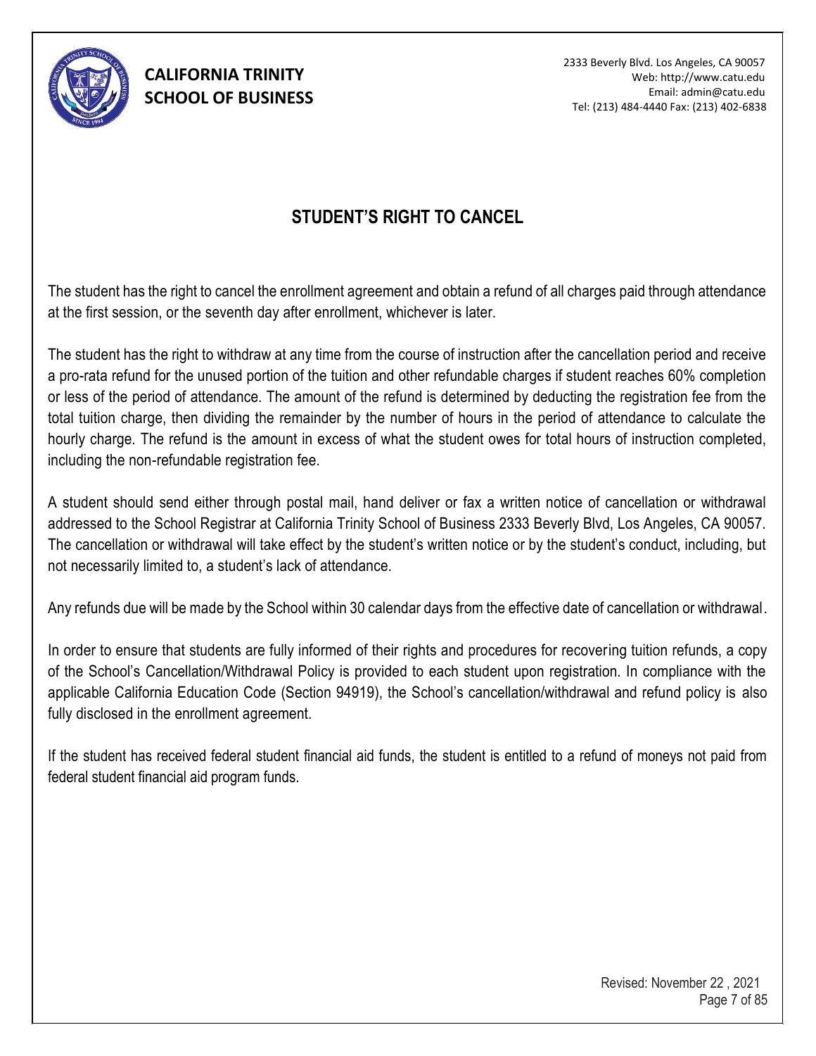## STUDENT'S RIGHT TO CANCEL

The student has the right to cancel the enrollment agreement and obtain a refund of all charges paid through attendance at the first session, or the seventh day after enrollment, whichever is later.

The student has the right to withdraw at any time from the course of instruction after the cancellation period and receive a pro-rata refund for the unused portion of the tuition and other refundable charges if student reaches 60% completion or less of the period of attendance. The amount of the refund is determined by deducting the registration fee from the total tuition charge, then dividing the remainder by the number of hours in the period of attendance to calculate the hourly charge. The refund is the amount in excess of what the student owes for total hours of instruction completed, including the non-refundable registration fee.

A student should send either through postal mail, hand deliver or fax a written notice of cancellation or withdrawal addressed to the School Registrar at California Trinity School of Business 2333 Beverly Blvd, Los Angeles, CA 90057. The cancellation or withdrawal will take effect by the student's written notice or by the student's conduct, including, but not necessarily limited to, a student's lack of attendance.

Any refunds due will be made by the School within 30 calendar days from the effective date of cancellation or withdrawal.

In order to ensure that students are fully informed of their rights and procedures for recovering tuition refunds, a copy of the School's Cancellation/Withdrawal Policy is provided to each student upon registration. In compliance with the applicable California Education Code (Section 94919), the School's cancellation/withdrawal and refund policy is also fully disclosed in the enrollment agreement.

If the student has received federal student financial aid funds, the student is entitled to a refund of moneys not paid from federal student financial aid program funds.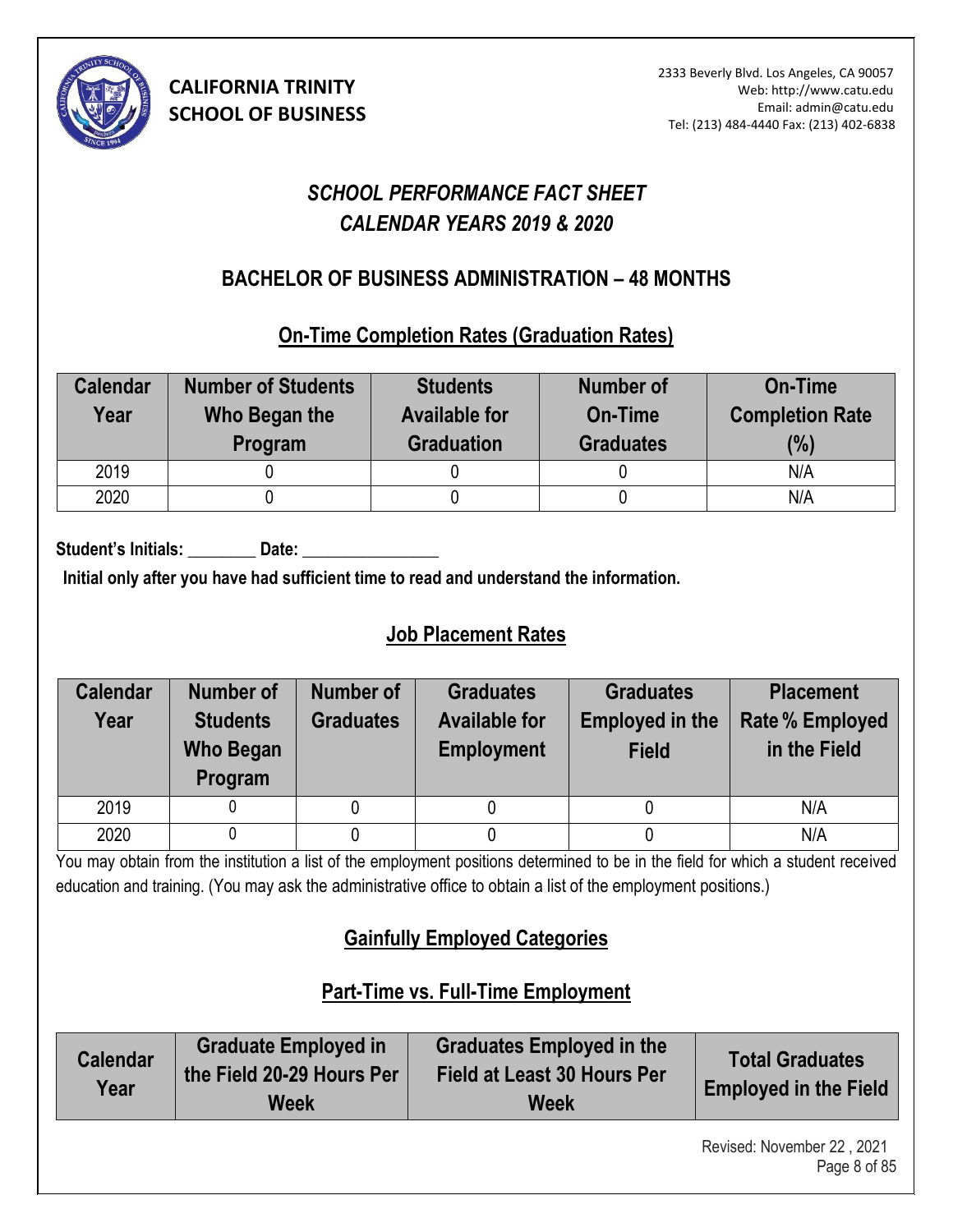**CALIFORNIA TRINITY SCHOOL OF BUSINESS**

2333 Beverly Blvd. Los Angeles, CA 90057
Web: http://www.catu.edu
Email: admin@catu.edu
Tel: (213) 484-4440 Fax: (213) 402-6838

# *SCHOOL PERFORMANCE FACT SHEET*
# *CALENDAR YEARS 2019 & 2020*

## BACHELOR OF BUSINESS ADMINISTRATION – 48 MONTHS

### On-Time Completion Rates (Graduation Rates)

| Calendar Year | Number of Students Who Began the Program | Students Available for Graduation | Number of On-Time Graduates | On-Time Completion Rate (%) |
|---|---|---|---|---|
| 2019 | 0 | 0 | 0 | N/A |
| 2020 | 0 | 0 | 0 | N/A |

**Student's Initials: ________ Date: ________________**

**Initial only after you have had sufficient time to read and understand the information.**

### Job Placement Rates

| Calendar Year | Number of Students Who Began Program | Number of Graduates | Graduates Available for Employment | Graduates Employed in the Field | Placement Rate % Employed in the Field |
|---|---|---|---|---|---|
| 2019 | 0 | 0 | 0 | 0 | N/A |
| 2020 | 0 | 0 | 0 | 0 | N/A |

You may obtain from the institution a list of the employment positions determined to be in the field for which a student received education and training. (You may ask the administrative office to obtain a list of the employment positions.)

### Gainfully Employed Categories

### Part-Time vs. Full-Time Employment

| Calendar Year | Graduate Employed in the Field 20-29 Hours Per Week | Graduates Employed in the Field at Least 30 Hours Per Week | Total Graduates Employed in the Field |
|---|---|---|---|

Revised: November 22 , 2021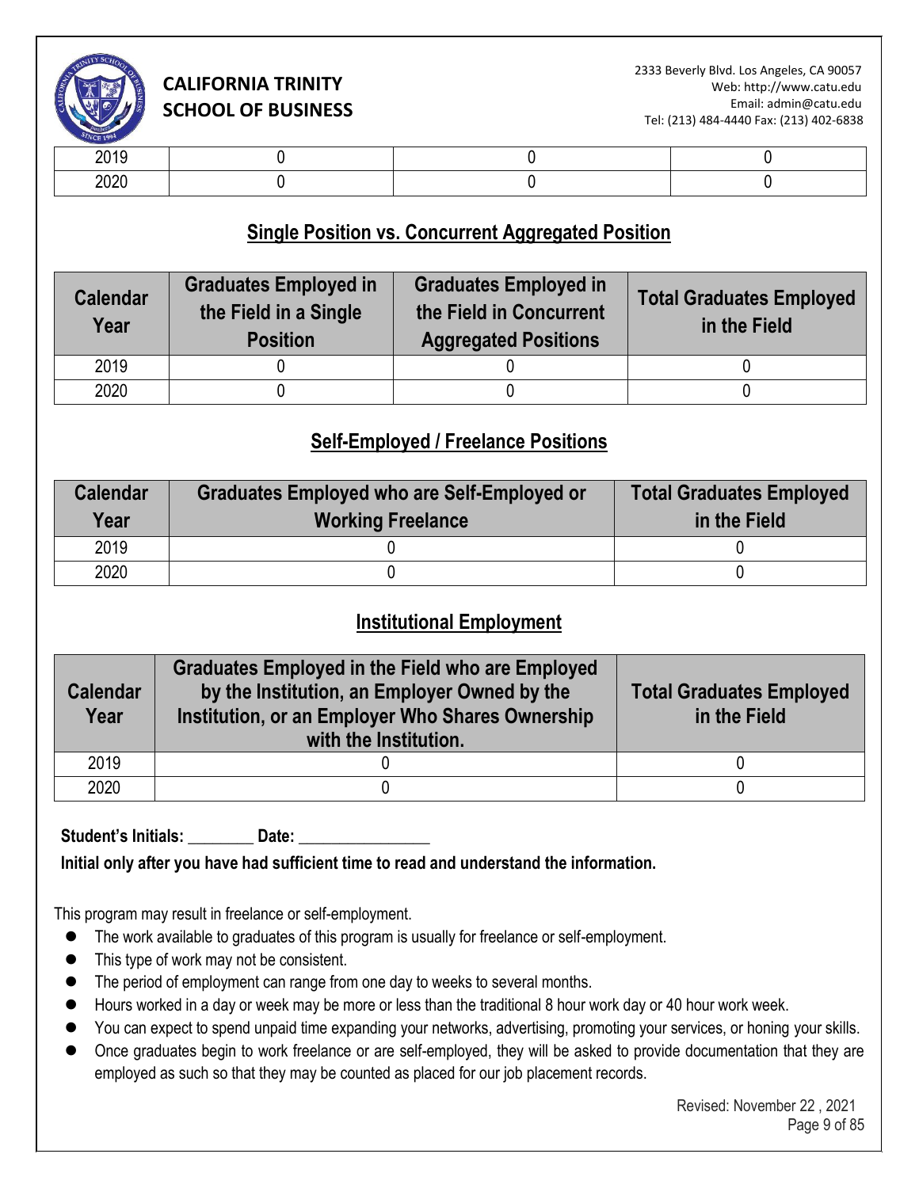| 2019 | 0 | 0 | 0 |
|---|---|---|---|
| 2020 | 0 | 0 | 0 |

## Single Position vs. Concurrent Aggregated Position

| Calendar Year | Graduates Employed in the Field in a Single Position | Graduates Employed in the Field in Concurrent Aggregated Positions | Total Graduates Employed in the Field |
|---|---|---|---|
| 2019 | 0 | 0 | 0 |
| 2020 | 0 | 0 | 0 |

## Self-Employed / Freelance Positions

| Calendar Year | Graduates Employed who are Self-Employed or Working Freelance | Total Graduates Employed in the Field |
|---|---|---|
| 2019 | 0 | 0 |
| 2020 | 0 | 0 |

## Institutional Employment

| Calendar Year | Graduates Employed in the Field who are Employed by the Institution, an Employer Owned by the Institution, or an Employer Who Shares Ownership with the Institution. | Total Graduates Employed in the Field |
|---|---|---|
| 2019 | 0 | 0 |
| 2020 | 0 | 0 |

**Student's Initials: ________ Date: ________________**

**Initial only after you have had sufficient time to read and understand the information.**

This program may result in freelance or self-employment.

- The work available to graduates of this program is usually for freelance or self-employment.
- This type of work may not be consistent.
- The period of employment can range from one day to weeks to several months.
- Hours worked in a day or week may be more or less than the traditional 8 hour work day or 40 hour work week.
- You can expect to spend unpaid time expanding your networks, advertising, promoting your services, or honing your skills.
- Once graduates begin to work freelance or are self-employed, they will be asked to provide documentation that they are employed as such so that they may be counted as placed for our job placement records.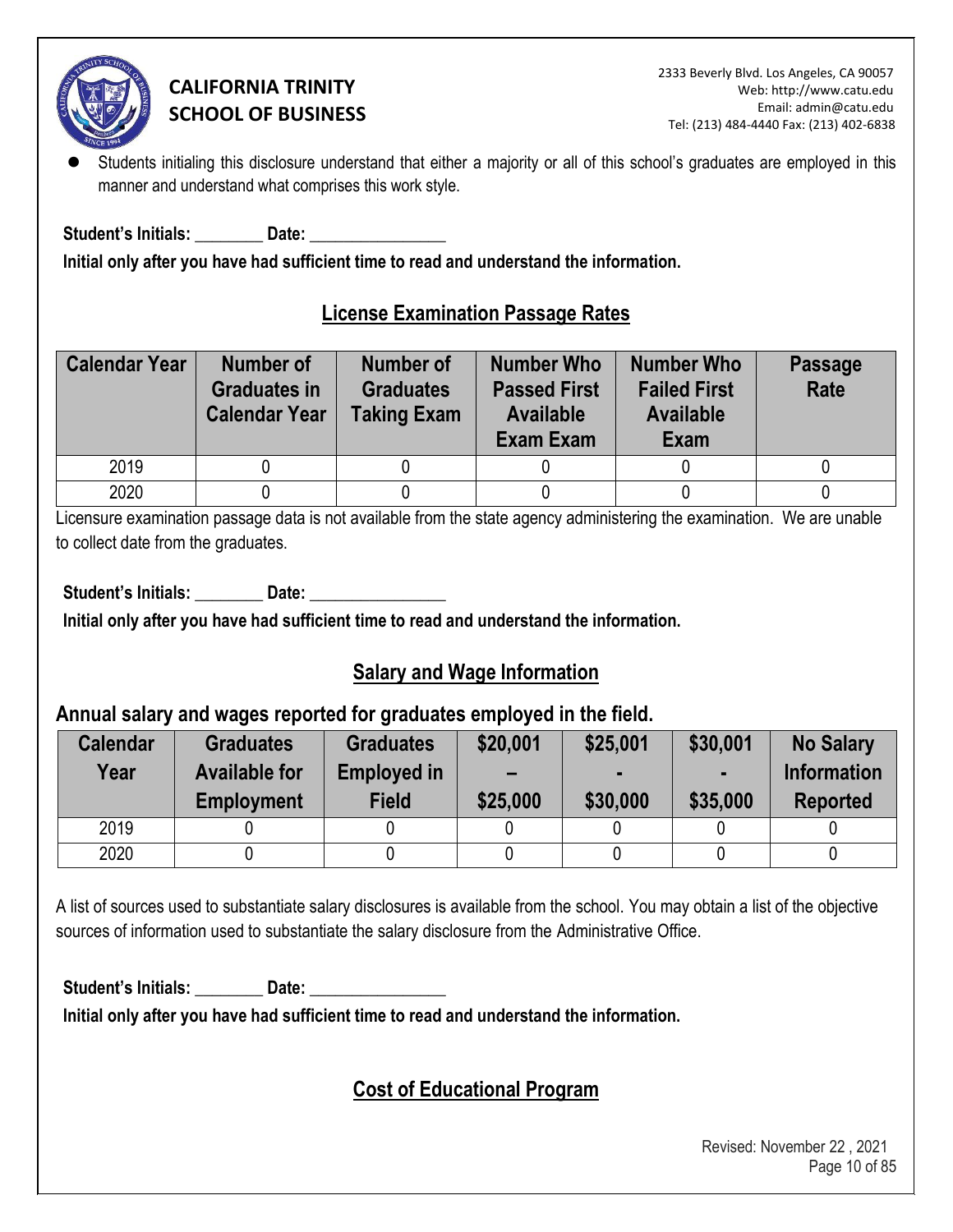- Students initialing this disclosure understand that either a majority or all of this school's graduates are employed in this manner and understand what comprises this work style.

**Student's Initials: ________ Date: ________________**

**Initial only after you have had sufficient time to read and understand the information.**

## License Examination Passage Rates

| Calendar Year | Number of Graduates in Calendar Year | Number of Graduates Taking Exam | Number Who Passed First Available Exam Exam | Number Who Failed First Available Exam | Passage Rate |
|---|---|---|---|---|---|
| 2019 | 0 | 0 | 0 | 0 | 0 |
| 2020 | 0 | 0 | 0 | 0 | 0 |

Licensure examination passage data is not available from the state agency administering the examination. We are unable to collect date from the graduates.

**Student's Initials: ________ Date: ________________**

**Initial only after you have had sufficient time to read and understand the information.**

## Salary and Wage Information

### Annual salary and wages reported for graduates employed in the field.

| Calendar Year | Graduates Available for Employment | Graduates Employed in Field | $20,001 – $25,000 | $25,001 - $30,000 | $30,001 - $35,000 | No Salary Information Reported |
|---|---|---|---|---|---|---|
| 2019 | 0 | 0 | 0 | 0 | 0 | 0 |
| 2020 | 0 | 0 | 0 | 0 | 0 | 0 |

A list of sources used to substantiate salary disclosures is available from the school. You may obtain a list of the objective sources of information used to substantiate the salary disclosure from the Administrative Office.

**Student's Initials: ________ Date: ________________**

**Initial only after you have had sufficient time to read and understand the information.**

## Cost of Educational Program

Revised: November 22 , 2021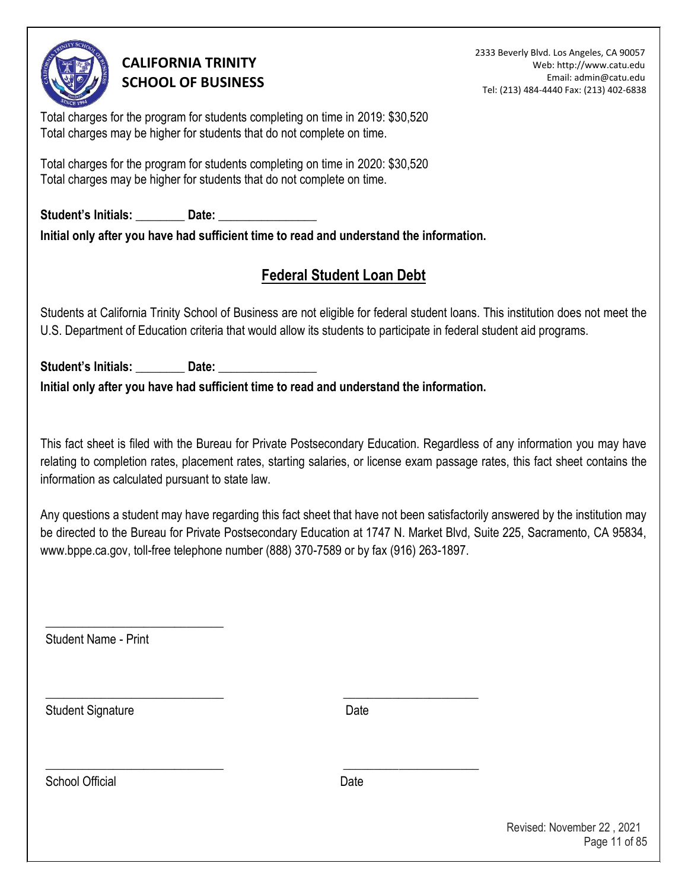Total charges for the program for students completing on time in 2019: $30,520
Total charges may be higher for students that do not complete on time.

Total charges for the program for students completing on time in 2020: $30,520
Total charges may be higher for students that do not complete on time.

**Student's Initials:** ________ **Date:** ________________

**Initial only after you have had sufficient time to read and understand the information.**

## Federal Student Loan Debt

Students at California Trinity School of Business are not eligible for federal student loans. This institution does not meet the U.S. Department of Education criteria that would allow its students to participate in federal student aid programs.

**Student's Initials:** ________ **Date:** ________________

**Initial only after you have had sufficient time to read and understand the information.**

This fact sheet is filed with the Bureau for Private Postsecondary Education. Regardless of any information you may have relating to completion rates, placement rates, starting salaries, or license exam passage rates, this fact sheet contains the information as calculated pursuant to state law.

Any questions a student may have regarding this fact sheet that have not been satisfactorily answered by the institution may be directed to the Bureau for Private Postsecondary Education at 1747 N. Market Blvd, Suite 225, Sacramento, CA 95834, www.bppe.ca.gov, toll-free telephone number (888) 370-7589 or by fax (916) 263-1897.

_____________________________
Student Name - Print

_____________________________ _____________________
Student Signature Date

_____________________________ _____________________
School Official Date

Revised: November 22 , 2021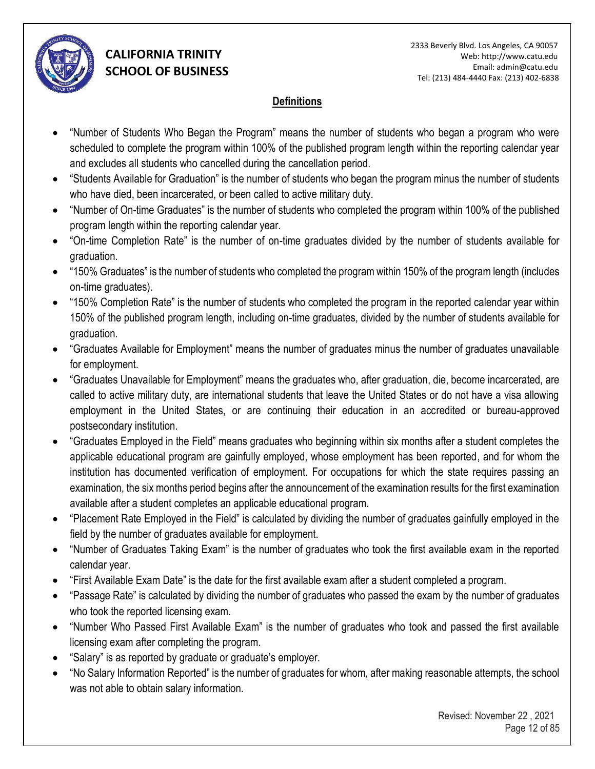## Definitions

- "Number of Students Who Began the Program" means the number of students who began a program who were scheduled to complete the program within 100% of the published program length within the reporting calendar year and excludes all students who cancelled during the cancellation period.
- "Students Available for Graduation" is the number of students who began the program minus the number of students who have died, been incarcerated, or been called to active military duty.
- "Number of On-time Graduates" is the number of students who completed the program within 100% of the published program length within the reporting calendar year.
- "On-time Completion Rate" is the number of on-time graduates divided by the number of students available for graduation.
- "150% Graduates" is the number of students who completed the program within 150% of the program length (includes on-time graduates).
- "150% Completion Rate" is the number of students who completed the program in the reported calendar year within 150% of the published program length, including on-time graduates, divided by the number of students available for graduation.
- "Graduates Available for Employment" means the number of graduates minus the number of graduates unavailable for employment.
- "Graduates Unavailable for Employment" means the graduates who, after graduation, die, become incarcerated, are called to active military duty, are international students that leave the United States or do not have a visa allowing employment in the United States, or are continuing their education in an accredited or bureau-approved postsecondary institution.
- "Graduates Employed in the Field" means graduates who beginning within six months after a student completes the applicable educational program are gainfully employed, whose employment has been reported, and for whom the institution has documented verification of employment. For occupations for which the state requires passing an examination, the six months period begins after the announcement of the examination results for the first examination available after a student completes an applicable educational program.
- "Placement Rate Employed in the Field" is calculated by dividing the number of graduates gainfully employed in the field by the number of graduates available for employment.
- "Number of Graduates Taking Exam" is the number of graduates who took the first available exam in the reported calendar year.
- "First Available Exam Date" is the date for the first available exam after a student completed a program.
- "Passage Rate" is calculated by dividing the number of graduates who passed the exam by the number of graduates who took the reported licensing exam.
- "Number Who Passed First Available Exam" is the number of graduates who took and passed the first available licensing exam after completing the program.
- "Salary" is as reported by graduate or graduate's employer.
- "No Salary Information Reported" is the number of graduates for whom, after making reasonable attempts, the school was not able to obtain salary information.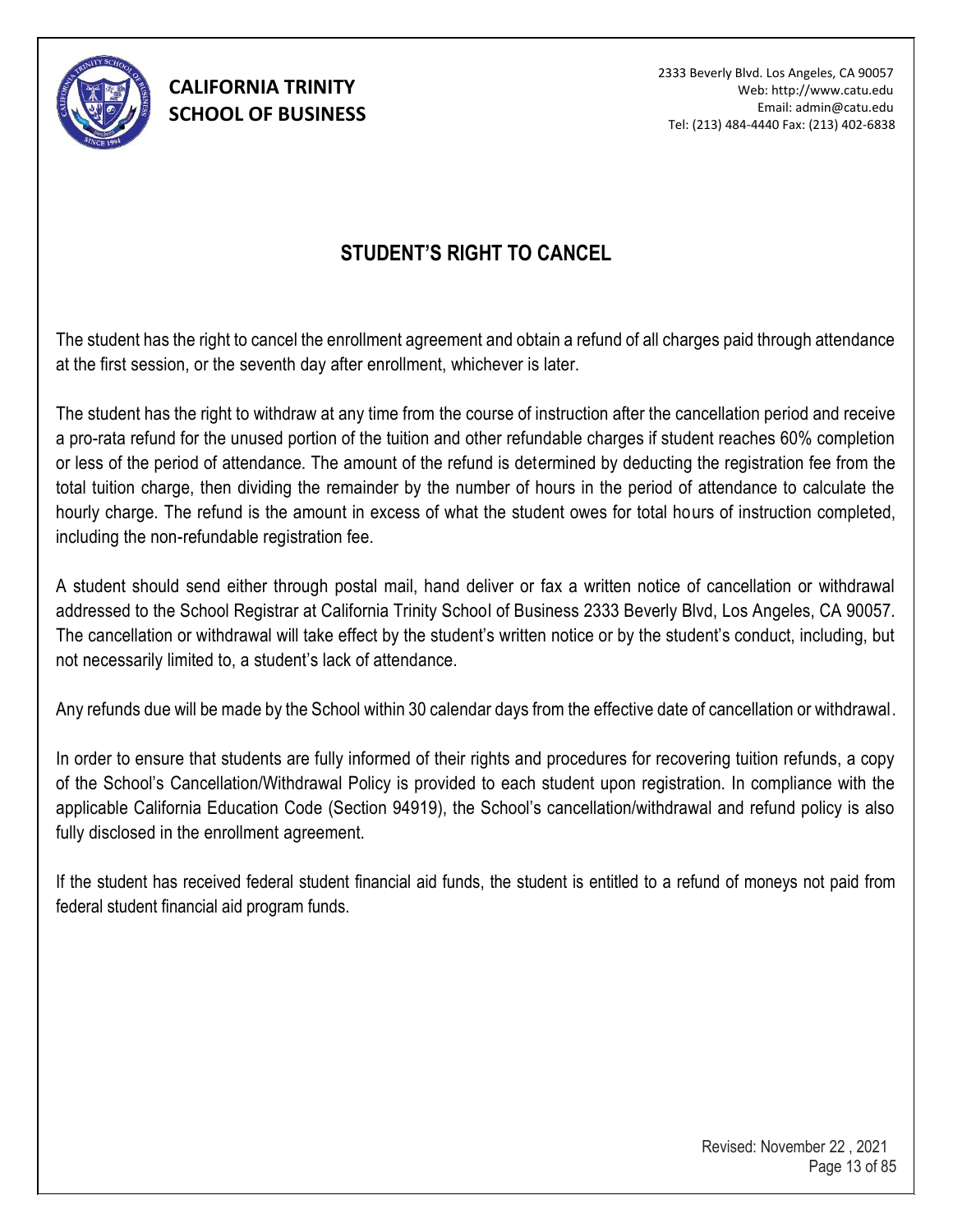## STUDENT'S RIGHT TO CANCEL

The student has the right to cancel the enrollment agreement and obtain a refund of all charges paid through attendance at the first session, or the seventh day after enrollment, whichever is later.

The student has the right to withdraw at any time from the course of instruction after the cancellation period and receive a pro-rata refund for the unused portion of the tuition and other refundable charges if student reaches 60% completion or less of the period of attendance. The amount of the refund is determined by deducting the registration fee from the total tuition charge, then dividing the remainder by the number of hours in the period of attendance to calculate the hourly charge. The refund is the amount in excess of what the student owes for total hours of instruction completed, including the non-refundable registration fee.

A student should send either through postal mail, hand deliver or fax a written notice of cancellation or withdrawal addressed to the School Registrar at California Trinity School of Business 2333 Beverly Blvd, Los Angeles, CA 90057. The cancellation or withdrawal will take effect by the student's written notice or by the student's conduct, including, but not necessarily limited to, a student's lack of attendance.

Any refunds due will be made by the School within 30 calendar days from the effective date of cancellation or withdrawal.

In order to ensure that students are fully informed of their rights and procedures for recovering tuition refunds, a copy of the School's Cancellation/Withdrawal Policy is provided to each student upon registration. In compliance with the applicable California Education Code (Section 94919), the School's cancellation/withdrawal and refund policy is also fully disclosed in the enrollment agreement.

If the student has received federal student financial aid funds, the student is entitled to a refund of moneys not paid from federal student financial aid program funds.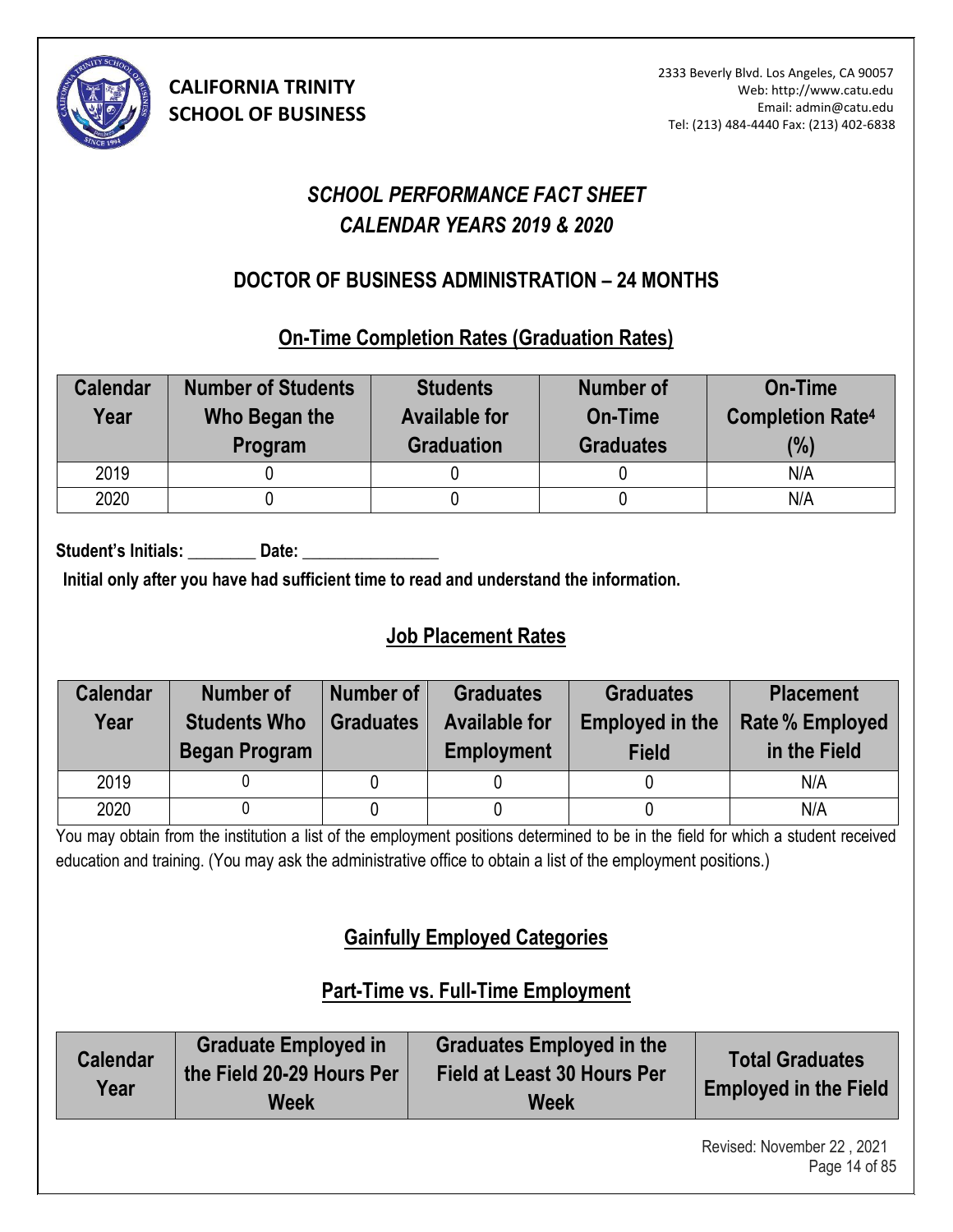**CALIFORNIA TRINITY SCHOOL OF BUSINESS**

2333 Beverly Blvd. Los Angeles, CA 90057
Web: http://www.catu.edu
Email: admin@catu.edu
Tel: (213) 484-4440 Fax: (213) 402-6838

# *SCHOOL PERFORMANCE FACT SHEET*
# *CALENDAR YEARS 2019 & 2020*

## DOCTOR OF BUSINESS ADMINISTRATION – 24 MONTHS

### On-Time Completion Rates (Graduation Rates)

| Calendar Year | Number of Students Who Began the Program | Students Available for Graduation | Number of On-Time Graduates | On-Time Completion Rate[4] (%) |
|---|---|---|---|---|
| 2019 | 0 | 0 | 0 | N/A |
| 2020 | 0 | 0 | 0 | N/A |

**Student's Initials: ________ Date: ________________**

**Initial only after you have had sufficient time to read and understand the information.**

### Job Placement Rates

| Calendar Year | Number of Students Who Began Program | Number of Graduates | Graduates Available for Employment | Graduates Employed in the Field | Placement Rate % Employed in the Field |
|---|---|---|---|---|---|
| 2019 | 0 | 0 | 0 | 0 | N/A |
| 2020 | 0 | 0 | 0 | 0 | N/A |

You may obtain from the institution a list of the employment positions determined to be in the field for which a student received education and training. (You may ask the administrative office to obtain a list of the employment positions.)

### Gainfully Employed Categories

### Part-Time vs. Full-Time Employment

| Calendar Year | Graduate Employed in the Field 20-29 Hours Per Week | Graduates Employed in the Field at Least 30 Hours Per Week | Total Graduates Employed in the Field |
|---|---|---|---|

Revised: November 22 , 2021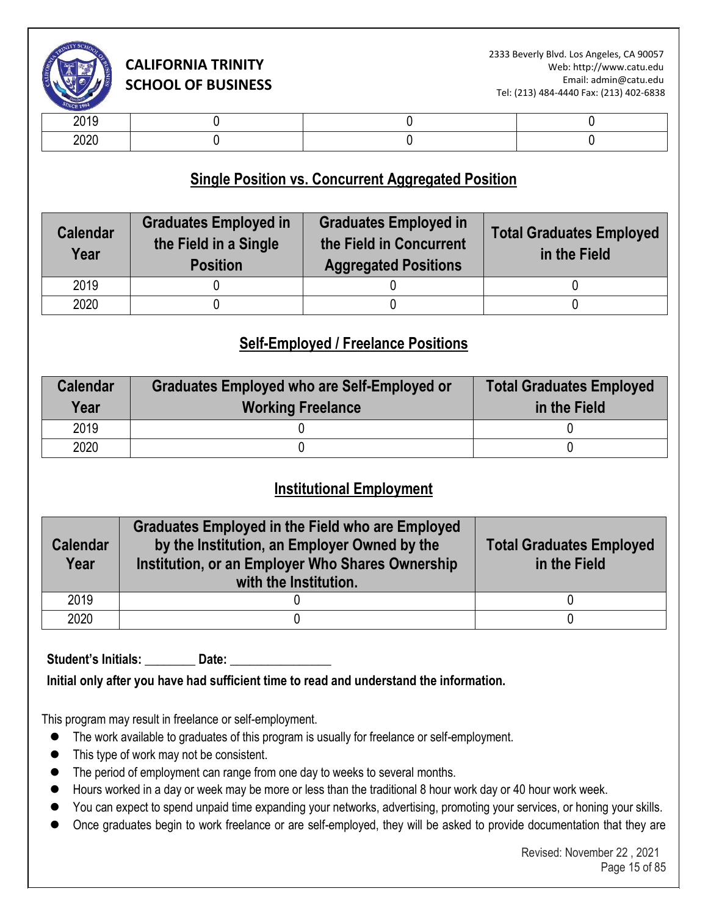| | | | |
|---|---|---|---|
| 2019 | 0 | 0 | 0 |
| 2020 | 0 | 0 | 0 |

## Single Position vs. Concurrent Aggregated Position

| Calendar Year | Graduates Employed in the Field in a Single Position | Graduates Employed in the Field in Concurrent Aggregated Positions | Total Graduates Employed in the Field |
|---|---|---|---|
| 2019 | 0 | 0 | 0 |
| 2020 | 0 | 0 | 0 |

## Self-Employed / Freelance Positions

| Calendar Year | Graduates Employed who are Self-Employed or Working Freelance | Total Graduates Employed in the Field |
|---|---|---|
| 2019 | 0 | 0 |
| 2020 | 0 | 0 |

## Institutional Employment

| Calendar Year | Graduates Employed in the Field who are Employed by the Institution, an Employer Owned by the Institution, or an Employer Who Shares Ownership with the Institution. | Total Graduates Employed in the Field |
|---|---|---|
| 2019 | 0 | 0 |
| 2020 | 0 | 0 |

**Student's Initials: ________ Date: ________________**

**Initial only after you have had sufficient time to read and understand the information.**

This program may result in freelance or self-employment.

- The work available to graduates of this program is usually for freelance or self-employment.
- This type of work may not be consistent.
- The period of employment can range from one day to weeks to several months.
- Hours worked in a day or week may be more or less than the traditional 8 hour work day or 40 hour work week.
- You can expect to spend unpaid time expanding your networks, advertising, promoting your services, or honing your skills.
- Once graduates begin to work freelance or are self-employed, they will be asked to provide documentation that they are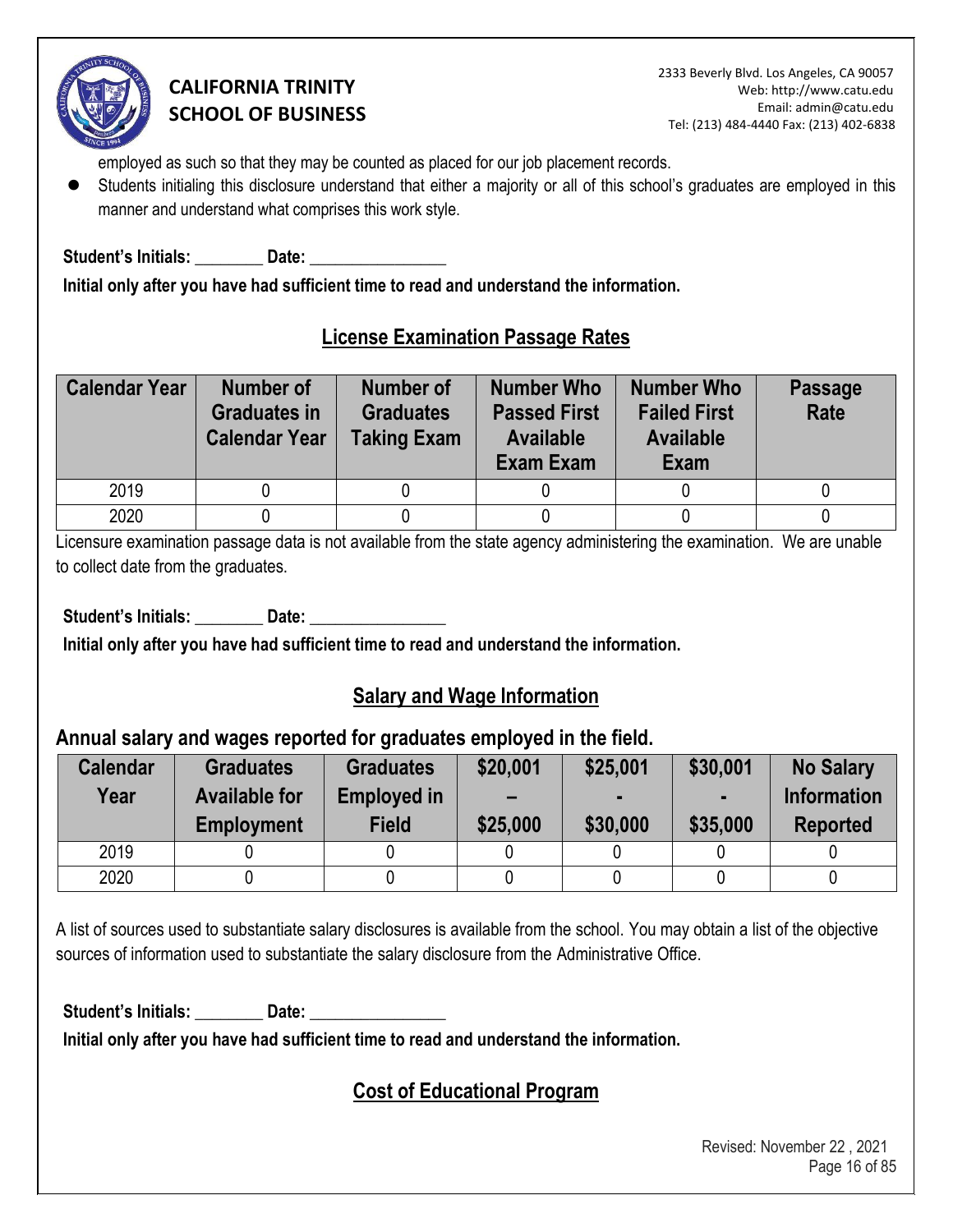employed as such so that they may be counted as placed for our job placement records.

- Students initialing this disclosure understand that either a majority or all of this school's graduates are employed in this manner and understand what comprises this work style.

**Student's Initials: ________ Date: ________________**

**Initial only after you have had sufficient time to read and understand the information.**

## License Examination Passage Rates

| Calendar Year | Number of Graduates in Calendar Year | Number of Graduates Taking Exam | Number Who Passed First Available Exam Exam | Number Who Failed First Available Exam | Passage Rate |
|---|---|---|---|---|---|
| 2019 | 0 | 0 | 0 | 0 | 0 |
| 2020 | 0 | 0 | 0 | 0 | 0 |

Licensure examination passage data is not available from the state agency administering the examination. We are unable to collect date from the graduates.

**Student's Initials: ________ Date: ________________**

**Initial only after you have had sufficient time to read and understand the information.**

## Salary and Wage Information

### Annual salary and wages reported for graduates employed in the field.

| Calendar Year | Graduates Available for Employment | Graduates Employed in Field | $20,001 – $25,000 | $25,001 - $30,000 | $30,001 - $35,000 | No Salary Information Reported |
|---|---|---|---|---|---|---|
| 2019 | 0 | 0 | 0 | 0 | 0 | 0 |
| 2020 | 0 | 0 | 0 | 0 | 0 | 0 |

A list of sources used to substantiate salary disclosures is available from the school. You may obtain a list of the objective sources of information used to substantiate the salary disclosure from the Administrative Office.

**Student's Initials: ________ Date: ________________**

**Initial only after you have had sufficient time to read and understand the information.**

## Cost of Educational Program

Revised: November 22 , 2021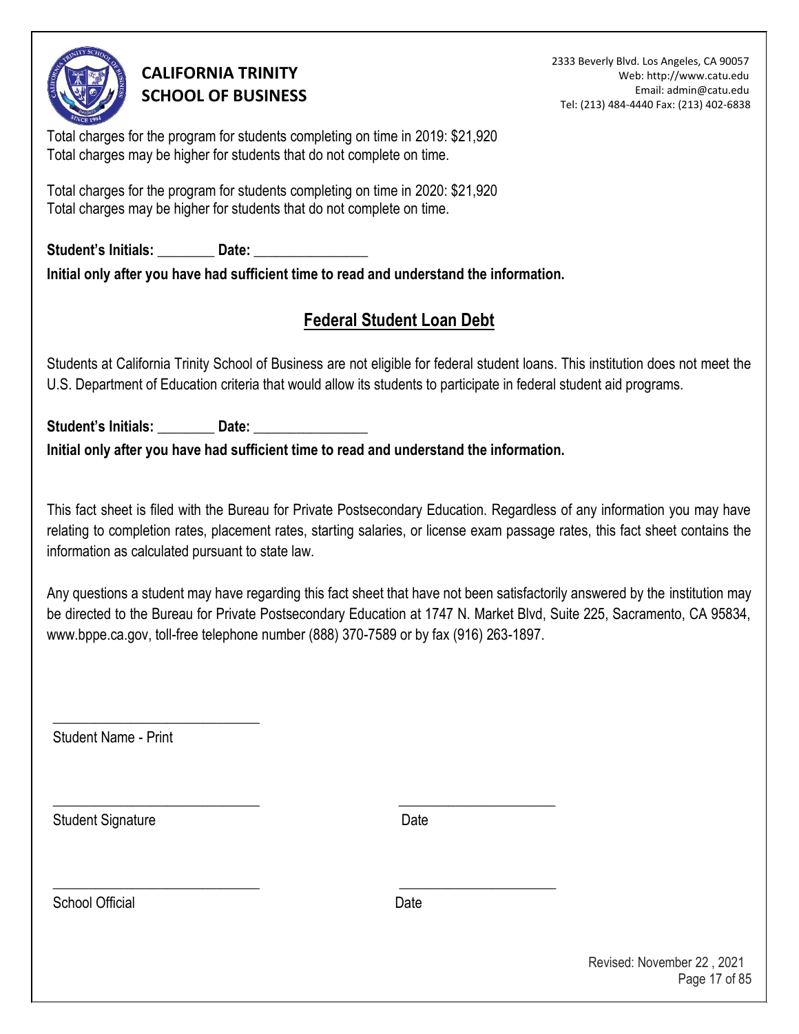Total charges for the program for students completing on time in 2019: $21,920
Total charges may be higher for students that do not complete on time.

Total charges for the program for students completing on time in 2020: $21,920
Total charges may be higher for students that do not complete on time.

**Student's Initials: ________ Date: ________________**

**Initial only after you have had sufficient time to read and understand the information.**

## Federal Student Loan Debt

Students at California Trinity School of Business are not eligible for federal student loans. This institution does not meet the U.S. Department of Education criteria that would allow its students to participate in federal student aid programs.

**Student's Initials: ________ Date: ________________**

**Initial only after you have had sufficient time to read and understand the information.**

This fact sheet is filed with the Bureau for Private Postsecondary Education. Regardless of any information you may have relating to completion rates, placement rates, starting salaries, or license exam passage rates, this fact sheet contains the information as calculated pursuant to state law.

Any questions a student may have regarding this fact sheet that have not been satisfactorily answered by the institution may be directed to the Bureau for Private Postsecondary Education at 1747 N. Market Blvd, Suite 225, Sacramento, CA 95834, www.bppe.ca.gov, toll-free telephone number (888) 370-7589 or by fax (916) 263-1897.

____________________________
Student Name - Print

____________________________ ______________________
Student Signature Date

____________________________ ______________________
School Official Date

Revised: November 22 , 2021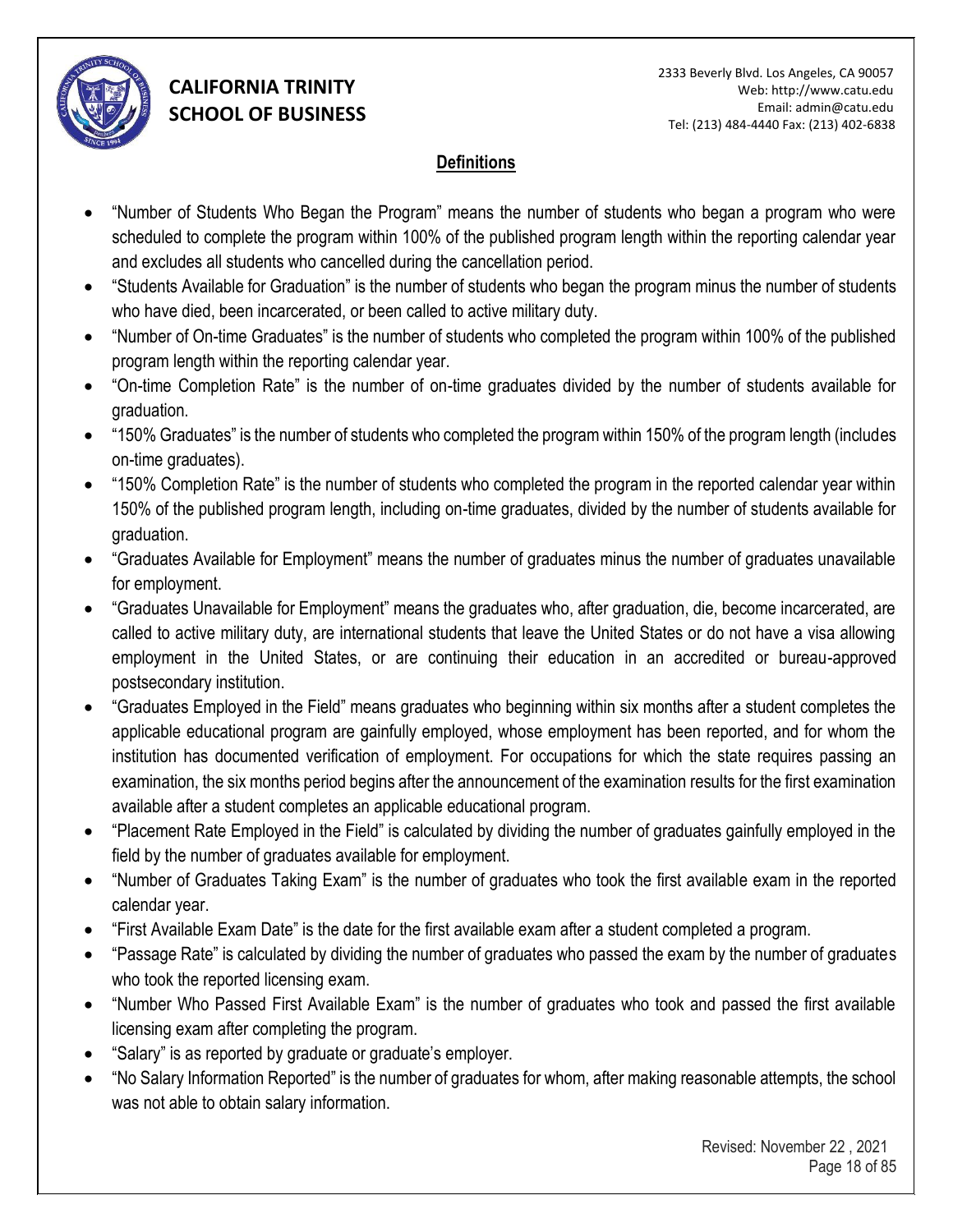## Definitions

- "Number of Students Who Began the Program" means the number of students who began a program who were scheduled to complete the program within 100% of the published program length within the reporting calendar year and excludes all students who cancelled during the cancellation period.
- "Students Available for Graduation" is the number of students who began the program minus the number of students who have died, been incarcerated, or been called to active military duty.
- "Number of On-time Graduates" is the number of students who completed the program within 100% of the published program length within the reporting calendar year.
- "On-time Completion Rate" is the number of on-time graduates divided by the number of students available for graduation.
- "150% Graduates" is the number of students who completed the program within 150% of the program length (includes on-time graduates).
- "150% Completion Rate" is the number of students who completed the program in the reported calendar year within 150% of the published program length, including on-time graduates, divided by the number of students available for graduation.
- "Graduates Available for Employment" means the number of graduates minus the number of graduates unavailable for employment.
- "Graduates Unavailable for Employment" means the graduates who, after graduation, die, become incarcerated, are called to active military duty, are international students that leave the United States or do not have a visa allowing employment in the United States, or are continuing their education in an accredited or bureau-approved postsecondary institution.
- "Graduates Employed in the Field" means graduates who beginning within six months after a student completes the applicable educational program are gainfully employed, whose employment has been reported, and for whom the institution has documented verification of employment. For occupations for which the state requires passing an examination, the six months period begins after the announcement of the examination results for the first examination available after a student completes an applicable educational program.
- "Placement Rate Employed in the Field" is calculated by dividing the number of graduates gainfully employed in the field by the number of graduates available for employment.
- "Number of Graduates Taking Exam" is the number of graduates who took the first available exam in the reported calendar year.
- "First Available Exam Date" is the date for the first available exam after a student completed a program.
- "Passage Rate" is calculated by dividing the number of graduates who passed the exam by the number of graduates who took the reported licensing exam.
- "Number Who Passed First Available Exam" is the number of graduates who took and passed the first available licensing exam after completing the program.
- "Salary" is as reported by graduate or graduate's employer.
- "No Salary Information Reported" is the number of graduates for whom, after making reasonable attempts, the school was not able to obtain salary information.

Revised: November 22 , 2021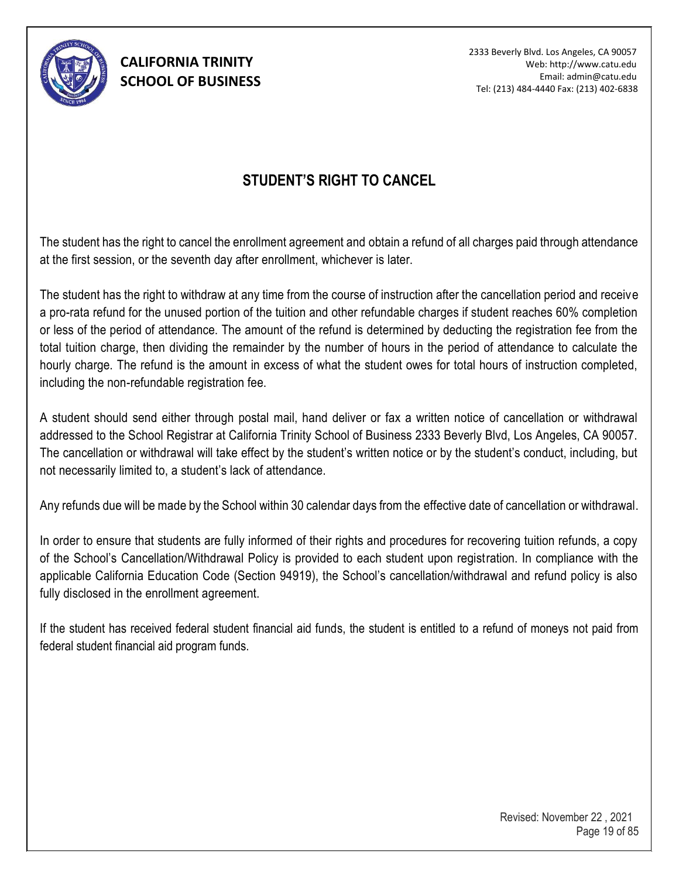# STUDENT'S RIGHT TO CANCEL

The student has the right to cancel the enrollment agreement and obtain a refund of all charges paid through attendance at the first session, or the seventh day after enrollment, whichever is later.

The student has the right to withdraw at any time from the course of instruction after the cancellation period and receive a pro-rata refund for the unused portion of the tuition and other refundable charges if student reaches 60% completion or less of the period of attendance. The amount of the refund is determined by deducting the registration fee from the total tuition charge, then dividing the remainder by the number of hours in the period of attendance to calculate the hourly charge. The refund is the amount in excess of what the student owes for total hours of instruction completed, including the non-refundable registration fee.

A student should send either through postal mail, hand deliver or fax a written notice of cancellation or withdrawal addressed to the School Registrar at California Trinity School of Business 2333 Beverly Blvd, Los Angeles, CA 90057. The cancellation or withdrawal will take effect by the student's written notice or by the student's conduct, including, but not necessarily limited to, a student's lack of attendance.

Any refunds due will be made by the School within 30 calendar days from the effective date of cancellation or withdrawal.

In order to ensure that students are fully informed of their rights and procedures for recovering tuition refunds, a copy of the School's Cancellation/Withdrawal Policy is provided to each student upon registration. In compliance with the applicable California Education Code (Section 94919), the School's cancellation/withdrawal and refund policy is also fully disclosed in the enrollment agreement.

If the student has received federal student financial aid funds, the student is entitled to a refund of moneys not paid from federal student financial aid program funds.

Revised: November 22 , 2021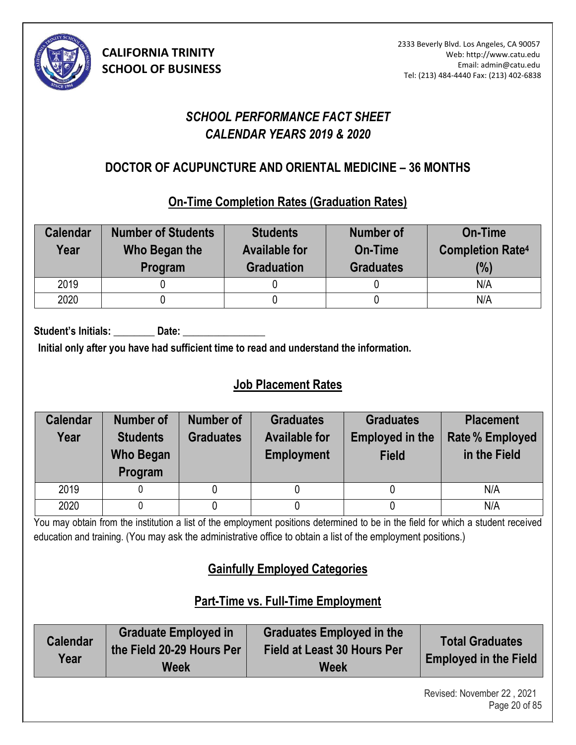**CALIFORNIA TRINITY SCHOOL OF BUSINESS**

2333 Beverly Blvd. Los Angeles, CA 90057
Web: http://www.catu.edu
Email: admin@catu.edu
Tel: (213) 484-4440 Fax: (213) 402-6838

## *SCHOOL PERFORMANCE FACT SHEET*
## *CALENDAR YEARS 2019 & 2020*

## DOCTOR OF ACUPUNCTURE AND ORIENTAL MEDICINE – 36 MONTHS

### On-Time Completion Rates (Graduation Rates)

| Calendar Year | Number of Students Who Began the Program | Students Available for Graduation | Number of On-Time Graduates | On-Time Completion Rate[4] (%) |
|---|---|---|---|---|
| 2019 | 0 | 0 | 0 | N/A |
| 2020 | 0 | 0 | 0 | N/A |

**Student's Initials: ________ Date: ________________**

**Initial only after you have had sufficient time to read and understand the information.**

### Job Placement Rates

| Calendar Year | Number of Students Who Began Program | Number of Graduates | Graduates Available for Employment | Graduates Employed in the Field | Placement Rate % Employed in the Field |
|---|---|---|---|---|---|
| 2019 | 0 | 0 | 0 | 0 | N/A |
| 2020 | 0 | 0 | 0 | 0 | N/A |

You may obtain from the institution a list of the employment positions determined to be in the field for which a student received education and training. (You may ask the administrative office to obtain a list of the employment positions.)

### Gainfully Employed Categories

### Part-Time vs. Full-Time Employment

| Calendar Year | Graduate Employed in the Field 20-29 Hours Per Week | Graduates Employed in the Field at Least 30 Hours Per Week | Total Graduates Employed in the Field |
|---|---|---|---|

Revised: November 22 , 2021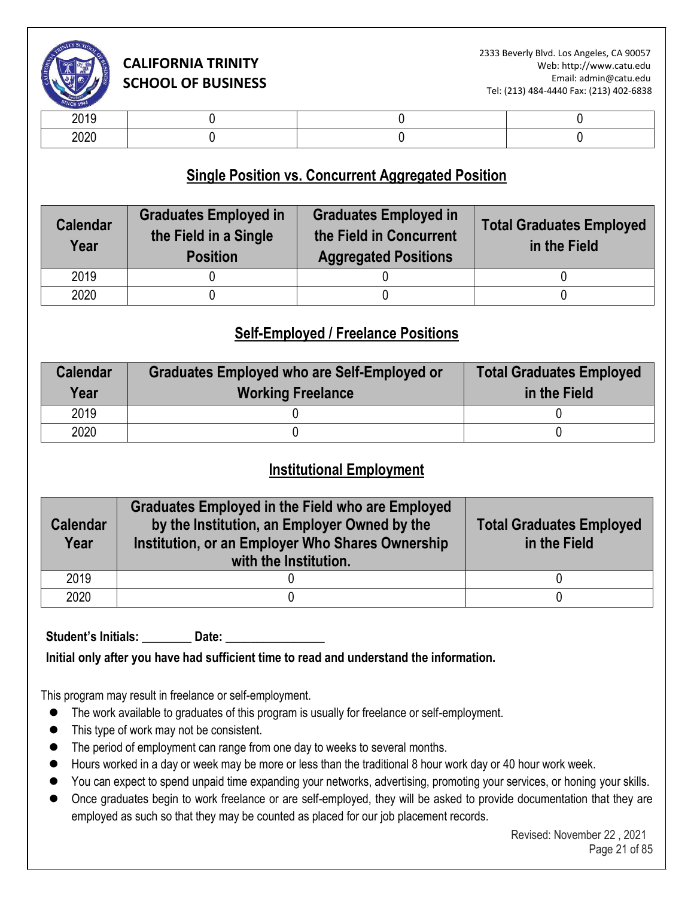| 2019 | 0 | 0 | 0 |
|---|---|---|---|
| 2020 | 0 | 0 | 0 |

## Single Position vs. Concurrent Aggregated Position

| Calendar Year | Graduates Employed in the Field in a Single Position | Graduates Employed in the Field in Concurrent Aggregated Positions | Total Graduates Employed in the Field |
|---|---|---|---|
| 2019 | 0 | 0 | 0 |
| 2020 | 0 | 0 | 0 |

## Self-Employed / Freelance Positions

| Calendar Year | Graduates Employed who are Self-Employed or Working Freelance | Total Graduates Employed in the Field |
|---|---|---|
| 2019 | 0 | 0 |
| 2020 | 0 | 0 |

## Institutional Employment

| Calendar Year | Graduates Employed in the Field who are Employed by the Institution, an Employer Owned by the Institution, or an Employer Who Shares Ownership with the Institution. | Total Graduates Employed in the Field |
|---|---|---|
| 2019 | 0 | 0 |
| 2020 | 0 | 0 |

**Student's Initials: ________ Date: ________________**

**Initial only after you have had sufficient time to read and understand the information.**

This program may result in freelance or self-employment.

- The work available to graduates of this program is usually for freelance or self-employment.
- This type of work may not be consistent.
- The period of employment can range from one day to weeks to several months.
- Hours worked in a day or week may be more or less than the traditional 8 hour work day or 40 hour work week.
- You can expect to spend unpaid time expanding your networks, advertising, promoting your services, or honing your skills.
- Once graduates begin to work freelance or are self-employed, they will be asked to provide documentation that they are employed as such so that they may be counted as placed for our job placement records.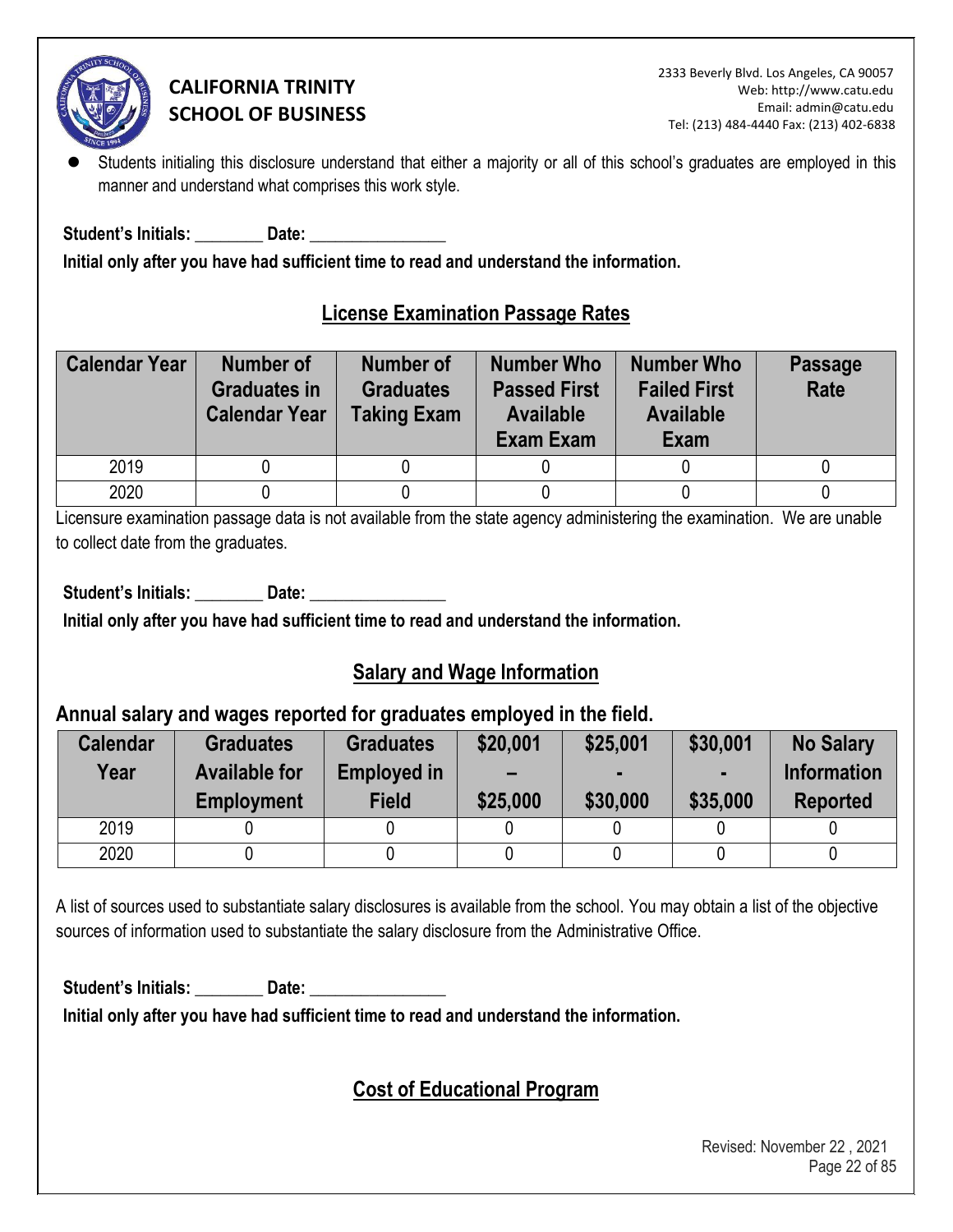- Students initialing this disclosure understand that either a majority or all of this school's graduates are employed in this manner and understand what comprises this work style.

**Student's Initials: ________ Date: ________________**

**Initial only after you have had sufficient time to read and understand the information.**

## License Examination Passage Rates

| Calendar Year | Number of Graduates in Calendar Year | Number of Graduates Taking Exam | Number Who Passed First Available Exam Exam | Number Who Failed First Available Exam | Passage Rate |
|---|---|---|---|---|---|
| 2019 | 0 | 0 | 0 | 0 | 0 |
| 2020 | 0 | 0 | 0 | 0 | 0 |

Licensure examination passage data is not available from the state agency administering the examination. We are unable to collect date from the graduates.

**Student's Initials: ________ Date: ________________**

**Initial only after you have had sufficient time to read and understand the information.**

## Salary and Wage Information

### Annual salary and wages reported for graduates employed in the field.

| Calendar Year | Graduates Available for Employment | Graduates Employed in Field | $20,001 – $25,000 | $25,001 - $30,000 | $30,001 - $35,000 | No Salary Information Reported |
|---|---|---|---|---|---|---|
| 2019 | 0 | 0 | 0 | 0 | 0 | 0 |
| 2020 | 0 | 0 | 0 | 0 | 0 | 0 |

A list of sources used to substantiate salary disclosures is available from the school. You may obtain a list of the objective sources of information used to substantiate the salary disclosure from the Administrative Office.

**Student's Initials: ________ Date: ________________**

**Initial only after you have had sufficient time to read and understand the information.**

## Cost of Educational Program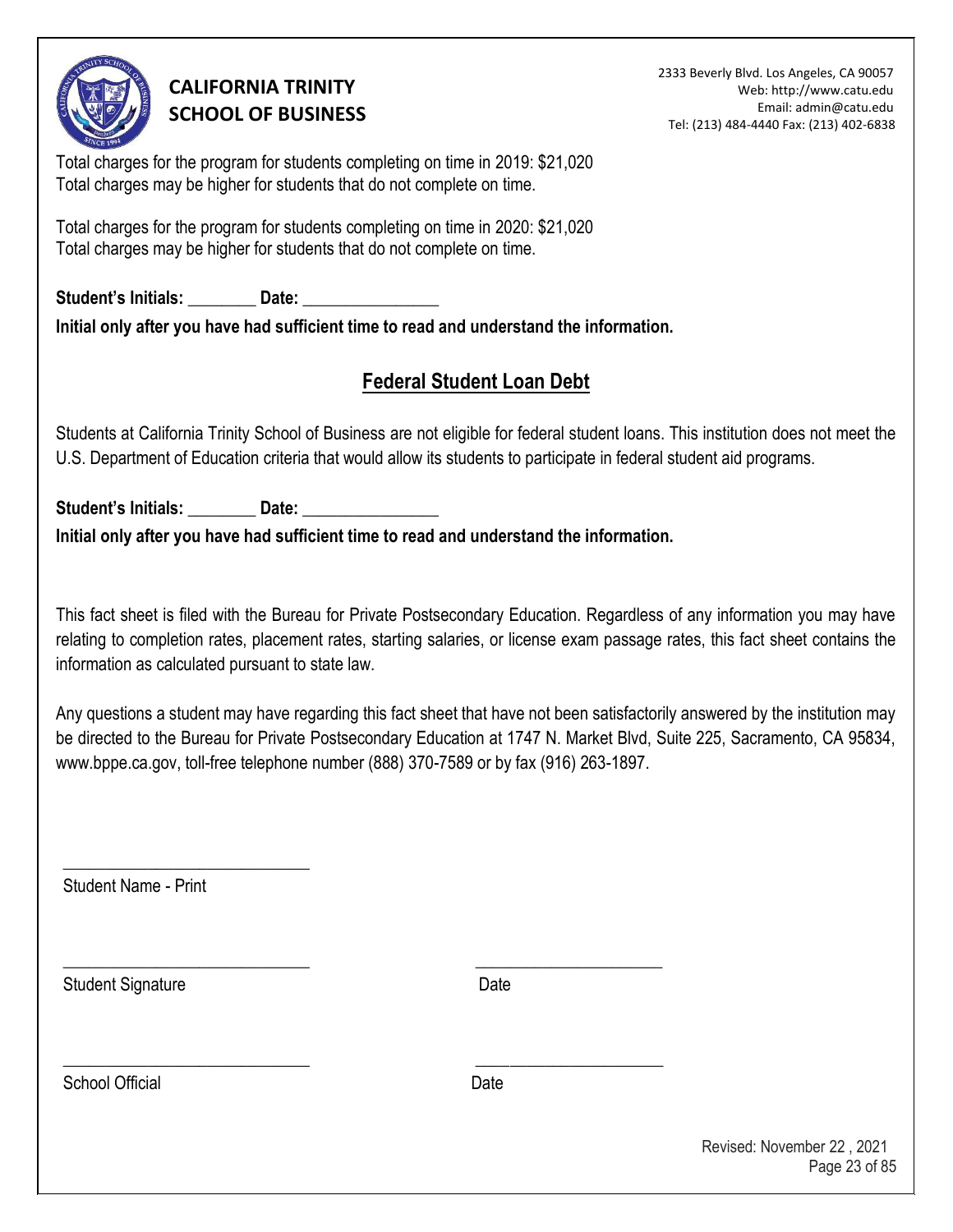Total charges for the program for students completing on time in 2019: $21,020
Total charges may be higher for students that do not complete on time.

Total charges for the program for students completing on time in 2020: $21,020
Total charges may be higher for students that do not complete on time.

**Student's Initials:** ________ **Date:** ________________

**Initial only after you have had sufficient time to read and understand the information.**

## Federal Student Loan Debt

Students at California Trinity School of Business are not eligible for federal student loans. This institution does not meet the U.S. Department of Education criteria that would allow its students to participate in federal student aid programs.

**Student's Initials:** ________ **Date:** ________________

**Initial only after you have had sufficient time to read and understand the information.**

This fact sheet is filed with the Bureau for Private Postsecondary Education. Regardless of any information you may have relating to completion rates, placement rates, starting salaries, or license exam passage rates, this fact sheet contains the information as calculated pursuant to state law.

Any questions a student may have regarding this fact sheet that have not been satisfactorily answered by the institution may be directed to the Bureau for Private Postsecondary Education at 1747 N. Market Blvd, Suite 225, Sacramento, CA 95834, www.bppe.ca.gov, toll-free telephone number (888) 370-7589 or by fax (916) 263-1897.

_____________________________
Student Name - Print

_____________________________ ______________________
Student Signature Date

_____________________________ ______________________
School Official Date

Revised: November 22 , 2021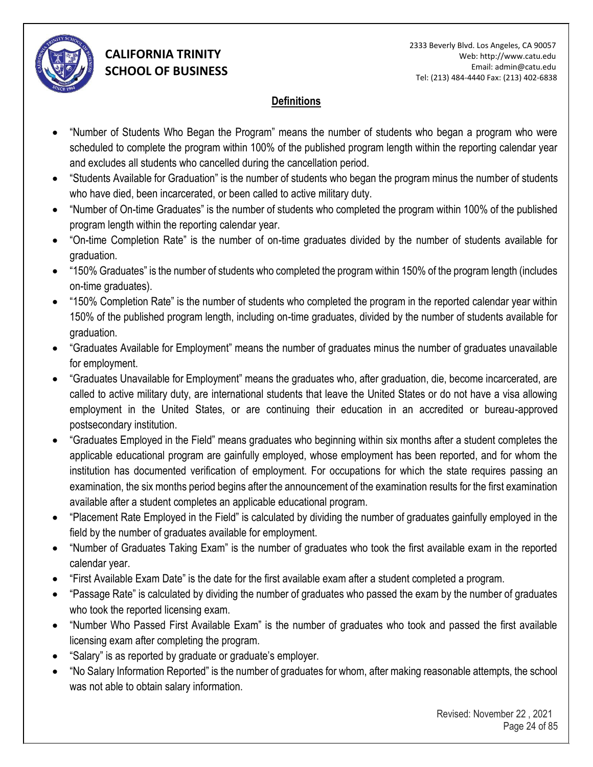## Definitions

- "Number of Students Who Began the Program" means the number of students who began a program who were scheduled to complete the program within 100% of the published program length within the reporting calendar year and excludes all students who cancelled during the cancellation period.
- "Students Available for Graduation" is the number of students who began the program minus the number of students who have died, been incarcerated, or been called to active military duty.
- "Number of On-time Graduates" is the number of students who completed the program within 100% of the published program length within the reporting calendar year.
- "On-time Completion Rate" is the number of on-time graduates divided by the number of students available for graduation.
- "150% Graduates" is the number of students who completed the program within 150% of the program length (includes on-time graduates).
- "150% Completion Rate" is the number of students who completed the program in the reported calendar year within 150% of the published program length, including on-time graduates, divided by the number of students available for graduation.
- "Graduates Available for Employment" means the number of graduates minus the number of graduates unavailable for employment.
- "Graduates Unavailable for Employment" means the graduates who, after graduation, die, become incarcerated, are called to active military duty, are international students that leave the United States or do not have a visa allowing employment in the United States, or are continuing their education in an accredited or bureau-approved postsecondary institution.
- "Graduates Employed in the Field" means graduates who beginning within six months after a student completes the applicable educational program are gainfully employed, whose employment has been reported, and for whom the institution has documented verification of employment. For occupations for which the state requires passing an examination, the six months period begins after the announcement of the examination results for the first examination available after a student completes an applicable educational program.
- "Placement Rate Employed in the Field" is calculated by dividing the number of graduates gainfully employed in the field by the number of graduates available for employment.
- "Number of Graduates Taking Exam" is the number of graduates who took the first available exam in the reported calendar year.
- "First Available Exam Date" is the date for the first available exam after a student completed a program.
- "Passage Rate" is calculated by dividing the number of graduates who passed the exam by the number of graduates who took the reported licensing exam.
- "Number Who Passed First Available Exam" is the number of graduates who took and passed the first available licensing exam after completing the program.
- "Salary" is as reported by graduate or graduate's employer.
- "No Salary Information Reported" is the number of graduates for whom, after making reasonable attempts, the school was not able to obtain salary information.

Revised: November 22 , 2021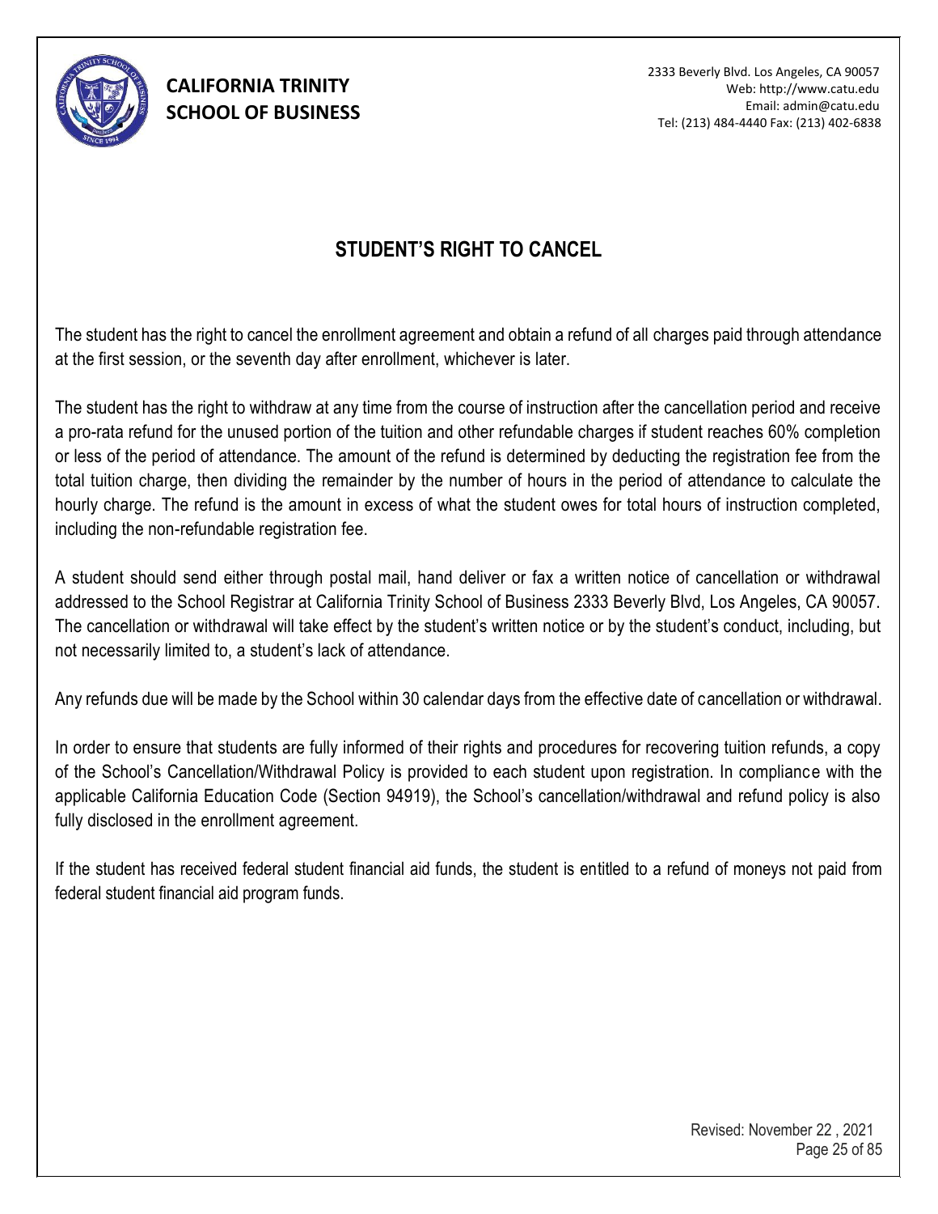# STUDENT'S RIGHT TO CANCEL

The student has the right to cancel the enrollment agreement and obtain a refund of all charges paid through attendance at the first session, or the seventh day after enrollment, whichever is later.

The student has the right to withdraw at any time from the course of instruction after the cancellation period and receive a pro-rata refund for the unused portion of the tuition and other refundable charges if student reaches 60% completion or less of the period of attendance. The amount of the refund is determined by deducting the registration fee from the total tuition charge, then dividing the remainder by the number of hours in the period of attendance to calculate the hourly charge. The refund is the amount in excess of what the student owes for total hours of instruction completed, including the non-refundable registration fee.

A student should send either through postal mail, hand deliver or fax a written notice of cancellation or withdrawal addressed to the School Registrar at California Trinity School of Business 2333 Beverly Blvd, Los Angeles, CA 90057. The cancellation or withdrawal will take effect by the student's written notice or by the student's conduct, including, but not necessarily limited to, a student's lack of attendance.

Any refunds due will be made by the School within 30 calendar days from the effective date of cancellation or withdrawal.

In order to ensure that students are fully informed of their rights and procedures for recovering tuition refunds, a copy of the School's Cancellation/Withdrawal Policy is provided to each student upon registration. In compliance with the applicable California Education Code (Section 94919), the School's cancellation/withdrawal and refund policy is also fully disclosed in the enrollment agreement.

If the student has received federal student financial aid funds, the student is entitled to a refund of moneys not paid from federal student financial aid program funds.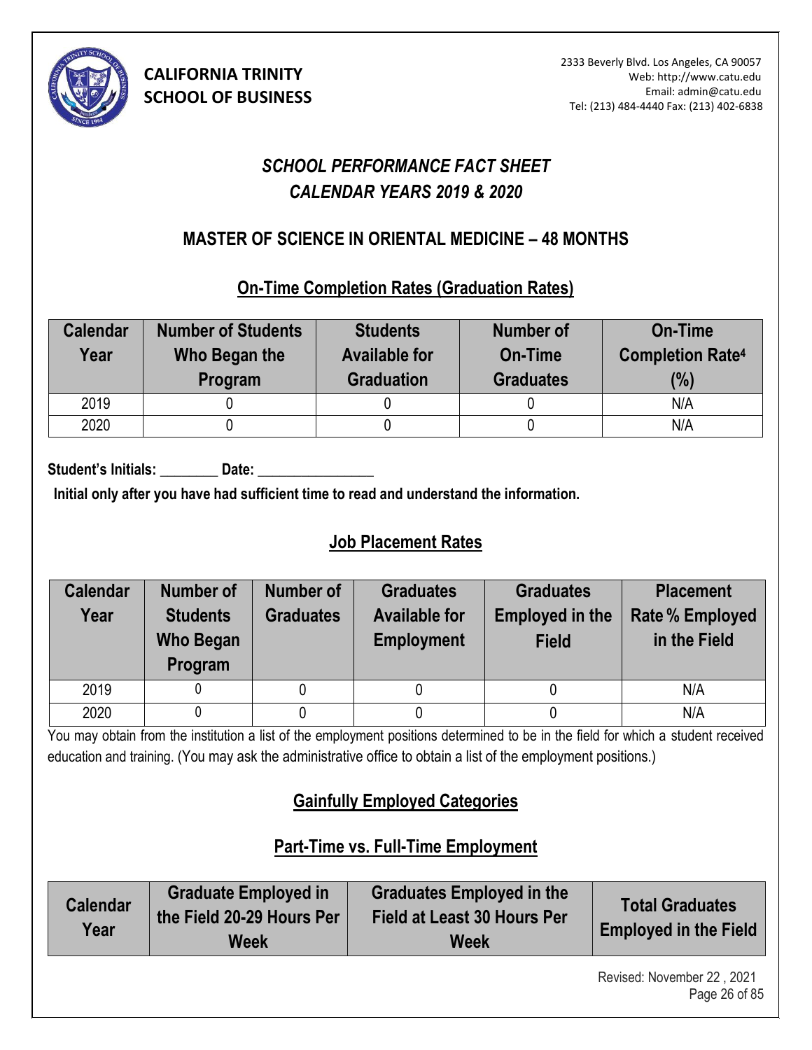**CALIFORNIA TRINITY SCHOOL OF BUSINESS**

2333 Beverly Blvd. Los Angeles, CA 90057
Web: http://www.catu.edu
Email: admin@catu.edu
Tel: (213) 484-4440 Fax: (213) 402-6838

# *SCHOOL PERFORMANCE FACT SHEET*
# *CALENDAR YEARS 2019 & 2020*

## MASTER OF SCIENCE IN ORIENTAL MEDICINE – 48 MONTHS

### On-Time Completion Rates (Graduation Rates)

| Calendar Year | Number of Students Who Began the Program | Students Available for Graduation | Number of On-Time Graduates | On-Time Completion Rate[4] (%) |
|---|---|---|---|---|
| 2019 | 0 | 0 | 0 | N/A |
| 2020 | 0 | 0 | 0 | N/A |

**Student's Initials: ________ Date: ________________**

**Initial only after you have had sufficient time to read and understand the information.**

### Job Placement Rates

| Calendar Year | Number of Students Who Began Program | Number of Graduates | Graduates Available for Employment | Graduates Employed in the Field | Placement Rate % Employed in the Field |
|---|---|---|---|---|---|
| 2019 | 0 | 0 | 0 | 0 | N/A |
| 2020 | 0 | 0 | 0 | 0 | N/A |

You may obtain from the institution a list of the employment positions determined to be in the field for which a student received education and training. (You may ask the administrative office to obtain a list of the employment positions.)

### Gainfully Employed Categories

### Part-Time vs. Full-Time Employment

| Calendar Year | Graduate Employed in the Field 20-29 Hours Per Week | Graduates Employed in the Field at Least 30 Hours Per Week | Total Graduates Employed in the Field |
|---|---|---|---|

Revised: November 22 , 2021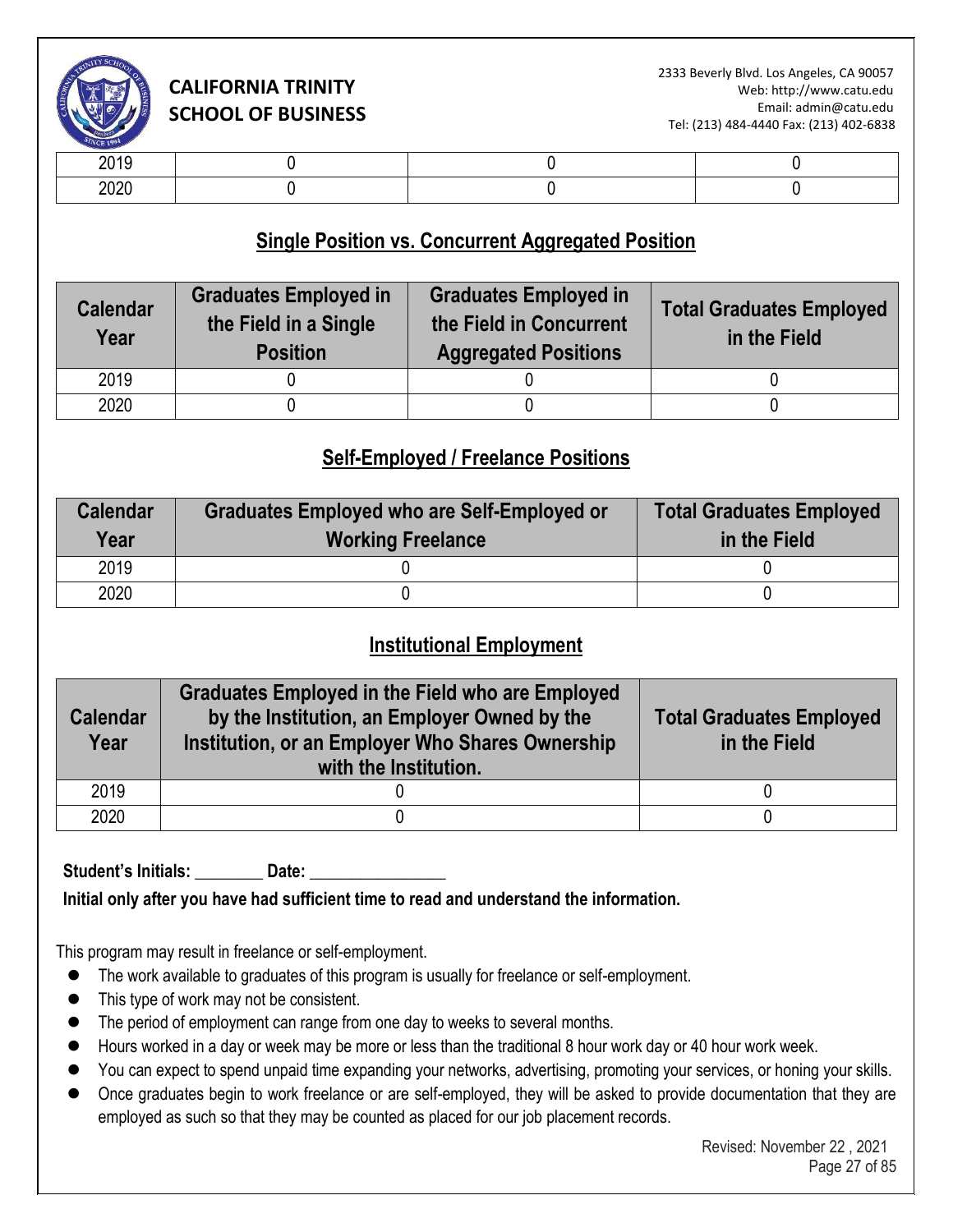| | | | |
|---|---|---|---|
| 2019 | 0 | 0 | 0 |
| 2020 | 0 | 0 | 0 |

## Single Position vs. Concurrent Aggregated Position

| Calendar Year | Graduates Employed in the Field in a Single Position | Graduates Employed in the Field in Concurrent Aggregated Positions | Total Graduates Employed in the Field |
|---|---|---|---|
| 2019 | 0 | 0 | 0 |
| 2020 | 0 | 0 | 0 |

## Self-Employed / Freelance Positions

| Calendar Year | Graduates Employed who are Self-Employed or Working Freelance | Total Graduates Employed in the Field |
|---|---|---|
| 2019 | 0 | 0 |
| 2020 | 0 | 0 |

## Institutional Employment

| Calendar Year | Graduates Employed in the Field who are Employed by the Institution, an Employer Owned by the Institution, or an Employer Who Shares Ownership with the Institution. | Total Graduates Employed in the Field |
|---|---|---|
| 2019 | 0 | 0 |
| 2020 | 0 | 0 |

**Student's Initials: ________ Date: ________________**

**Initial only after you have had sufficient time to read and understand the information.**

This program may result in freelance or self-employment.

- The work available to graduates of this program is usually for freelance or self-employment.
- This type of work may not be consistent.
- The period of employment can range from one day to weeks to several months.
- Hours worked in a day or week may be more or less than the traditional 8 hour work day or 40 hour work week.
- You can expect to spend unpaid time expanding your networks, advertising, promoting your services, or honing your skills.
- Once graduates begin to work freelance or are self-employed, they will be asked to provide documentation that they are employed as such so that they may be counted as placed for our job placement records.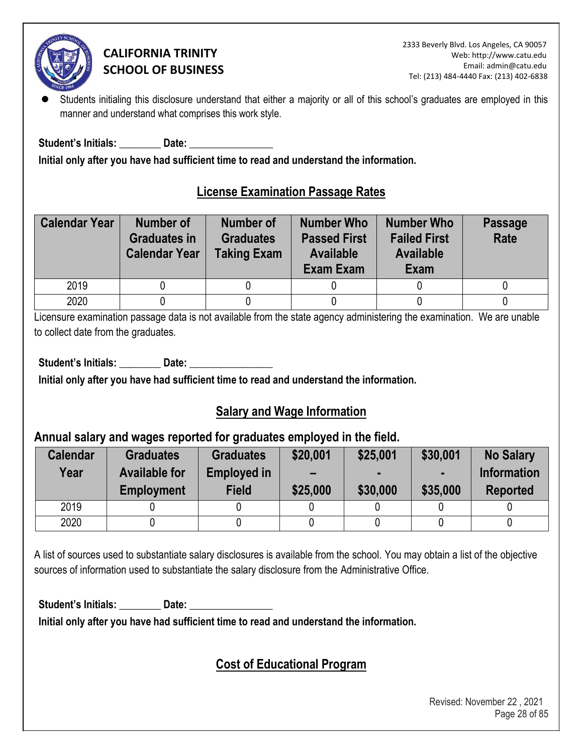- Students initialing this disclosure understand that either a majority or all of this school's graduates are employed in this manner and understand what comprises this work style.

**Student's Initials: ________ Date: ________________**

**Initial only after you have had sufficient time to read and understand the information.**

## License Examination Passage Rates

| Calendar Year | Number of Graduates in Calendar Year | Number of Graduates Taking Exam | Number Who Passed First Available Exam Exam | Number Who Failed First Available Exam | Passage Rate |
|---|---|---|---|---|---|
| 2019 | 0 | 0 | 0 | 0 | 0 |
| 2020 | 0 | 0 | 0 | 0 | 0 |

Licensure examination passage data is not available from the state agency administering the examination. We are unable to collect date from the graduates.

**Student's Initials: ________ Date: ________________**

**Initial only after you have had sufficient time to read and understand the information.**

## Salary and Wage Information

### Annual salary and wages reported for graduates employed in the field.

| Calendar Year | Graduates Available for Employment | Graduates Employed in Field | $20,001 – $25,000 | $25,001 - $30,000 | $30,001 - $35,000 | No Salary Information Reported |
|---|---|---|---|---|---|---|
| 2019 | 0 | 0 | 0 | 0 | 0 | 0 |
| 2020 | 0 | 0 | 0 | 0 | 0 | 0 |

A list of sources used to substantiate salary disclosures is available from the school. You may obtain a list of the objective sources of information used to substantiate the salary disclosure from the Administrative Office.

**Student's Initials: ________ Date: ________________**

**Initial only after you have had sufficient time to read and understand the information.**

## Cost of Educational Program

Revised: November 22 , 2021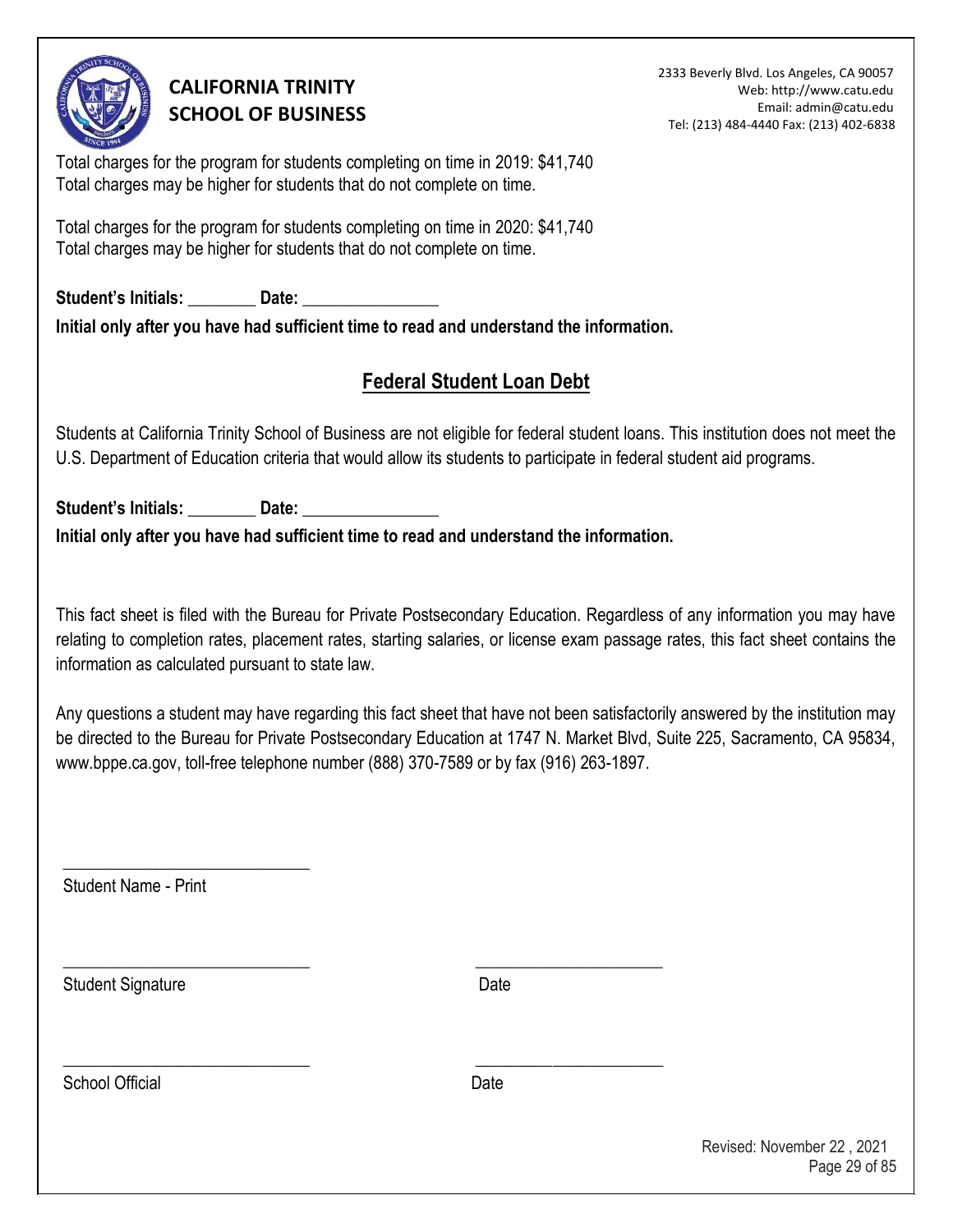Total charges for the program for students completing on time in 2019: $41,740
Total charges may be higher for students that do not complete on time.

Total charges for the program for students completing on time in 2020: $41,740
Total charges may be higher for students that do not complete on time.

**Student's Initials: ________ Date: ________________**

**Initial only after you have had sufficient time to read and understand the information.**

## Federal Student Loan Debt

Students at California Trinity School of Business are not eligible for federal student loans. This institution does not meet the U.S. Department of Education criteria that would allow its students to participate in federal student aid programs.

**Student's Initials: ________ Date: ________________**

**Initial only after you have had sufficient time to read and understand the information.**

This fact sheet is filed with the Bureau for Private Postsecondary Education. Regardless of any information you may have relating to completion rates, placement rates, starting salaries, or license exam passage rates, this fact sheet contains the information as calculated pursuant to state law.

Any questions a student may have regarding this fact sheet that have not been satisfactorily answered by the institution may be directed to the Bureau for Private Postsecondary Education at 1747 N. Market Blvd, Suite 225, Sacramento, CA 95834, www.bppe.ca.gov, toll-free telephone number (888) 370-7589 or by fax (916) 263-1897.

____________________________
Student Name - Print

____________________________ ______________________
Student Signature Date

____________________________ ______________________
School Official Date

Revised: November 22 , 2021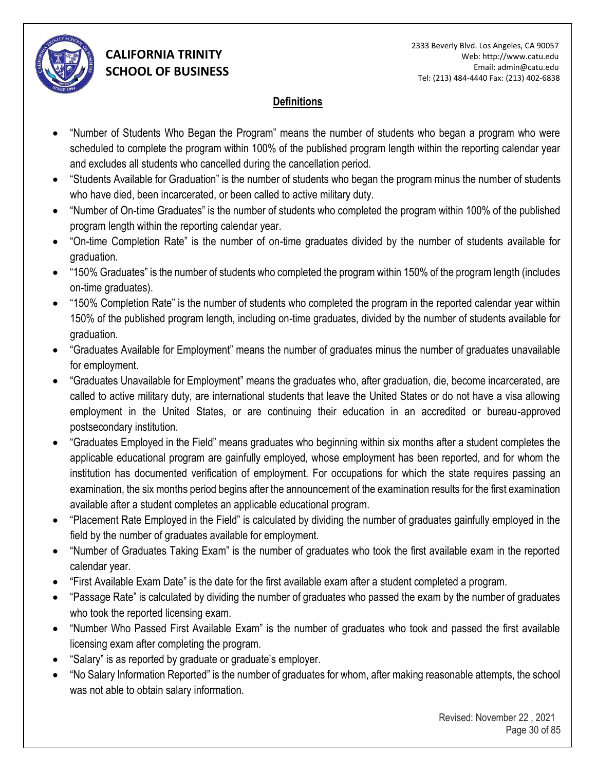## Definitions

- "Number of Students Who Began the Program" means the number of students who began a program who were scheduled to complete the program within 100% of the published program length within the reporting calendar year and excludes all students who cancelled during the cancellation period.
- "Students Available for Graduation" is the number of students who began the program minus the number of students who have died, been incarcerated, or been called to active military duty.
- "Number of On-time Graduates" is the number of students who completed the program within 100% of the published program length within the reporting calendar year.
- "On-time Completion Rate" is the number of on-time graduates divided by the number of students available for graduation.
- "150% Graduates" is the number of students who completed the program within 150% of the program length (includes on-time graduates).
- "150% Completion Rate" is the number of students who completed the program in the reported calendar year within 150% of the published program length, including on-time graduates, divided by the number of students available for graduation.
- "Graduates Available for Employment" means the number of graduates minus the number of graduates unavailable for employment.
- "Graduates Unavailable for Employment" means the graduates who, after graduation, die, become incarcerated, are called to active military duty, are international students that leave the United States or do not have a visa allowing employment in the United States, or are continuing their education in an accredited or bureau-approved postsecondary institution.
- "Graduates Employed in the Field" means graduates who beginning within six months after a student completes the applicable educational program are gainfully employed, whose employment has been reported, and for whom the institution has documented verification of employment. For occupations for which the state requires passing an examination, the six months period begins after the announcement of the examination results for the first examination available after a student completes an applicable educational program.
- "Placement Rate Employed in the Field" is calculated by dividing the number of graduates gainfully employed in the field by the number of graduates available for employment.
- "Number of Graduates Taking Exam" is the number of graduates who took the first available exam in the reported calendar year.
- "First Available Exam Date" is the date for the first available exam after a student completed a program.
- "Passage Rate" is calculated by dividing the number of graduates who passed the exam by the number of graduates who took the reported licensing exam.
- "Number Who Passed First Available Exam" is the number of graduates who took and passed the first available licensing exam after completing the program.
- "Salary" is as reported by graduate or graduate's employer.
- "No Salary Information Reported" is the number of graduates for whom, after making reasonable attempts, the school was not able to obtain salary information.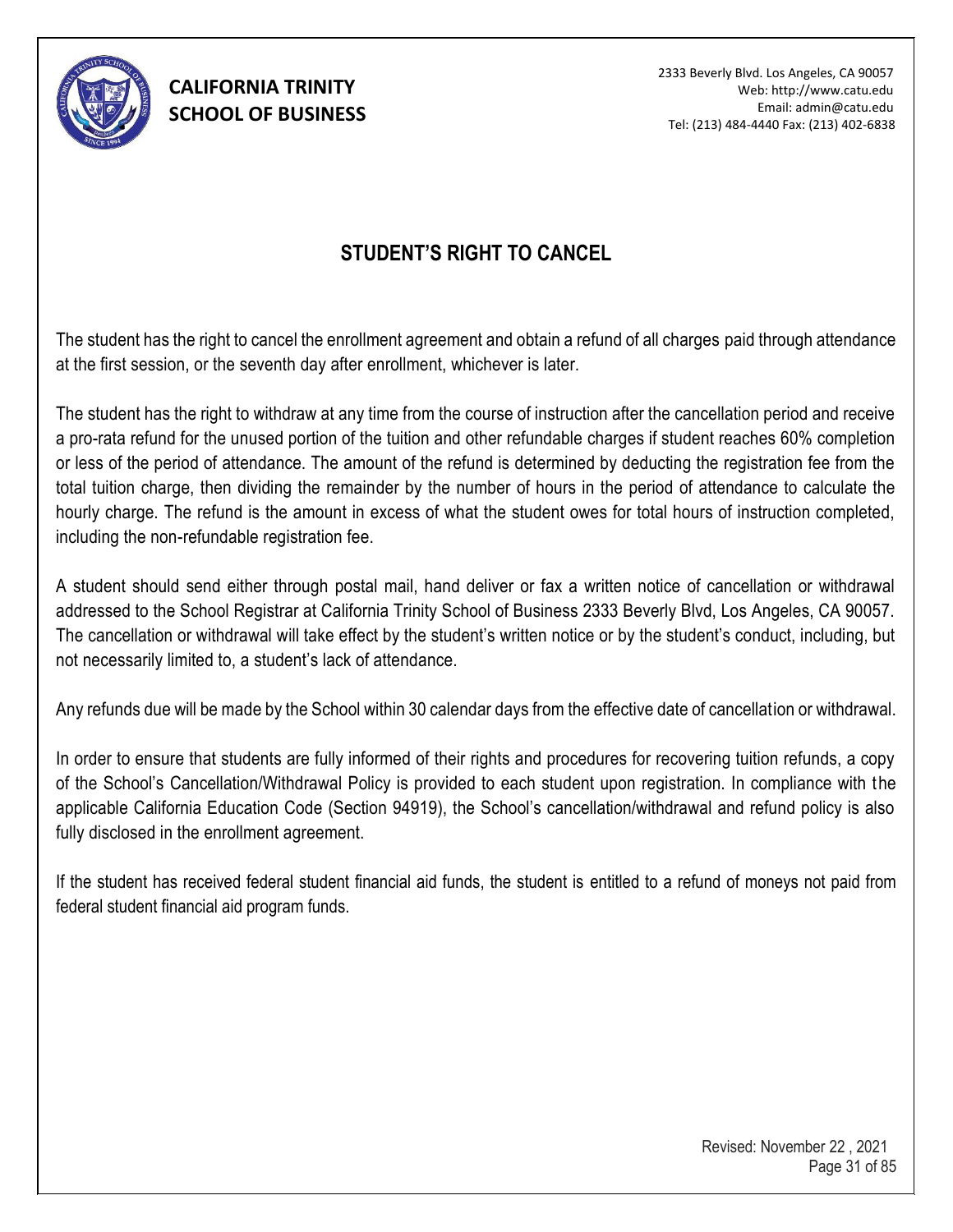# STUDENT'S RIGHT TO CANCEL

The student has the right to cancel the enrollment agreement and obtain a refund of all charges paid through attendance at the first session, or the seventh day after enrollment, whichever is later.

The student has the right to withdraw at any time from the course of instruction after the cancellation period and receive a pro-rata refund for the unused portion of the tuition and other refundable charges if student reaches 60% completion or less of the period of attendance. The amount of the refund is determined by deducting the registration fee from the total tuition charge, then dividing the remainder by the number of hours in the period of attendance to calculate the hourly charge. The refund is the amount in excess of what the student owes for total hours of instruction completed, including the non-refundable registration fee.

A student should send either through postal mail, hand deliver or fax a written notice of cancellation or withdrawal addressed to the School Registrar at California Trinity School of Business 2333 Beverly Blvd, Los Angeles, CA 90057. The cancellation or withdrawal will take effect by the student's written notice or by the student's conduct, including, but not necessarily limited to, a student's lack of attendance.

Any refunds due will be made by the School within 30 calendar days from the effective date of cancellation or withdrawal.

In order to ensure that students are fully informed of their rights and procedures for recovering tuition refunds, a copy of the School's Cancellation/Withdrawal Policy is provided to each student upon registration. In compliance with the applicable California Education Code (Section 94919), the School's cancellation/withdrawal and refund policy is also fully disclosed in the enrollment agreement.

If the student has received federal student financial aid funds, the student is entitled to a refund of moneys not paid from federal student financial aid program funds.

Revised: November 22 , 2021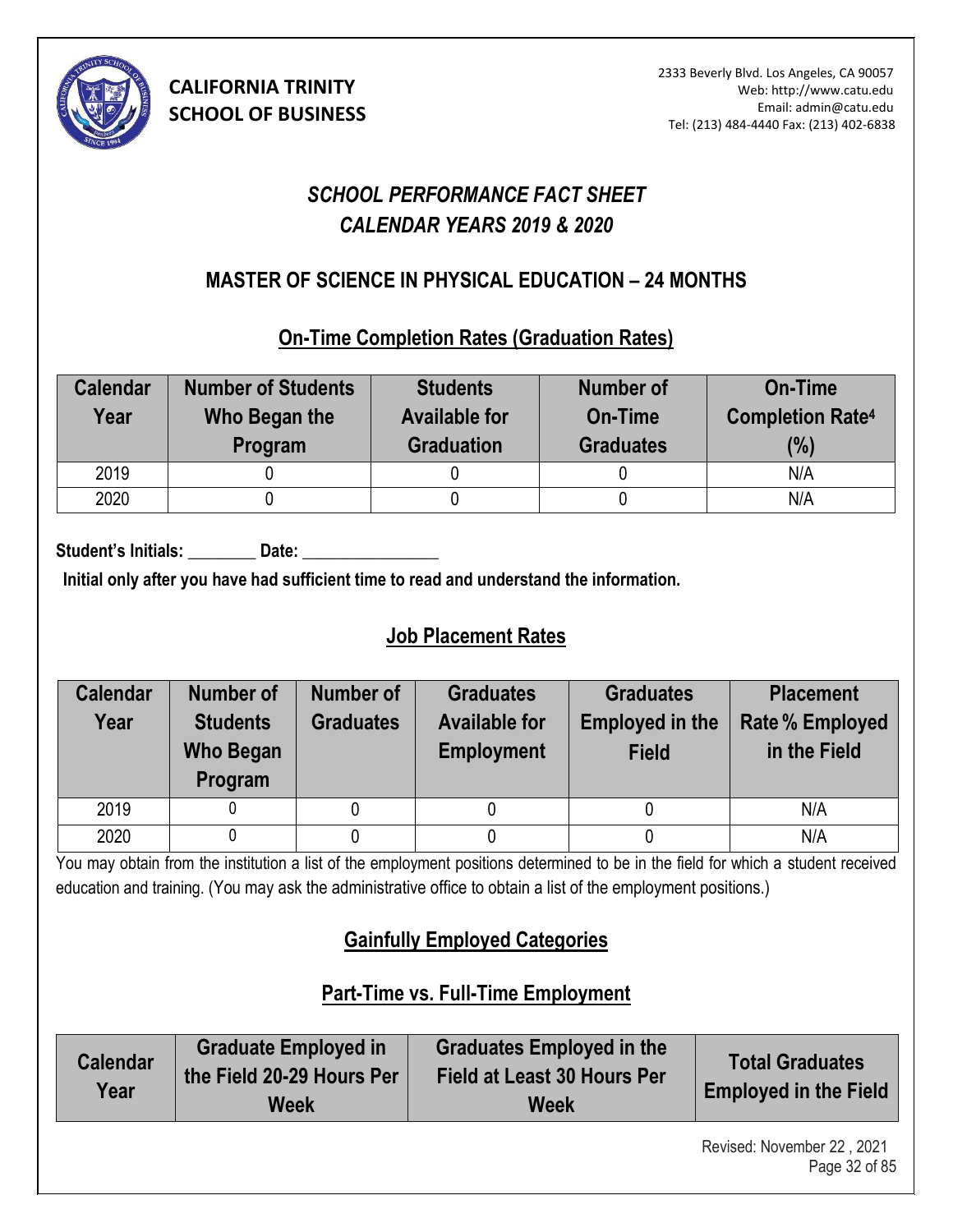**CALIFORNIA TRINITY SCHOOL OF BUSINESS**

2333 Beverly Blvd. Los Angeles, CA 90057
Web: http://www.catu.edu
Email: admin@catu.edu
Tel: (213) 484-4440 Fax: (213) 402-6838

# *SCHOOL PERFORMANCE FACT SHEET*
# *CALENDAR YEARS 2019 & 2020*

## MASTER OF SCIENCE IN PHYSICAL EDUCATION – 24 MONTHS

### On-Time Completion Rates (Graduation Rates)

| Calendar Year | Number of Students Who Began the Program | Students Available for Graduation | Number of On-Time Graduates | On-Time Completion Rate[4] (%) |
|---|---|---|---|---|
| 2019 | 0 | 0 | 0 | N/A |
| 2020 | 0 | 0 | 0 | N/A |

**Student's Initials: ________ Date: ________________**

**Initial only after you have had sufficient time to read and understand the information.**

### Job Placement Rates

| Calendar Year | Number of Students Who Began Program | Number of Graduates | Graduates Available for Employment | Graduates Employed in the Field | Placement Rate % Employed in the Field |
|---|---|---|---|---|---|
| 2019 | 0 | 0 | 0 | 0 | N/A |
| 2020 | 0 | 0 | 0 | 0 | N/A |

You may obtain from the institution a list of the employment positions determined to be in the field for which a student received education and training. (You may ask the administrative office to obtain a list of the employment positions.)

### Gainfully Employed Categories

### Part-Time vs. Full-Time Employment

| Calendar Year | Graduate Employed in the Field 20-29 Hours Per Week | Graduates Employed in the Field at Least 30 Hours Per Week | Total Graduates Employed in the Field |
|---|---|---|---|

Revised: November 22 , 2021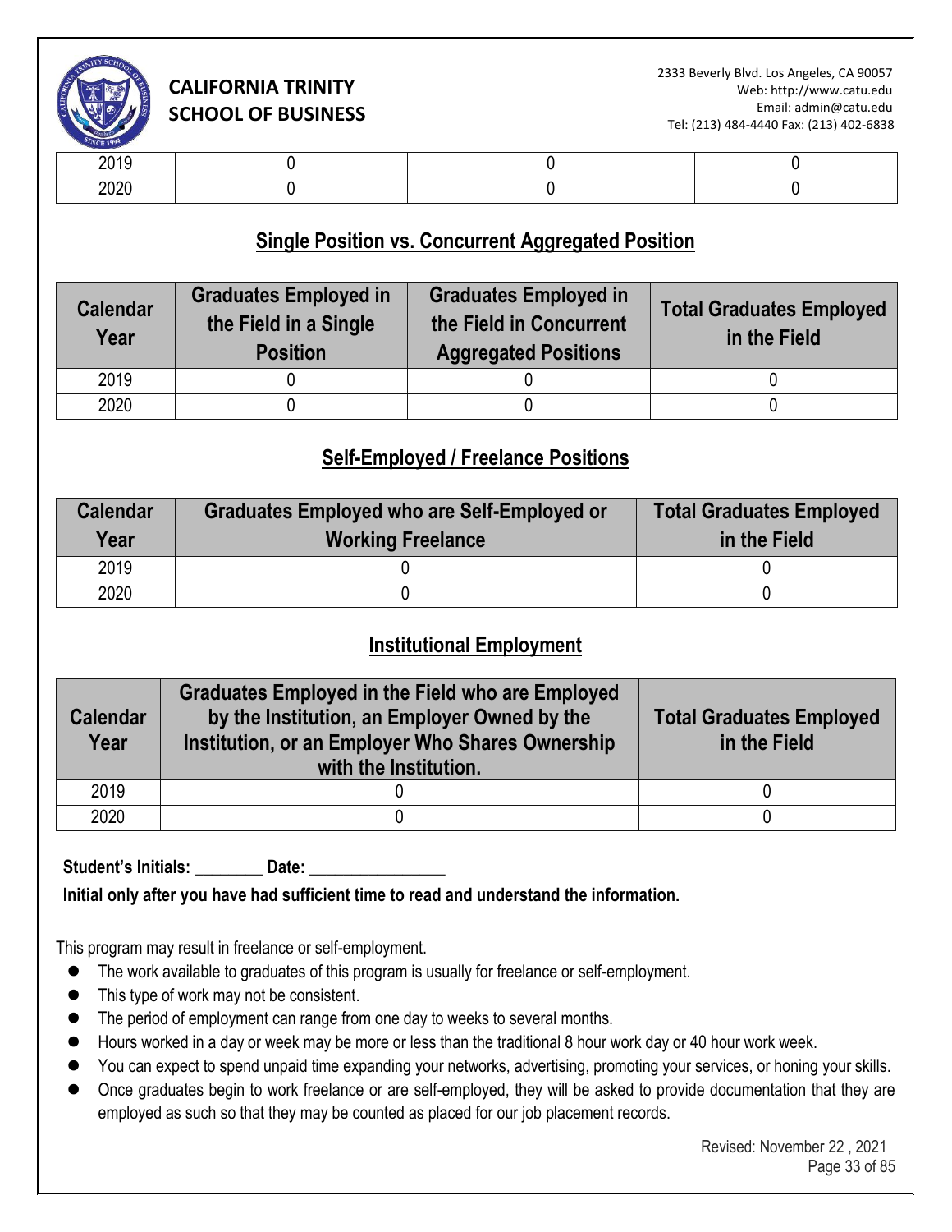| | | | |
|---|---|---|---|
| 2019 | 0 | 0 | 0 |
| 2020 | 0 | 0 | 0 |

## Single Position vs. Concurrent Aggregated Position

| Calendar Year | Graduates Employed in the Field in a Single Position | Graduates Employed in the Field in Concurrent Aggregated Positions | Total Graduates Employed in the Field |
|---|---|---|---|
| 2019 | 0 | 0 | 0 |
| 2020 | 0 | 0 | 0 |

## Self-Employed / Freelance Positions

| Calendar Year | Graduates Employed who are Self-Employed or Working Freelance | Total Graduates Employed in the Field |
|---|---|---|
| 2019 | 0 | 0 |
| 2020 | 0 | 0 |

## Institutional Employment

| Calendar Year | Graduates Employed in the Field who are Employed by the Institution, an Employer Owned by the Institution, or an Employer Who Shares Ownership with the Institution. | Total Graduates Employed in the Field |
|---|---|---|
| 2019 | 0 | 0 |
| 2020 | 0 | 0 |

**Student's Initials: ________ Date: ________________**

**Initial only after you have had sufficient time to read and understand the information.**

This program may result in freelance or self-employment.

- The work available to graduates of this program is usually for freelance or self-employment.
- This type of work may not be consistent.
- The period of employment can range from one day to weeks to several months.
- Hours worked in a day or week may be more or less than the traditional 8 hour work day or 40 hour work week.
- You can expect to spend unpaid time expanding your networks, advertising, promoting your services, or honing your skills.
- Once graduates begin to work freelance or are self-employed, they will be asked to provide documentation that they are employed as such so that they may be counted as placed for our job placement records.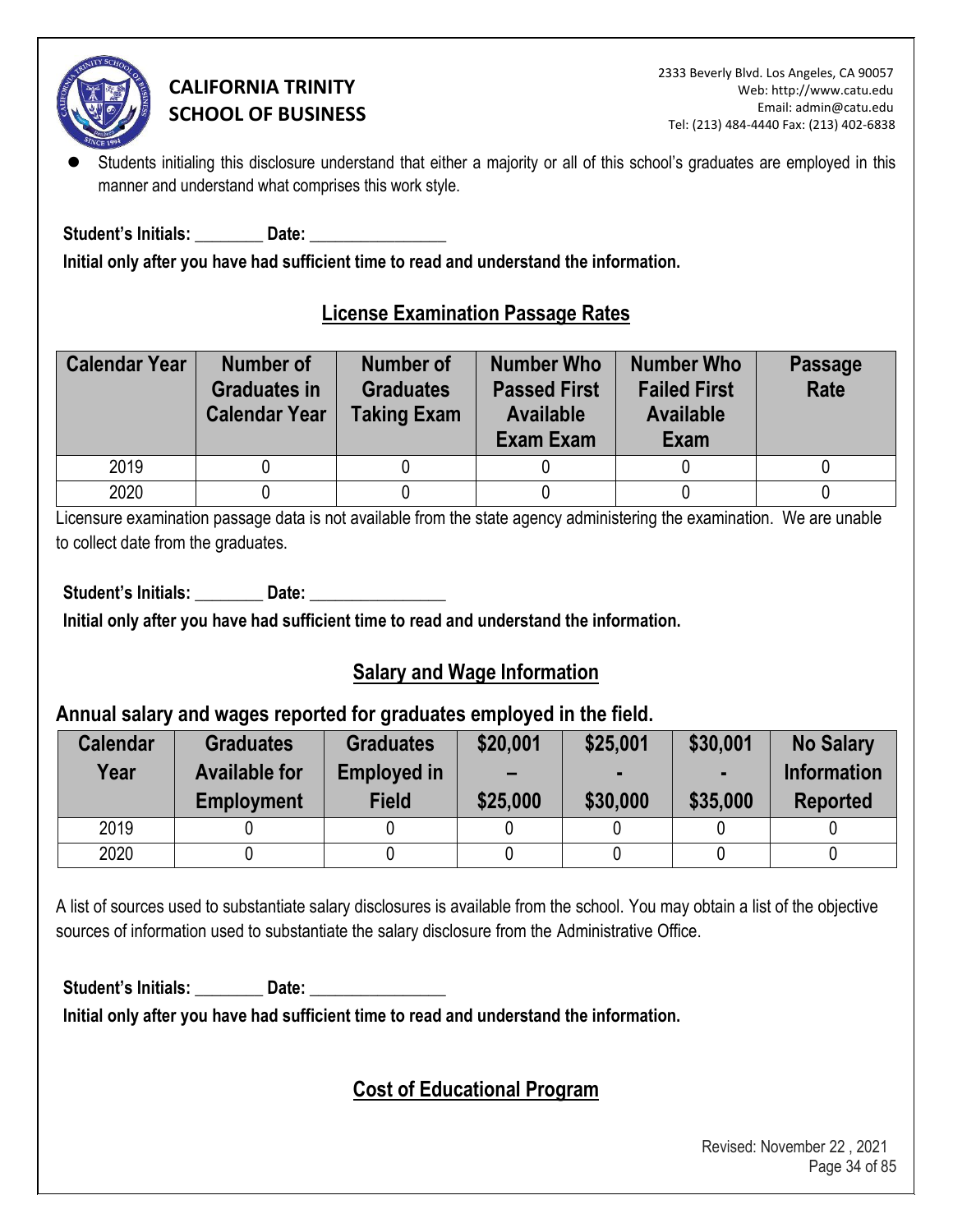- Students initialing this disclosure understand that either a majority or all of this school's graduates are employed in this manner and understand what comprises this work style.

**Student's Initials: ________ Date: ________________**

**Initial only after you have had sufficient time to read and understand the information.**

## License Examination Passage Rates

| Calendar Year | Number of Graduates in Calendar Year | Number of Graduates Taking Exam | Number Who Passed First Available Exam Exam | Number Who Failed First Available Exam | Passage Rate |
|---|---|---|---|---|---|
| 2019 | 0 | 0 | 0 | 0 | 0 |
| 2020 | 0 | 0 | 0 | 0 | 0 |

Licensure examination passage data is not available from the state agency administering the examination. We are unable to collect date from the graduates.

**Student's Initials: ________ Date: ________________**

**Initial only after you have had sufficient time to read and understand the information.**

## Salary and Wage Information

### Annual salary and wages reported for graduates employed in the field.

| Calendar Year | Graduates Available for Employment | Graduates Employed in Field | \$20,001 – \$25,000 | \$25,001 - \$30,000 | \$30,001 - \$35,000 | No Salary Information Reported |
|---|---|---|---|---|---|---|
| 2019 | 0 | 0 | 0 | 0 | 0 | 0 |
| 2020 | 0 | 0 | 0 | 0 | 0 | 0 |

A list of sources used to substantiate salary disclosures is available from the school. You may obtain a list of the objective sources of information used to substantiate the salary disclosure from the Administrative Office.

**Student's Initials: ________ Date: ________________**

**Initial only after you have had sufficient time to read and understand the information.**

## Cost of Educational Program

Revised: November 22 , 2021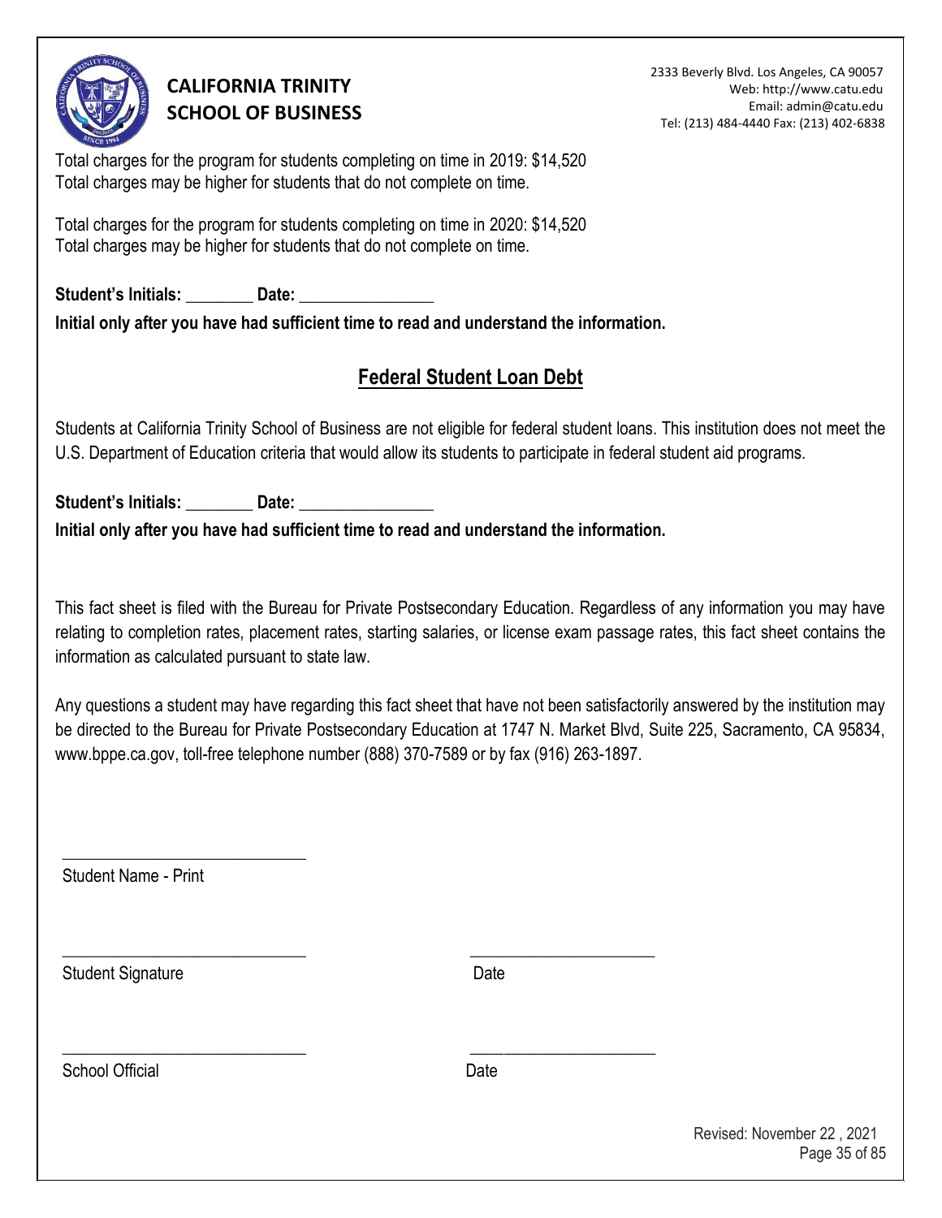Total charges for the program for students completing on time in 2019: $14,520
Total charges may be higher for students that do not complete on time.

Total charges for the program for students completing on time in 2020: $14,520
Total charges may be higher for students that do not complete on time.

**Student's Initials: ________ Date: ________________**

**Initial only after you have had sufficient time to read and understand the information.**

## Federal Student Loan Debt

Students at California Trinity School of Business are not eligible for federal student loans. This institution does not meet the U.S. Department of Education criteria that would allow its students to participate in federal student aid programs.

**Student's Initials: ________ Date: ________________**

**Initial only after you have had sufficient time to read and understand the information.**

This fact sheet is filed with the Bureau for Private Postsecondary Education. Regardless of any information you may have relating to completion rates, placement rates, starting salaries, or license exam passage rates, this fact sheet contains the information as calculated pursuant to state law.

Any questions a student may have regarding this fact sheet that have not been satisfactorily answered by the institution may be directed to the Bureau for Private Postsecondary Education at 1747 N. Market Blvd, Suite 225, Sacramento, CA 95834, www.bppe.ca.gov, toll-free telephone number (888) 370-7589 or by fax (916) 263-1897.

____________________________
Student Name - Print

____________________________ ______________________
Student Signature Date

____________________________ ______________________
School Official Date

Revised: November 22 , 2021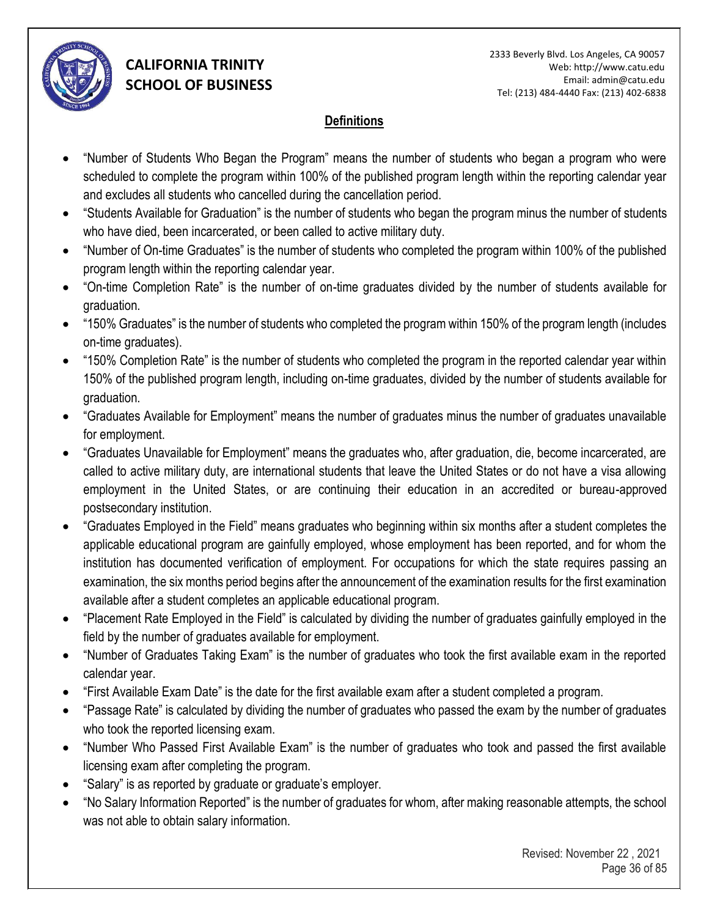## Definitions

- "Number of Students Who Began the Program" means the number of students who began a program who were scheduled to complete the program within 100% of the published program length within the reporting calendar year and excludes all students who cancelled during the cancellation period.
- "Students Available for Graduation" is the number of students who began the program minus the number of students who have died, been incarcerated, or been called to active military duty.
- "Number of On-time Graduates" is the number of students who completed the program within 100% of the published program length within the reporting calendar year.
- "On-time Completion Rate" is the number of on-time graduates divided by the number of students available for graduation.
- "150% Graduates" is the number of students who completed the program within 150% of the program length (includes on-time graduates).
- "150% Completion Rate" is the number of students who completed the program in the reported calendar year within 150% of the published program length, including on-time graduates, divided by the number of students available for graduation.
- "Graduates Available for Employment" means the number of graduates minus the number of graduates unavailable for employment.
- "Graduates Unavailable for Employment" means the graduates who, after graduation, die, become incarcerated, are called to active military duty, are international students that leave the United States or do not have a visa allowing employment in the United States, or are continuing their education in an accredited or bureau-approved postsecondary institution.
- "Graduates Employed in the Field" means graduates who beginning within six months after a student completes the applicable educational program are gainfully employed, whose employment has been reported, and for whom the institution has documented verification of employment. For occupations for which the state requires passing an examination, the six months period begins after the announcement of the examination results for the first examination available after a student completes an applicable educational program.
- "Placement Rate Employed in the Field" is calculated by dividing the number of graduates gainfully employed in the field by the number of graduates available for employment.
- "Number of Graduates Taking Exam" is the number of graduates who took the first available exam in the reported calendar year.
- "First Available Exam Date" is the date for the first available exam after a student completed a program.
- "Passage Rate" is calculated by dividing the number of graduates who passed the exam by the number of graduates who took the reported licensing exam.
- "Number Who Passed First Available Exam" is the number of graduates who took and passed the first available licensing exam after completing the program.
- "Salary" is as reported by graduate or graduate's employer.
- "No Salary Information Reported" is the number of graduates for whom, after making reasonable attempts, the school was not able to obtain salary information.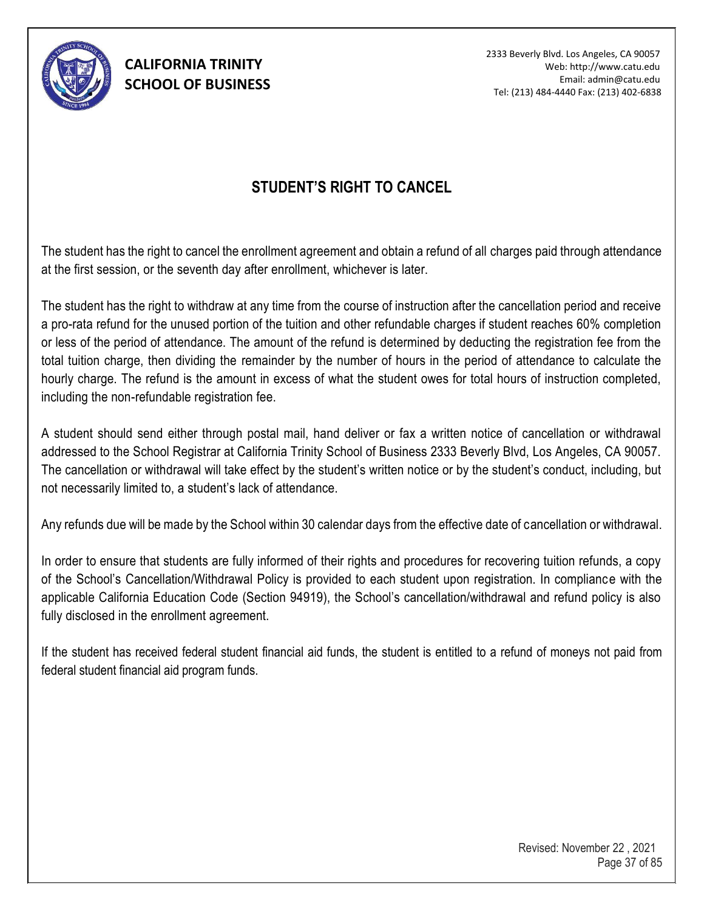# STUDENT'S RIGHT TO CANCEL

The student has the right to cancel the enrollment agreement and obtain a refund of all charges paid through attendance at the first session, or the seventh day after enrollment, whichever is later.

The student has the right to withdraw at any time from the course of instruction after the cancellation period and receive a pro-rata refund for the unused portion of the tuition and other refundable charges if student reaches 60% completion or less of the period of attendance. The amount of the refund is determined by deducting the registration fee from the total tuition charge, then dividing the remainder by the number of hours in the period of attendance to calculate the hourly charge. The refund is the amount in excess of what the student owes for total hours of instruction completed, including the non-refundable registration fee.

A student should send either through postal mail, hand deliver or fax a written notice of cancellation or withdrawal addressed to the School Registrar at California Trinity School of Business 2333 Beverly Blvd, Los Angeles, CA 90057. The cancellation or withdrawal will take effect by the student's written notice or by the student's conduct, including, but not necessarily limited to, a student's lack of attendance.

Any refunds due will be made by the School within 30 calendar days from the effective date of cancellation or withdrawal.

In order to ensure that students are fully informed of their rights and procedures for recovering tuition refunds, a copy of the School's Cancellation/Withdrawal Policy is provided to each student upon registration. In compliance with the applicable California Education Code (Section 94919), the School's cancellation/withdrawal and refund policy is also fully disclosed in the enrollment agreement.

If the student has received federal student financial aid funds, the student is entitled to a refund of moneys not paid from federal student financial aid program funds.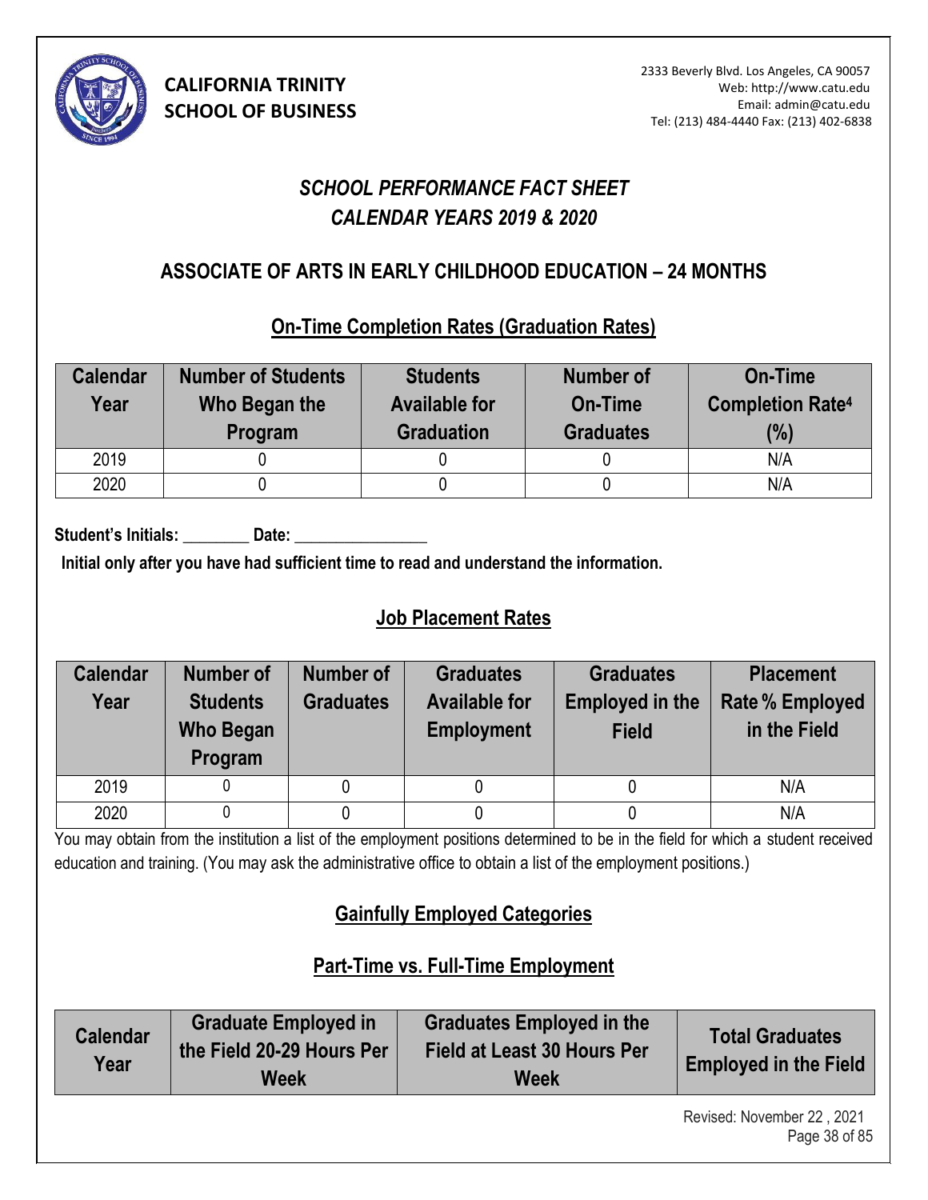**CALIFORNIA TRINITY SCHOOL OF BUSINESS**

2333 Beverly Blvd. Los Angeles, CA 90057
Web: http://www.catu.edu
Email: admin@catu.edu
Tel: (213) 484-4440 Fax: (213) 402-6838

## *SCHOOL PERFORMANCE FACT SHEET*
## *CALENDAR YEARS 2019 & 2020*

## ASSOCIATE OF ARTS IN EARLY CHILDHOOD EDUCATION – 24 MONTHS

### On-Time Completion Rates (Graduation Rates)

| Calendar Year | Number of Students Who Began the Program | Students Available for Graduation | Number of On-Time Graduates | On-Time Completion Rate[4] (%) |
|---|---|---|---|---|
| 2019 | 0 | 0 | 0 | N/A |
| 2020 | 0 | 0 | 0 | N/A |

**Student's Initials: ________ Date: ________________**

**Initial only after you have had sufficient time to read and understand the information.**

### Job Placement Rates

| Calendar Year | Number of Students Who Began Program | Number of Graduates | Graduates Available for Employment | Graduates Employed in the Field | Placement Rate % Employed in the Field |
|---|---|---|---|---|---|
| 2019 | 0 | 0 | 0 | 0 | N/A |
| 2020 | 0 | 0 | 0 | 0 | N/A |

You may obtain from the institution a list of the employment positions determined to be in the field for which a student received education and training. (You may ask the administrative office to obtain a list of the employment positions.)

### Gainfully Employed Categories

### Part-Time vs. Full-Time Employment

| Calendar Year | Graduate Employed in the Field 20-29 Hours Per Week | Graduates Employed in the Field at Least 30 Hours Per Week | Total Graduates Employed in the Field |
|---|---|---|---|

Revised: November 22 , 2021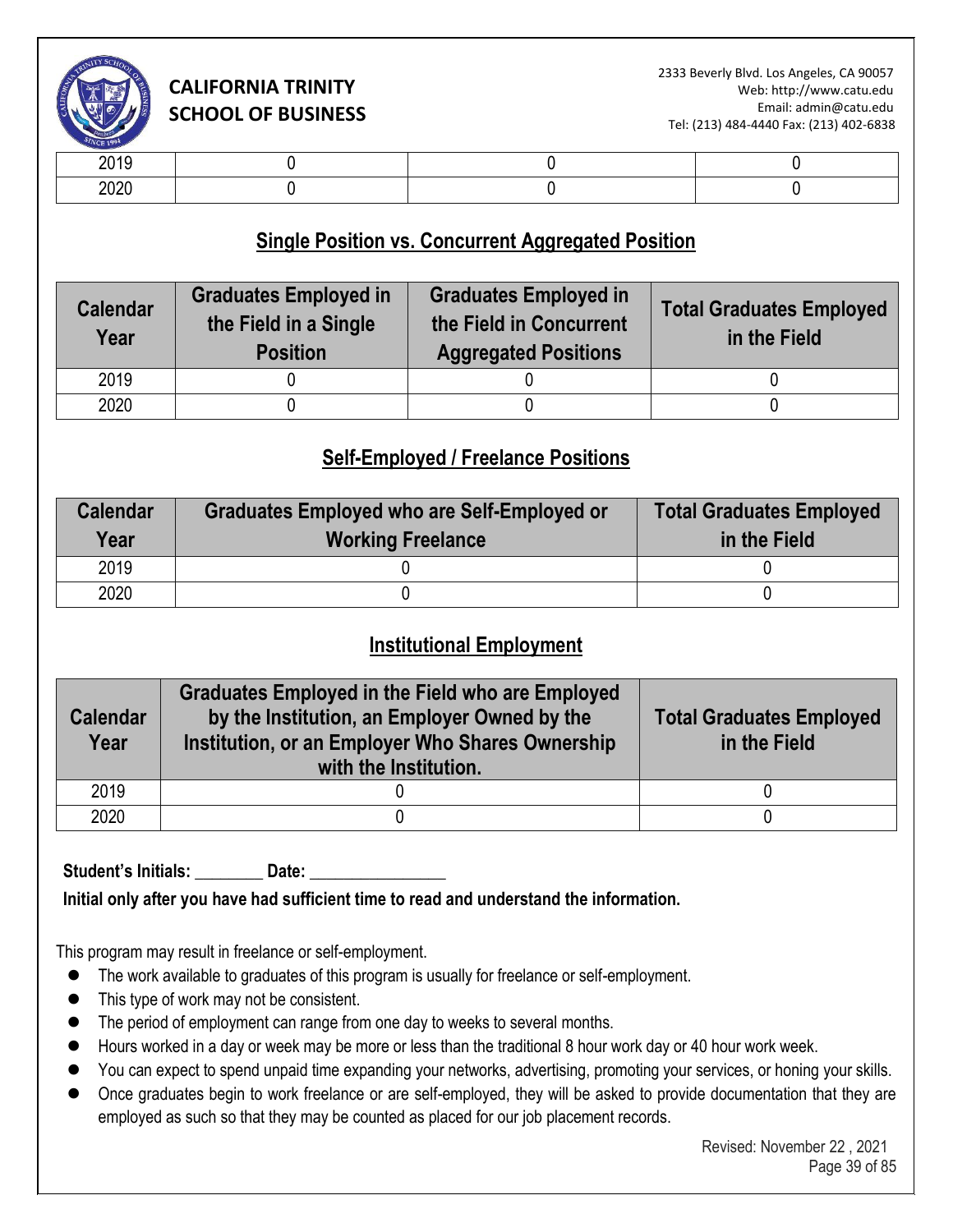| 2019 | 0 | 0 | 0 |
|---|---|---|---|
| 2020 | 0 | 0 | 0 |

## Single Position vs. Concurrent Aggregated Position

| Calendar Year | Graduates Employed in the Field in a Single Position | Graduates Employed in the Field in Concurrent Aggregated Positions | Total Graduates Employed in the Field |
|---|---|---|---|
| 2019 | 0 | 0 | 0 |
| 2020 | 0 | 0 | 0 |

## Self-Employed / Freelance Positions

| Calendar Year | Graduates Employed who are Self-Employed or Working Freelance | Total Graduates Employed in the Field |
|---|---|---|
| 2019 | 0 | 0 |
| 2020 | 0 | 0 |

## Institutional Employment

| Calendar Year | Graduates Employed in the Field who are Employed by the Institution, an Employer Owned by the Institution, or an Employer Who Shares Ownership with the Institution. | Total Graduates Employed in the Field |
|---|---|---|
| 2019 | 0 | 0 |
| 2020 | 0 | 0 |

**Student's Initials: ________ Date: ________________**

**Initial only after you have had sufficient time to read and understand the information.**

This program may result in freelance or self-employment.

- The work available to graduates of this program is usually for freelance or self-employment.
- This type of work may not be consistent.
- The period of employment can range from one day to weeks to several months.
- Hours worked in a day or week may be more or less than the traditional 8 hour work day or 40 hour work week.
- You can expect to spend unpaid time expanding your networks, advertising, promoting your services, or honing your skills.
- Once graduates begin to work freelance or are self-employed, they will be asked to provide documentation that they are employed as such so that they may be counted as placed for our job placement records.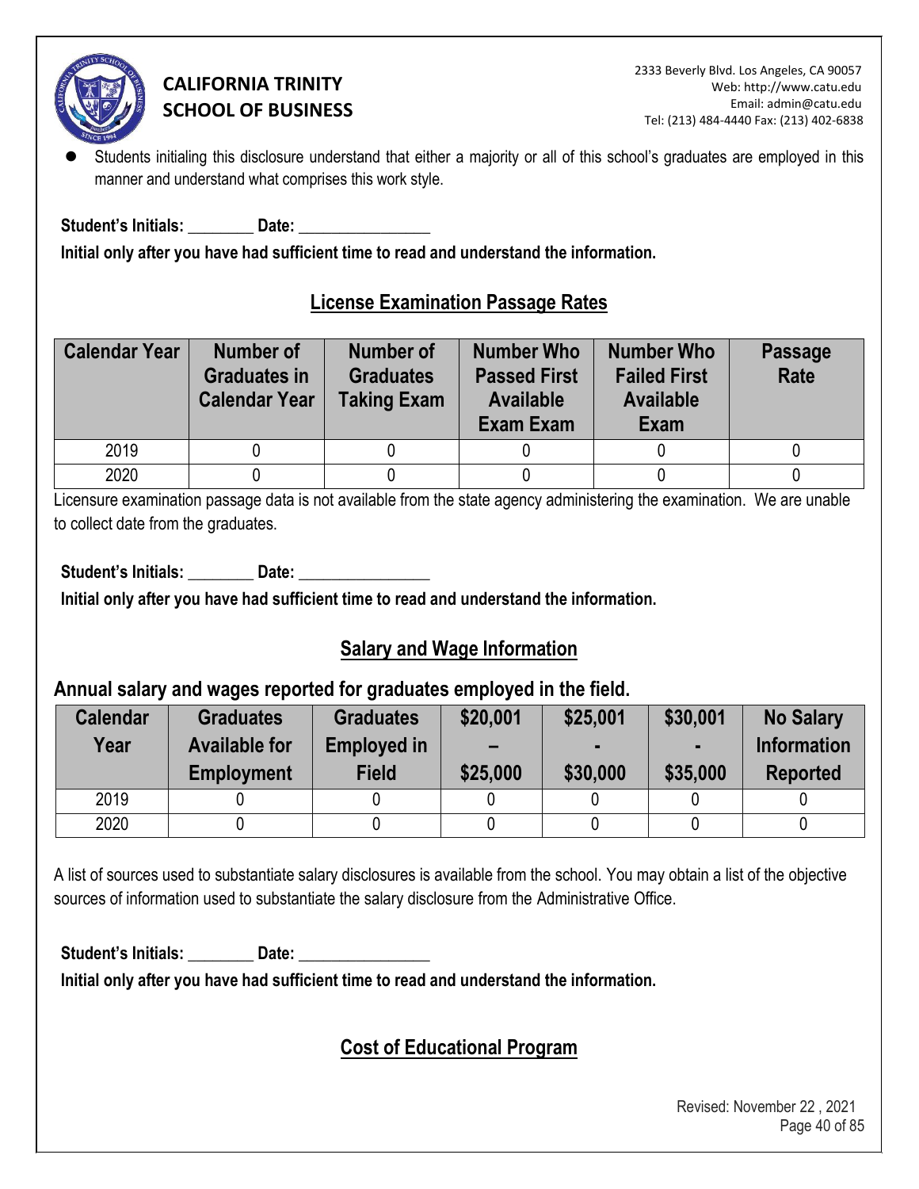- Students initialing this disclosure understand that either a majority or all of this school's graduates are employed in this manner and understand what comprises this work style.

**Student's Initials: ________ Date: ________________**

**Initial only after you have had sufficient time to read and understand the information.**

## License Examination Passage Rates

| Calendar Year | Number of Graduates in Calendar Year | Number of Graduates Taking Exam | Number Who Passed First Available Exam Exam | Number Who Failed First Available Exam | Passage Rate |
|---|---|---|---|---|---|
| 2019 | 0 | 0 | 0 | 0 | 0 |
| 2020 | 0 | 0 | 0 | 0 | 0 |

Licensure examination passage data is not available from the state agency administering the examination. We are unable to collect date from the graduates.

**Student's Initials: ________ Date: ________________**

**Initial only after you have had sufficient time to read and understand the information.**

## Salary and Wage Information

### Annual salary and wages reported for graduates employed in the field.

| Calendar Year | Graduates Available for Employment | Graduates Employed in Field | $20,001 – $25,000 | $25,001 - $30,000 | $30,001 - $35,000 | No Salary Information Reported |
|---|---|---|---|---|---|---|
| 2019 | 0 | 0 | 0 | 0 | 0 | 0 |
| 2020 | 0 | 0 | 0 | 0 | 0 | 0 |

A list of sources used to substantiate salary disclosures is available from the school. You may obtain a list of the objective sources of information used to substantiate the salary disclosure from the Administrative Office.

**Student's Initials: ________ Date: ________________**

**Initial only after you have had sufficient time to read and understand the information.**

## Cost of Educational Program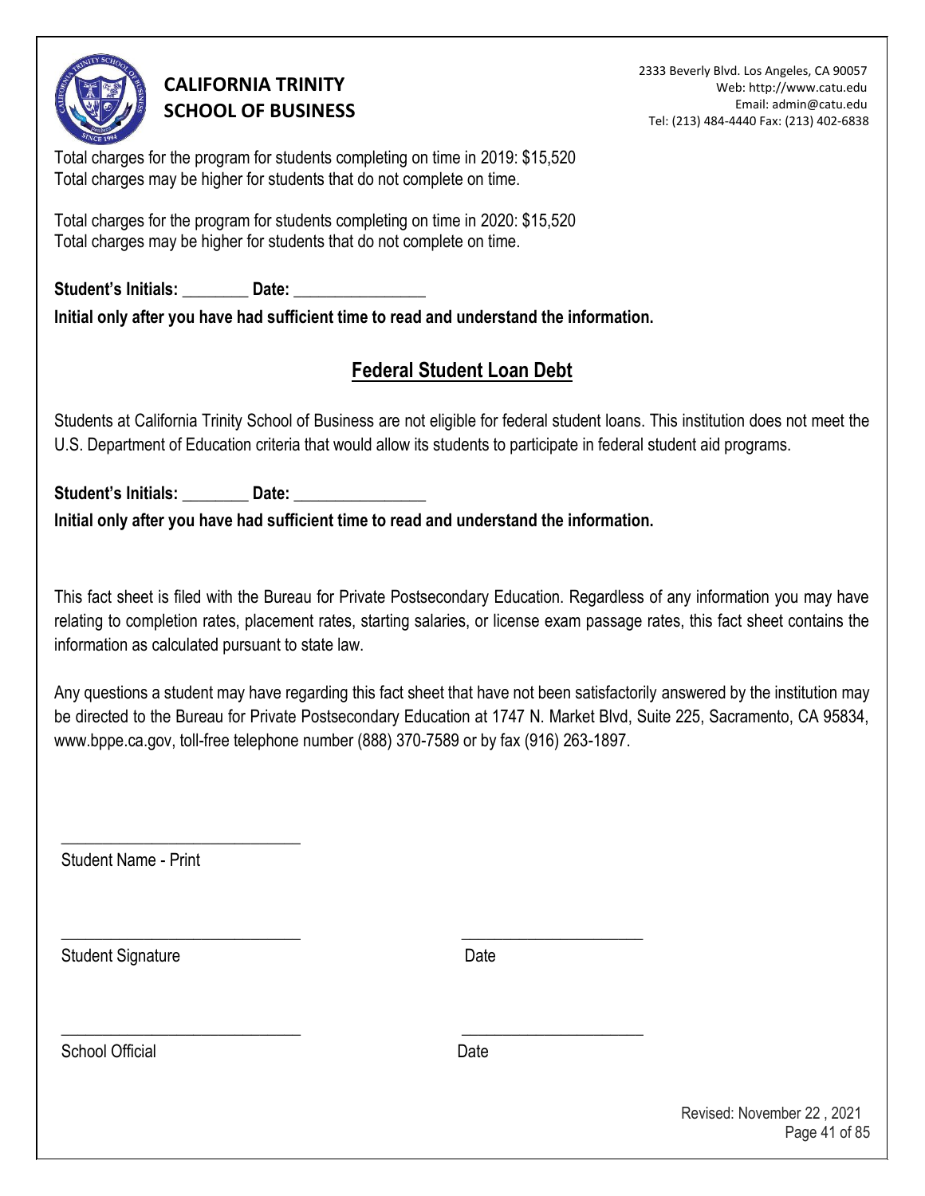Total charges for the program for students completing on time in 2019: $15,520
Total charges may be higher for students that do not complete on time.

Total charges for the program for students completing on time in 2020: $15,520
Total charges may be higher for students that do not complete on time.

**Student's Initials:** ________ **Date:** ________________
**Initial only after you have had sufficient time to read and understand the information.**

## Federal Student Loan Debt

Students at California Trinity School of Business are not eligible for federal student loans. This institution does not meet the U.S. Department of Education criteria that would allow its students to participate in federal student aid programs.

**Student's Initials:** ________ **Date:** ________________
**Initial only after you have had sufficient time to read and understand the information.**

This fact sheet is filed with the Bureau for Private Postsecondary Education. Regardless of any information you may have relating to completion rates, placement rates, starting salaries, or license exam passage rates, this fact sheet contains the information as calculated pursuant to state law.

Any questions a student may have regarding this fact sheet that have not been satisfactorily answered by the institution may be directed to the Bureau for Private Postsecondary Education at 1747 N. Market Blvd, Suite 225, Sacramento, CA 95834, www.bppe.ca.gov, toll-free telephone number (888) 370-7589 or by fax (916) 263-1897.

_____________________________
Student Name - Print

_____________________________ _____________________
Student Signature Date

_____________________________ _____________________
School Official Date

Revised: November 22 , 2021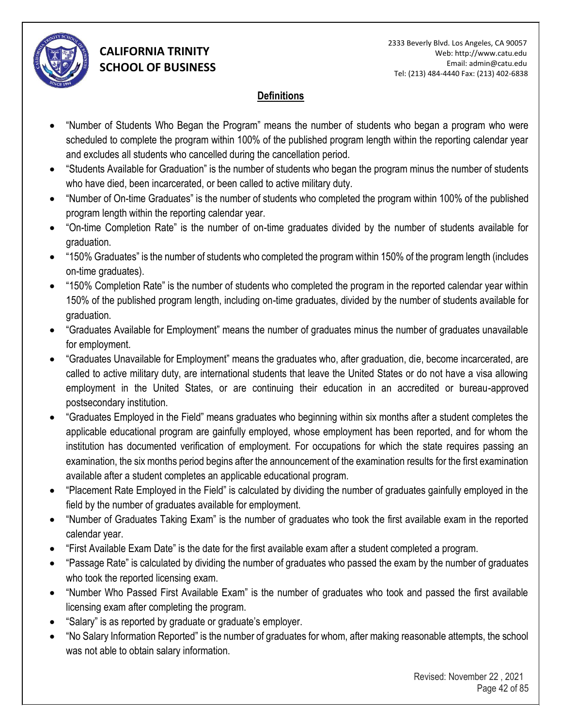## Definitions

- "Number of Students Who Began the Program" means the number of students who began a program who were scheduled to complete the program within 100% of the published program length within the reporting calendar year and excludes all students who cancelled during the cancellation period.
- "Students Available for Graduation" is the number of students who began the program minus the number of students who have died, been incarcerated, or been called to active military duty.
- "Number of On-time Graduates" is the number of students who completed the program within 100% of the published program length within the reporting calendar year.
- "On-time Completion Rate" is the number of on-time graduates divided by the number of students available for graduation.
- "150% Graduates" is the number of students who completed the program within 150% of the program length (includes on-time graduates).
- "150% Completion Rate" is the number of students who completed the program in the reported calendar year within 150% of the published program length, including on-time graduates, divided by the number of students available for graduation.
- "Graduates Available for Employment" means the number of graduates minus the number of graduates unavailable for employment.
- "Graduates Unavailable for Employment" means the graduates who, after graduation, die, become incarcerated, are called to active military duty, are international students that leave the United States or do not have a visa allowing employment in the United States, or are continuing their education in an accredited or bureau-approved postsecondary institution.
- "Graduates Employed in the Field" means graduates who beginning within six months after a student completes the applicable educational program are gainfully employed, whose employment has been reported, and for whom the institution has documented verification of employment. For occupations for which the state requires passing an examination, the six months period begins after the announcement of the examination results for the first examination available after a student completes an applicable educational program.
- "Placement Rate Employed in the Field" is calculated by dividing the number of graduates gainfully employed in the field by the number of graduates available for employment.
- "Number of Graduates Taking Exam" is the number of graduates who took the first available exam in the reported calendar year.
- "First Available Exam Date" is the date for the first available exam after a student completed a program.
- "Passage Rate" is calculated by dividing the number of graduates who passed the exam by the number of graduates who took the reported licensing exam.
- "Number Who Passed First Available Exam" is the number of graduates who took and passed the first available licensing exam after completing the program.
- "Salary" is as reported by graduate or graduate's employer.
- "No Salary Information Reported" is the number of graduates for whom, after making reasonable attempts, the school was not able to obtain salary information.

Revised: November 22 , 2021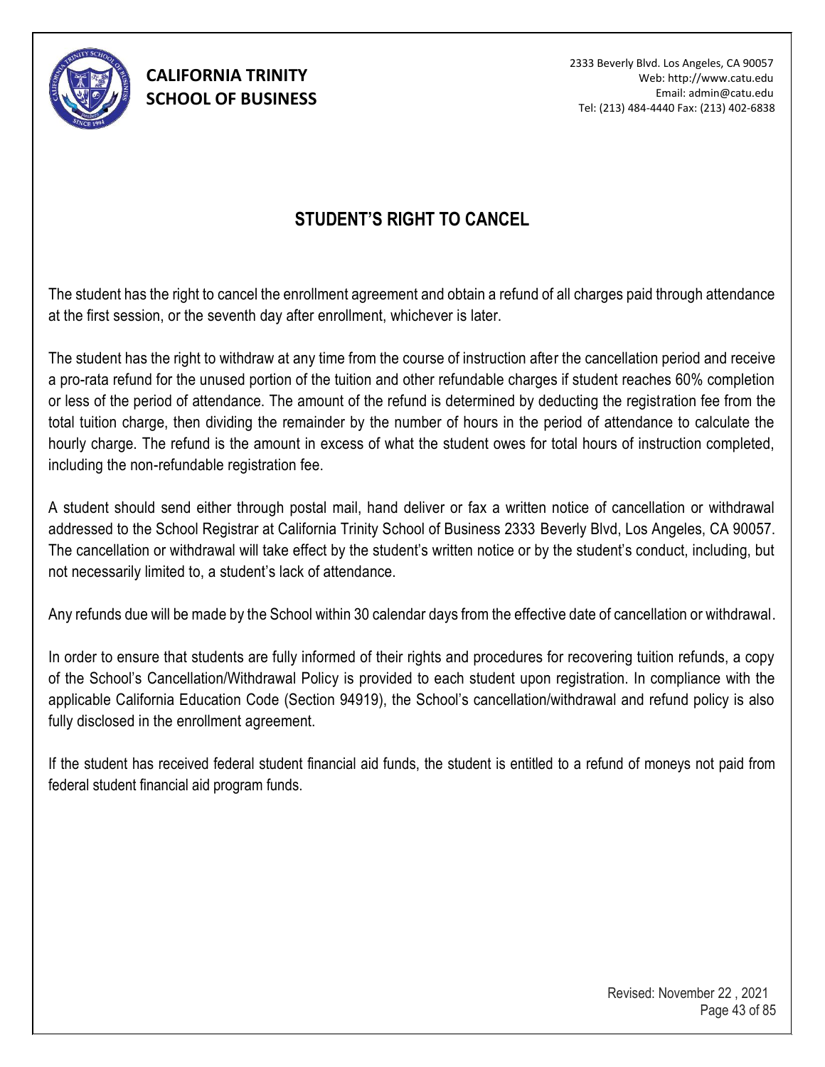# STUDENT'S RIGHT TO CANCEL

The student has the right to cancel the enrollment agreement and obtain a refund of all charges paid through attendance at the first session, or the seventh day after enrollment, whichever is later.

The student has the right to withdraw at any time from the course of instruction after the cancellation period and receive a pro-rata refund for the unused portion of the tuition and other refundable charges if student reaches 60% completion or less of the period of attendance. The amount of the refund is determined by deducting the registration fee from the total tuition charge, then dividing the remainder by the number of hours in the period of attendance to calculate the hourly charge. The refund is the amount in excess of what the student owes for total hours of instruction completed, including the non-refundable registration fee.

A student should send either through postal mail, hand deliver or fax a written notice of cancellation or withdrawal addressed to the School Registrar at California Trinity School of Business 2333 Beverly Blvd, Los Angeles, CA 90057. The cancellation or withdrawal will take effect by the student's written notice or by the student's conduct, including, but not necessarily limited to, a student's lack of attendance.

Any refunds due will be made by the School within 30 calendar days from the effective date of cancellation or withdrawal.

In order to ensure that students are fully informed of their rights and procedures for recovering tuition refunds, a copy of the School's Cancellation/Withdrawal Policy is provided to each student upon registration. In compliance with the applicable California Education Code (Section 94919), the School's cancellation/withdrawal and refund policy is also fully disclosed in the enrollment agreement.

If the student has received federal student financial aid funds, the student is entitled to a refund of moneys not paid from federal student financial aid program funds.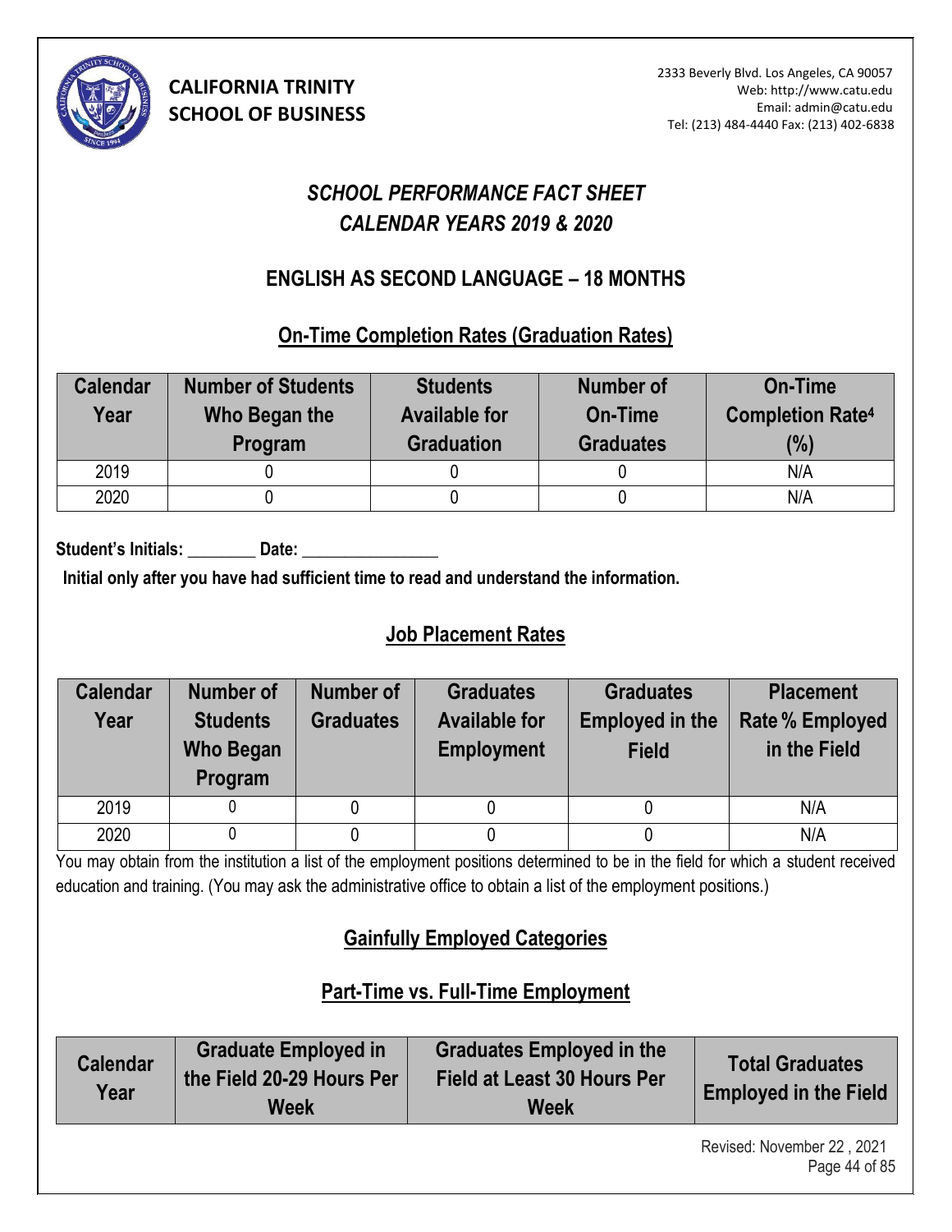**CALIFORNIA TRINITY SCHOOL OF BUSINESS**

2333 Beverly Blvd. Los Angeles, CA 90057
Web: http://www.catu.edu
Email: admin@catu.edu
Tel: (213) 484-4440 Fax: (213) 402-6838

# *SCHOOL PERFORMANCE FACT SHEET*
# *CALENDAR YEARS 2019 & 2020*

## ENGLISH AS SECOND LANGUAGE – 18 MONTHS

### On-Time Completion Rates (Graduation Rates)

| Calendar Year | Number of Students Who Began the Program | Students Available for Graduation | Number of On-Time Graduates | On-Time Completion Rate[4] (%) |
|---|---|---|---|---|
| 2019 | 0 | 0 | 0 | N/A |
| 2020 | 0 | 0 | 0 | N/A |

**Student's Initials:** ________ **Date:** ________________

**Initial only after you have had sufficient time to read and understand the information.**

### Job Placement Rates

| Calendar Year | Number of Students Who Began Program | Number of Graduates | Graduates Available for Employment | Graduates Employed in the Field | Placement Rate % Employed in the Field |
|---|---|---|---|---|---|
| 2019 | 0 | 0 | 0 | 0 | N/A |
| 2020 | 0 | 0 | 0 | 0 | N/A |

You may obtain from the institution a list of the employment positions determined to be in the field for which a student received education and training. (You may ask the administrative office to obtain a list of the employment positions.)

### Gainfully Employed Categories

### Part-Time vs. Full-Time Employment

| Calendar Year | Graduate Employed in the Field 20-29 Hours Per Week | Graduates Employed in the Field at Least 30 Hours Per Week | Total Graduates Employed in the Field |
|---|---|---|---|

Revised: November 22 , 2021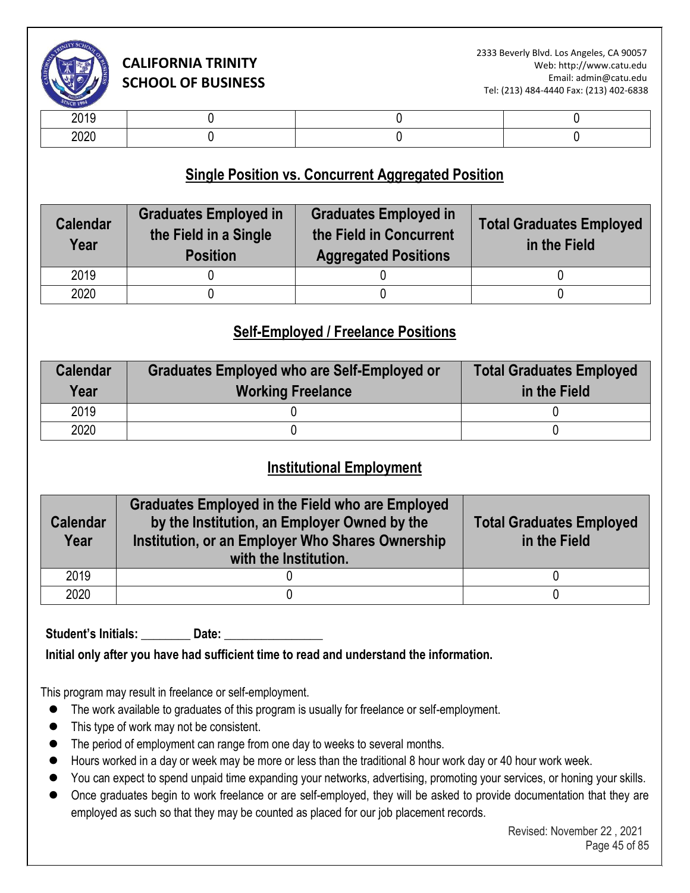| 2019 | 0 | 0 | 0 |
|---|---|---|---|
| 2020 | 0 | 0 | 0 |

## Single Position vs. Concurrent Aggregated Position

| Calendar Year | Graduates Employed in the Field in a Single Position | Graduates Employed in the Field in Concurrent Aggregated Positions | Total Graduates Employed in the Field |
|---|---|---|---|
| 2019 | 0 | 0 | 0 |
| 2020 | 0 | 0 | 0 |

## Self-Employed / Freelance Positions

| Calendar Year | Graduates Employed who are Self-Employed or Working Freelance | Total Graduates Employed in the Field |
|---|---|---|
| 2019 | 0 | 0 |
| 2020 | 0 | 0 |

## Institutional Employment

| Calendar Year | Graduates Employed in the Field who are Employed by the Institution, an Employer Owned by the Institution, or an Employer Who Shares Ownership with the Institution. | Total Graduates Employed in the Field |
|---|---|---|
| 2019 | 0 | 0 |
| 2020 | 0 | 0 |

**Student's Initials: ________ Date: ________________**

**Initial only after you have had sufficient time to read and understand the information.**

This program may result in freelance or self-employment.

- The work available to graduates of this program is usually for freelance or self-employment.
- This type of work may not be consistent.
- The period of employment can range from one day to weeks to several months.
- Hours worked in a day or week may be more or less than the traditional 8 hour work day or 40 hour work week.
- You can expect to spend unpaid time expanding your networks, advertising, promoting your services, or honing your skills.
- Once graduates begin to work freelance or are self-employed, they will be asked to provide documentation that they are employed as such so that they may be counted as placed for our job placement records.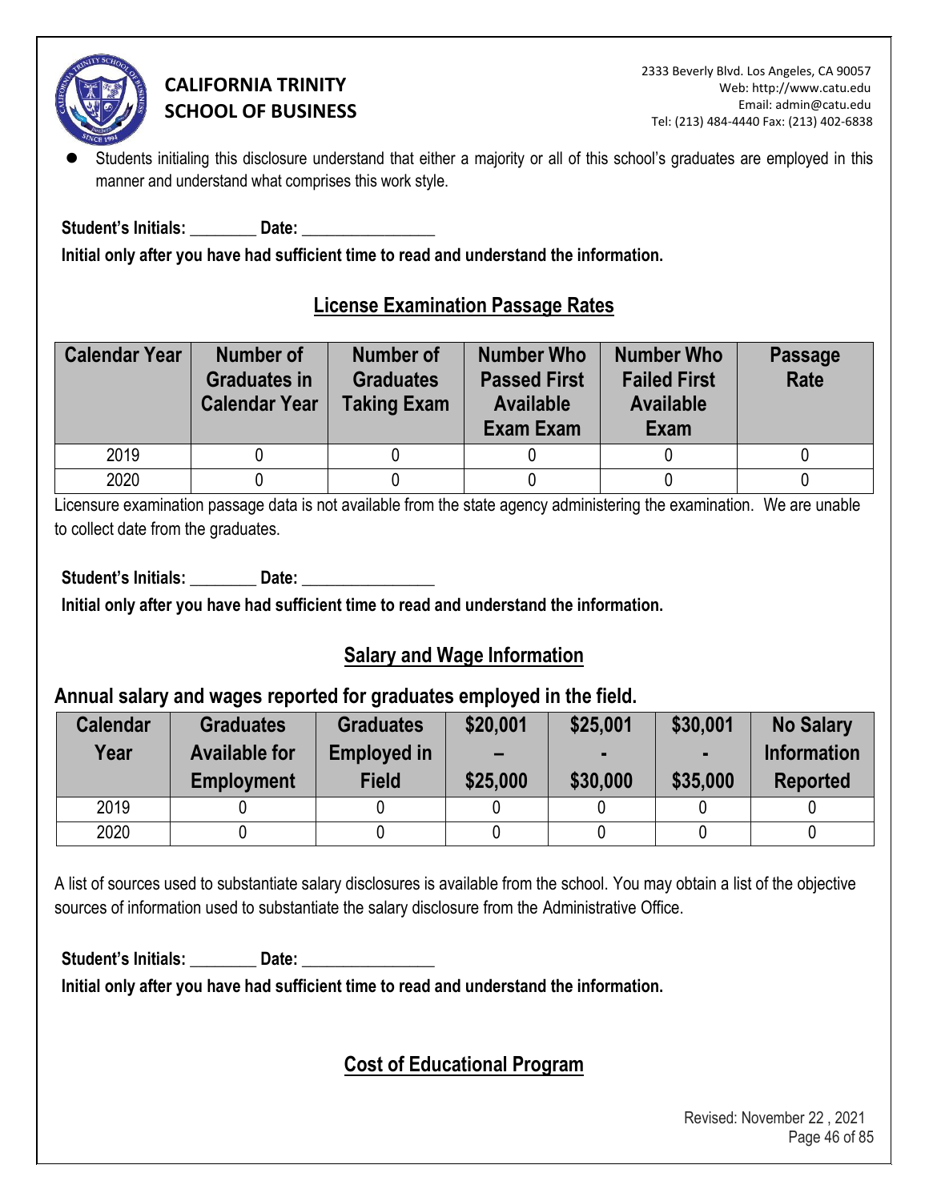- Students initialing this disclosure understand that either a majority or all of this school's graduates are employed in this manner and understand what comprises this work style.

**Student's Initials: ________ Date: ________________**

**Initial only after you have had sufficient time to read and understand the information.**

## License Examination Passage Rates

| Calendar Year | Number of Graduates in Calendar Year | Number of Graduates Taking Exam | Number Who Passed First Available Exam Exam | Number Who Failed First Available Exam | Passage Rate |
|---|---|---|---|---|---|
| 2019 | 0 | 0 | 0 | 0 | 0 |
| 2020 | 0 | 0 | 0 | 0 | 0 |

Licensure examination passage data is not available from the state agency administering the examination. We are unable to collect date from the graduates.

**Student's Initials: ________ Date: ________________**

**Initial only after you have had sufficient time to read and understand the information.**

## Salary and Wage Information

### Annual salary and wages reported for graduates employed in the field.

| Calendar Year | Graduates Available for Employment | Graduates Employed in Field | $20,001 – $25,000 | $25,001 - $30,000 | $30,001 - $35,000 | No Salary Information Reported |
|---|---|---|---|---|---|---|
| 2019 | 0 | 0 | 0 | 0 | 0 | 0 |
| 2020 | 0 | 0 | 0 | 0 | 0 | 0 |

A list of sources used to substantiate salary disclosures is available from the school. You may obtain a list of the objective sources of information used to substantiate the salary disclosure from the Administrative Office.

**Student's Initials: ________ Date: ________________**

**Initial only after you have had sufficient time to read and understand the information.**

## Cost of Educational Program

Revised: November 22 , 2021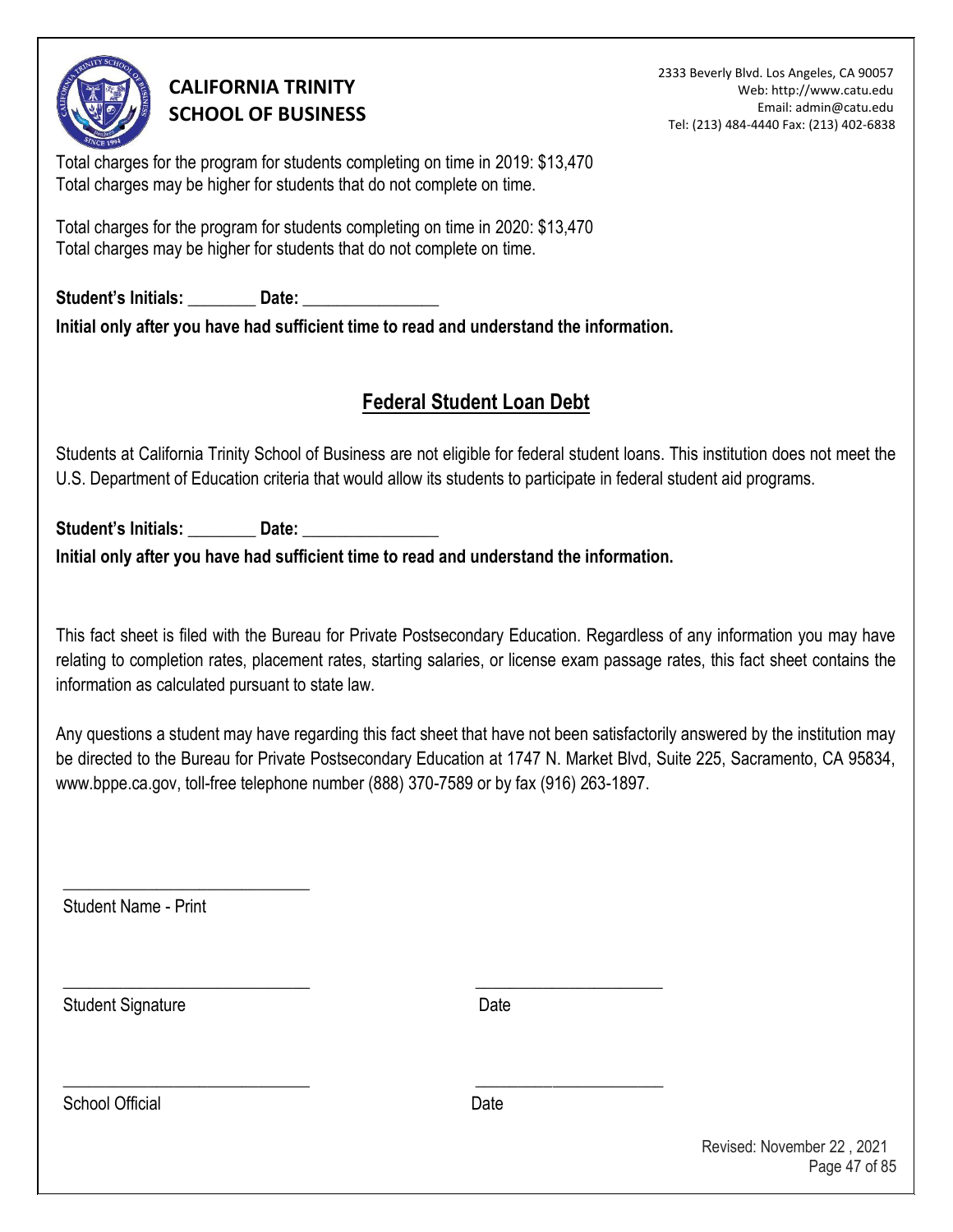Total charges for the program for students completing on time in 2019: $13,470
Total charges may be higher for students that do not complete on time.

Total charges for the program for students completing on time in 2020: $13,470
Total charges may be higher for students that do not complete on time.

**Student's Initials: ________ Date: ________________**
**Initial only after you have had sufficient time to read and understand the information.**

## Federal Student Loan Debt

Students at California Trinity School of Business are not eligible for federal student loans. This institution does not meet the U.S. Department of Education criteria that would allow its students to participate in federal student aid programs.

**Student's Initials: ________ Date: ________________**
**Initial only after you have had sufficient time to read and understand the information.**

This fact sheet is filed with the Bureau for Private Postsecondary Education. Regardless of any information you may have relating to completion rates, placement rates, starting salaries, or license exam passage rates, this fact sheet contains the information as calculated pursuant to state law.

Any questions a student may have regarding this fact sheet that have not been satisfactorily answered by the institution may be directed to the Bureau for Private Postsecondary Education at 1747 N. Market Blvd, Suite 225, Sacramento, CA 95834, www.bppe.ca.gov, toll-free telephone number (888) 370-7589 or by fax (916) 263-1897.

_____________________________
Student Name - Print

_____________________________ _____________________
Student Signature Date

_____________________________ _____________________
School Official Date

Revised: November 22 , 2021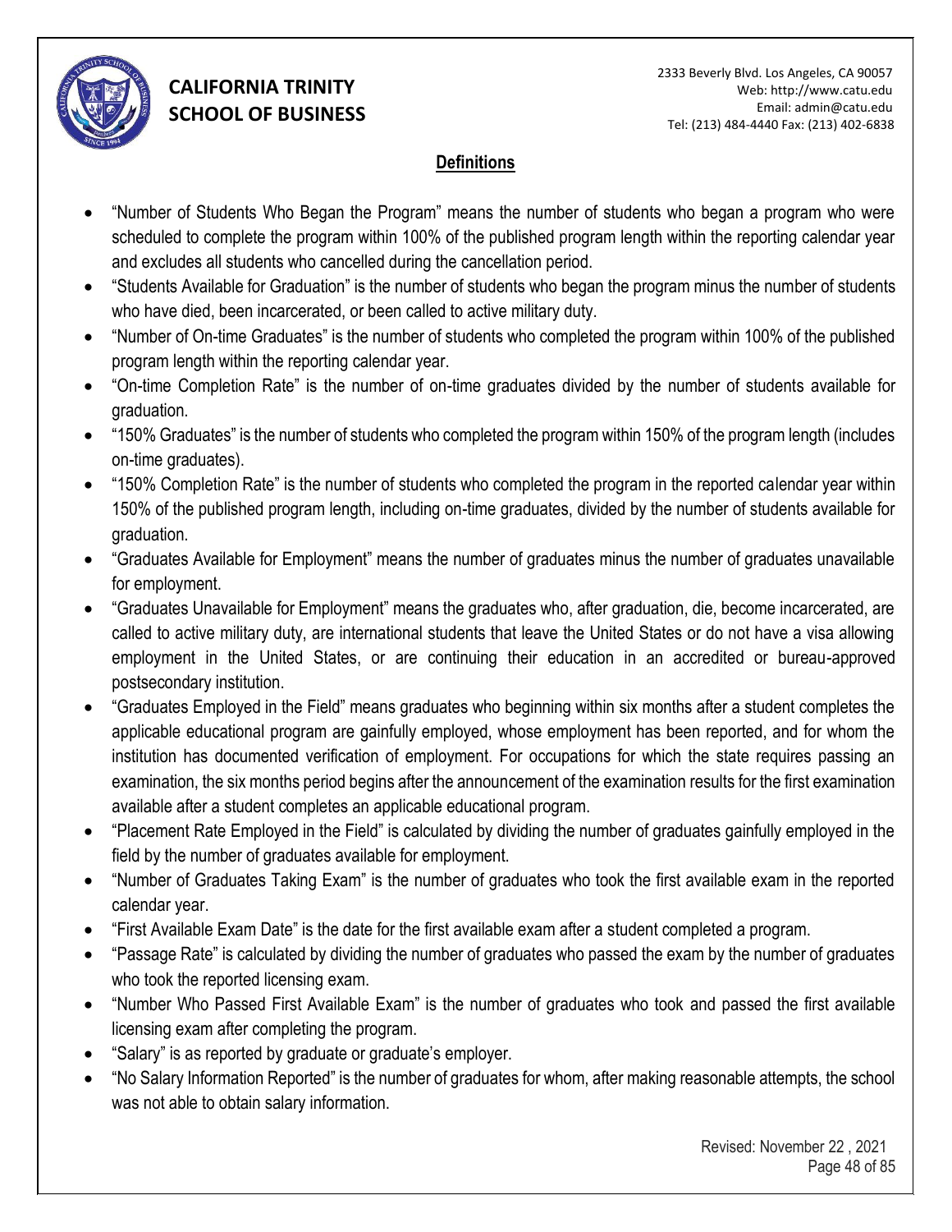## Definitions

- "Number of Students Who Began the Program" means the number of students who began a program who were scheduled to complete the program within 100% of the published program length within the reporting calendar year and excludes all students who cancelled during the cancellation period.
- "Students Available for Graduation" is the number of students who began the program minus the number of students who have died, been incarcerated, or been called to active military duty.
- "Number of On-time Graduates" is the number of students who completed the program within 100% of the published program length within the reporting calendar year.
- "On-time Completion Rate" is the number of on-time graduates divided by the number of students available for graduation.
- "150% Graduates" is the number of students who completed the program within 150% of the program length (includes on-time graduates).
- "150% Completion Rate" is the number of students who completed the program in the reported calendar year within 150% of the published program length, including on-time graduates, divided by the number of students available for graduation.
- "Graduates Available for Employment" means the number of graduates minus the number of graduates unavailable for employment.
- "Graduates Unavailable for Employment" means the graduates who, after graduation, die, become incarcerated, are called to active military duty, are international students that leave the United States or do not have a visa allowing employment in the United States, or are continuing their education in an accredited or bureau-approved postsecondary institution.
- "Graduates Employed in the Field" means graduates who beginning within six months after a student completes the applicable educational program are gainfully employed, whose employment has been reported, and for whom the institution has documented verification of employment. For occupations for which the state requires passing an examination, the six months period begins after the announcement of the examination results for the first examination available after a student completes an applicable educational program.
- "Placement Rate Employed in the Field" is calculated by dividing the number of graduates gainfully employed in the field by the number of graduates available for employment.
- "Number of Graduates Taking Exam" is the number of graduates who took the first available exam in the reported calendar year.
- "First Available Exam Date" is the date for the first available exam after a student completed a program.
- "Passage Rate" is calculated by dividing the number of graduates who passed the exam by the number of graduates who took the reported licensing exam.
- "Number Who Passed First Available Exam" is the number of graduates who took and passed the first available licensing exam after completing the program.
- "Salary" is as reported by graduate or graduate's employer.
- "No Salary Information Reported" is the number of graduates for whom, after making reasonable attempts, the school was not able to obtain salary information.

Revised: November 22 , 2021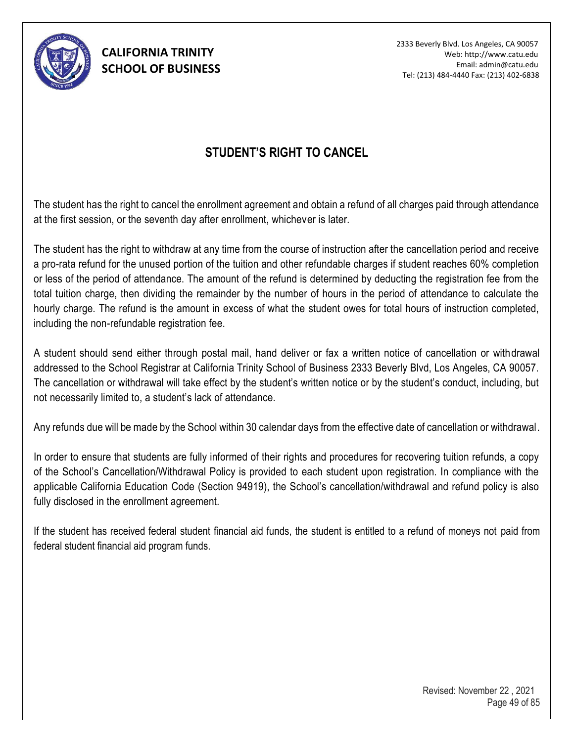# STUDENT'S RIGHT TO CANCEL

The student has the right to cancel the enrollment agreement and obtain a refund of all charges paid through attendance at the first session, or the seventh day after enrollment, whichever is later.

The student has the right to withdraw at any time from the course of instruction after the cancellation period and receive a pro-rata refund for the unused portion of the tuition and other refundable charges if student reaches 60% completion or less of the period of attendance. The amount of the refund is determined by deducting the registration fee from the total tuition charge, then dividing the remainder by the number of hours in the period of attendance to calculate the hourly charge. The refund is the amount in excess of what the student owes for total hours of instruction completed, including the non-refundable registration fee.

A student should send either through postal mail, hand deliver or fax a written notice of cancellation or withdrawal addressed to the School Registrar at California Trinity School of Business 2333 Beverly Blvd, Los Angeles, CA 90057. The cancellation or withdrawal will take effect by the student's written notice or by the student's conduct, including, but not necessarily limited to, a student's lack of attendance.

Any refunds due will be made by the School within 30 calendar days from the effective date of cancellation or withdrawal.

In order to ensure that students are fully informed of their rights and procedures for recovering tuition refunds, a copy of the School's Cancellation/Withdrawal Policy is provided to each student upon registration. In compliance with the applicable California Education Code (Section 94919), the School's cancellation/withdrawal and refund policy is also fully disclosed in the enrollment agreement.

If the student has received federal student financial aid funds, the student is entitled to a refund of moneys not paid from federal student financial aid program funds.

Revised: November 22 , 2021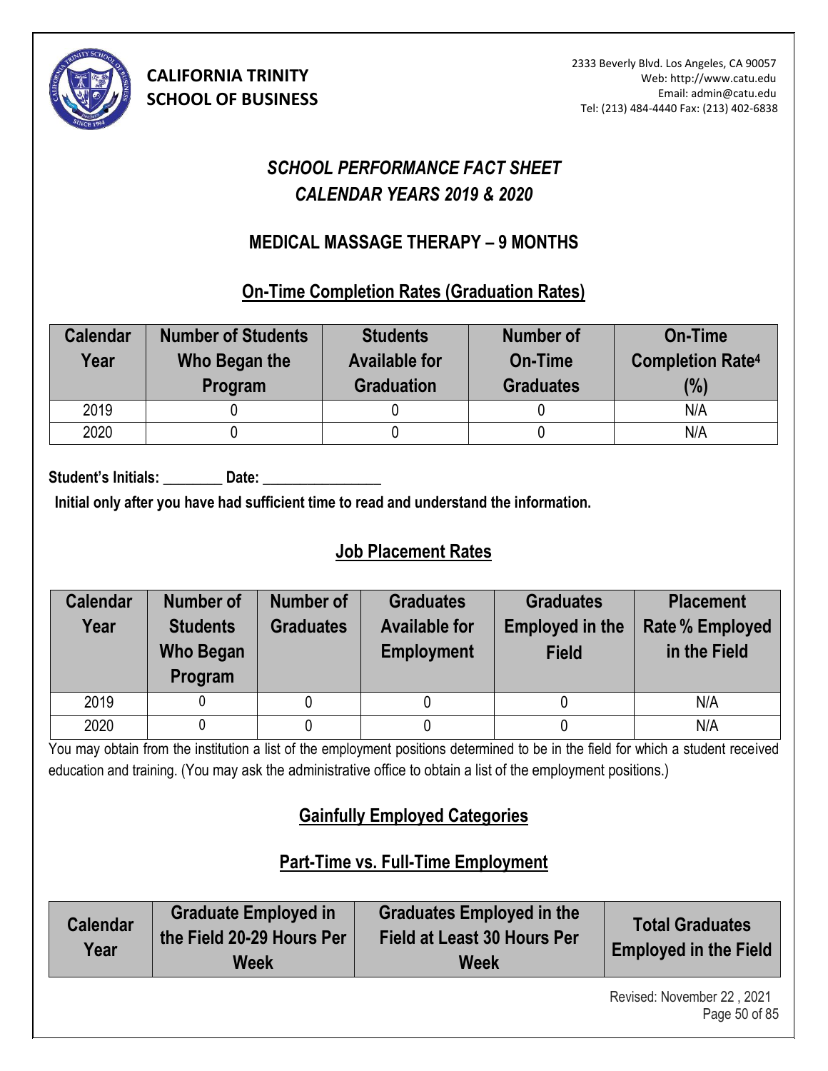**CALIFORNIA TRINITY SCHOOL OF BUSINESS**

2333 Beverly Blvd. Los Angeles, CA 90057
Web: http://www.catu.edu
Email: admin@catu.edu
Tel: (213) 484-4440 Fax: (213) 402-6838

# *SCHOOL PERFORMANCE FACT SHEET*
# *CALENDAR YEARS 2019 & 2020*

## MEDICAL MASSAGE THERAPY – 9 MONTHS

### On-Time Completion Rates (Graduation Rates)

| Calendar Year | Number of Students Who Began the Program | Students Available for Graduation | Number of On-Time Graduates | On-Time Completion Rate[4] (%) |
|---|---|---|---|---|
| 2019 | 0 | 0 | 0 | N/A |
| 2020 | 0 | 0 | 0 | N/A |

**Student's Initials: ________ Date: ________________**

**Initial only after you have had sufficient time to read and understand the information.**

### Job Placement Rates

| Calendar Year | Number of Students Who Began Program | Number of Graduates | Graduates Available for Employment | Graduates Employed in the Field | Placement Rate % Employed in the Field |
|---|---|---|---|---|---|
| 2019 | 0 | 0 | 0 | 0 | N/A |
| 2020 | 0 | 0 | 0 | 0 | N/A |

You may obtain from the institution a list of the employment positions determined to be in the field for which a student received education and training. (You may ask the administrative office to obtain a list of the employment positions.)

### Gainfully Employed Categories

### Part-Time vs. Full-Time Employment

| Calendar Year | Graduate Employed in the Field 20-29 Hours Per Week | Graduates Employed in the Field at Least 30 Hours Per Week | Total Graduates Employed in the Field |
|---|---|---|---|

Revised: November 22 , 2021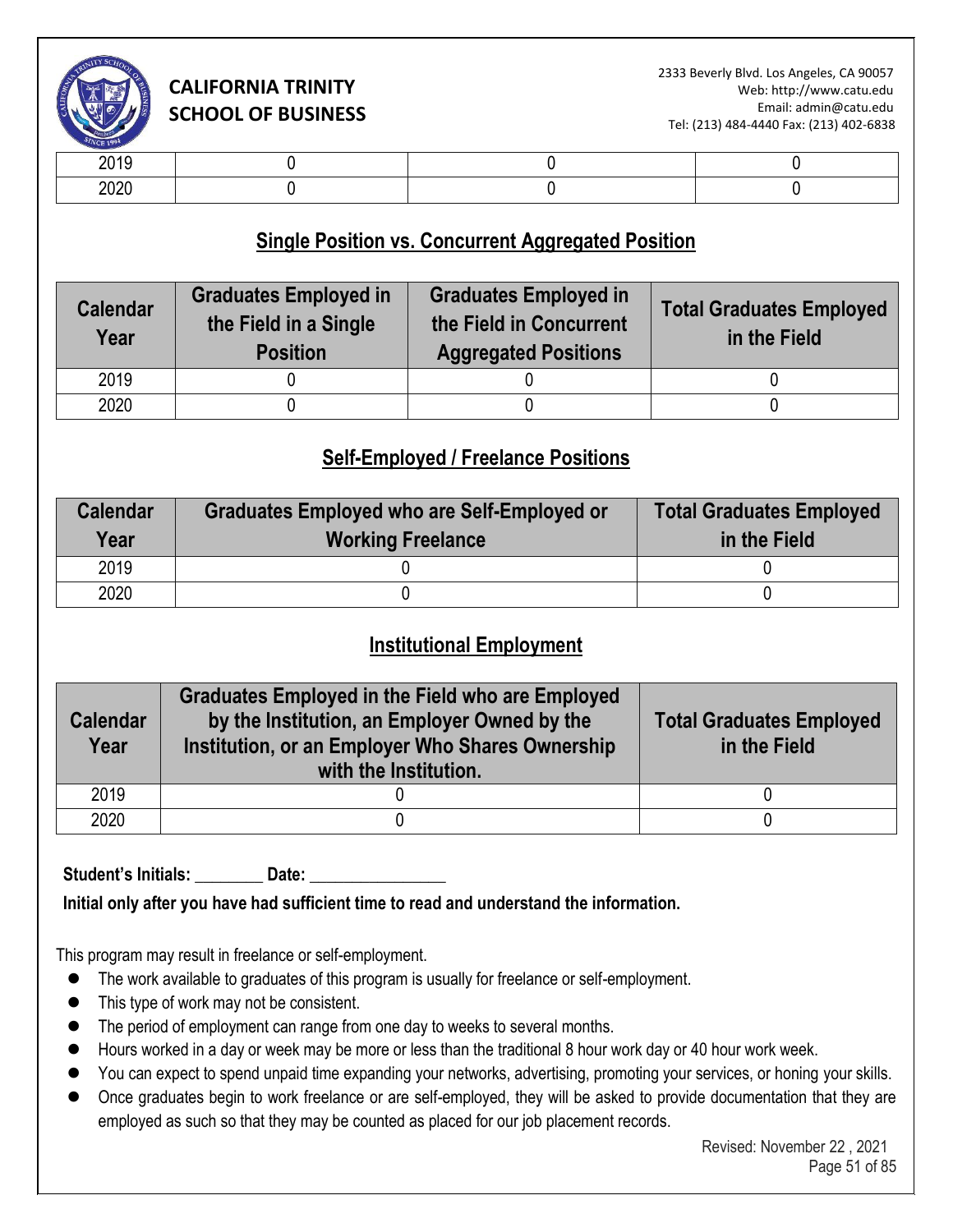| 2019 | 0 | 0 | 0 |
|---|---|---|---|
| 2020 | 0 | 0 | 0 |

## Single Position vs. Concurrent Aggregated Position

| Calendar Year | Graduates Employed in the Field in a Single Position | Graduates Employed in the Field in Concurrent Aggregated Positions | Total Graduates Employed in the Field |
|---|---|---|---|
| 2019 | 0 | 0 | 0 |
| 2020 | 0 | 0 | 0 |

## Self-Employed / Freelance Positions

| Calendar Year | Graduates Employed who are Self-Employed or Working Freelance | Total Graduates Employed in the Field |
|---|---|---|
| 2019 | 0 | 0 |
| 2020 | 0 | 0 |

## Institutional Employment

| Calendar Year | Graduates Employed in the Field who are Employed by the Institution, an Employer Owned by the Institution, or an Employer Who Shares Ownership with the Institution. | Total Graduates Employed in the Field |
|---|---|---|
| 2019 | 0 | 0 |
| 2020 | 0 | 0 |

**Student's Initials: \_\_\_\_\_\_\_\_ Date: \_\_\_\_\_\_\_\_\_\_\_\_\_\_\_\_**

**Initial only after you have had sufficient time to read and understand the information.**

This program may result in freelance or self-employment.

- The work available to graduates of this program is usually for freelance or self-employment.
- This type of work may not be consistent.
- The period of employment can range from one day to weeks to several months.
- Hours worked in a day or week may be more or less than the traditional 8 hour work day or 40 hour work week.
- You can expect to spend unpaid time expanding your networks, advertising, promoting your services, or honing your skills.
- Once graduates begin to work freelance or are self-employed, they will be asked to provide documentation that they are employed as such so that they may be counted as placed for our job placement records.

Revised: November 22 , 2021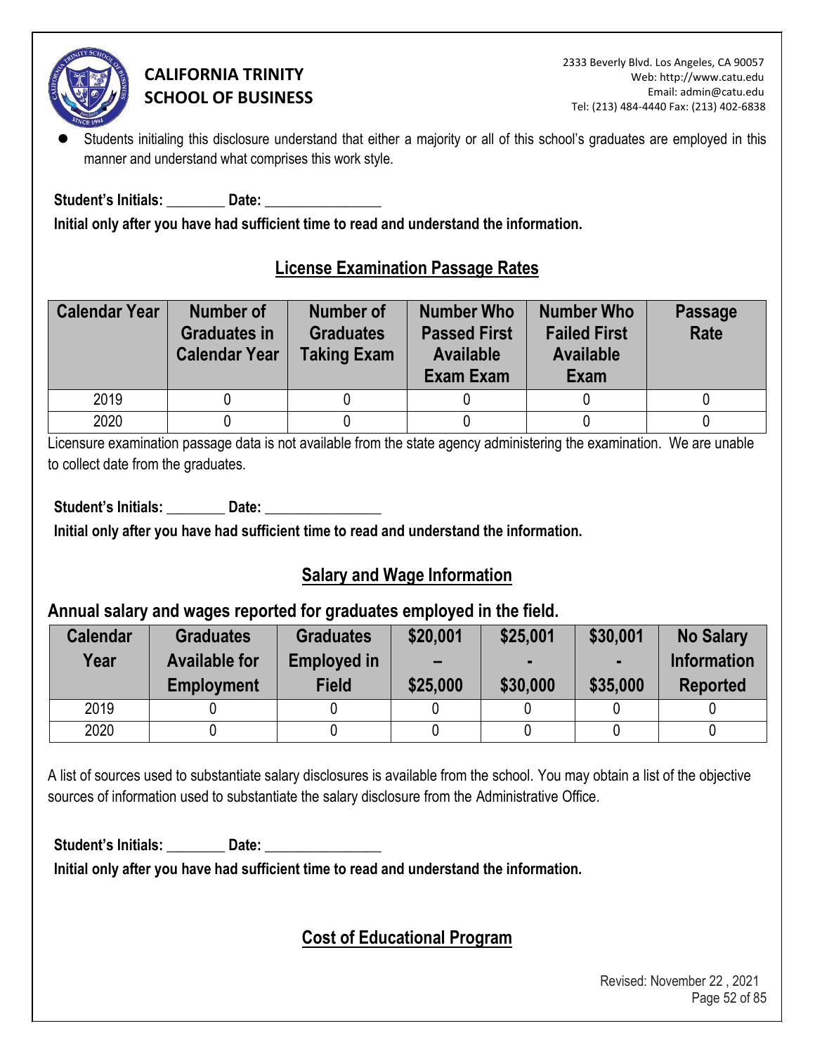- Students initialing this disclosure understand that either a majority or all of this school's graduates are employed in this manner and understand what comprises this work style.

**Student's Initials: ________ Date: ________________**

**Initial only after you have had sufficient time to read and understand the information.**

## License Examination Passage Rates

| Calendar Year | Number of Graduates in Calendar Year | Number of Graduates Taking Exam | Number Who Passed First Available Exam Exam | Number Who Failed First Available Exam | Passage Rate |
|---|---|---|---|---|---|
| 2019 | 0 | 0 | 0 | 0 | 0 |
| 2020 | 0 | 0 | 0 | 0 | 0 |

Licensure examination passage data is not available from the state agency administering the examination. We are unable to collect date from the graduates.

**Student's Initials: ________ Date: ________________**

**Initial only after you have had sufficient time to read and understand the information.**

## Salary and Wage Information

### Annual salary and wages reported for graduates employed in the field.

| Calendar Year | Graduates Available for Employment | Graduates Employed in Field | \$20,001 – \$25,000 | \$25,001 - \$30,000 | \$30,001 - \$35,000 | No Salary Information Reported |
|---|---|---|---|---|---|---|
| 2019 | 0 | 0 | 0 | 0 | 0 | 0 |
| 2020 | 0 | 0 | 0 | 0 | 0 | 0 |

A list of sources used to substantiate salary disclosures is available from the school. You may obtain a list of the objective sources of information used to substantiate the salary disclosure from the Administrative Office.

**Student's Initials: ________ Date: ________________**

**Initial only after you have had sufficient time to read and understand the information.**

## Cost of Educational Program

Revised: November 22 , 2021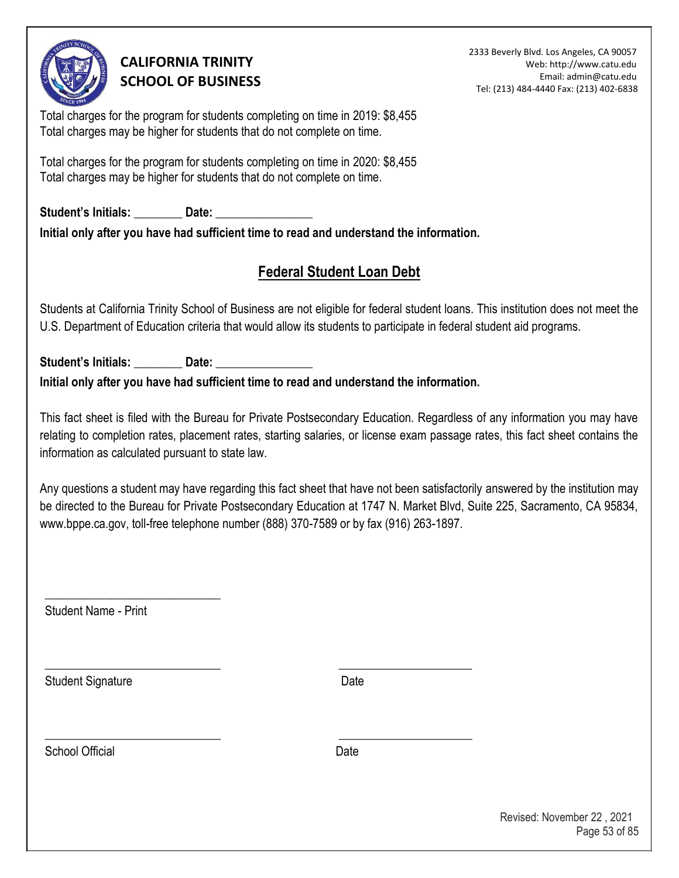Total charges for the program for students completing on time in 2019: $8,455
Total charges may be higher for students that do not complete on time.

Total charges for the program for students completing on time in 2020: $8,455
Total charges may be higher for students that do not complete on time.

**Student's Initials: ________ Date: ________________**
**Initial only after you have had sufficient time to read and understand the information.**

## Federal Student Loan Debt

Students at California Trinity School of Business are not eligible for federal student loans. This institution does not meet the U.S. Department of Education criteria that would allow its students to participate in federal student aid programs.

**Student's Initials: ________ Date: ________________**
**Initial only after you have had sufficient time to read and understand the information.**

This fact sheet is filed with the Bureau for Private Postsecondary Education. Regardless of any information you may have relating to completion rates, placement rates, starting salaries, or license exam passage rates, this fact sheet contains the information as calculated pursuant to state law.

Any questions a student may have regarding this fact sheet that have not been satisfactorily answered by the institution may be directed to the Bureau for Private Postsecondary Education at 1747 N. Market Blvd, Suite 225, Sacramento, CA 95834, www.bppe.ca.gov, toll-free telephone number (888) 370-7589 or by fax (916) 263-1897.

_____________________________
Student Name - Print

_____________________________ ______________________
Student Signature Date

_____________________________ ______________________
School Official Date

Revised: November 22 , 2021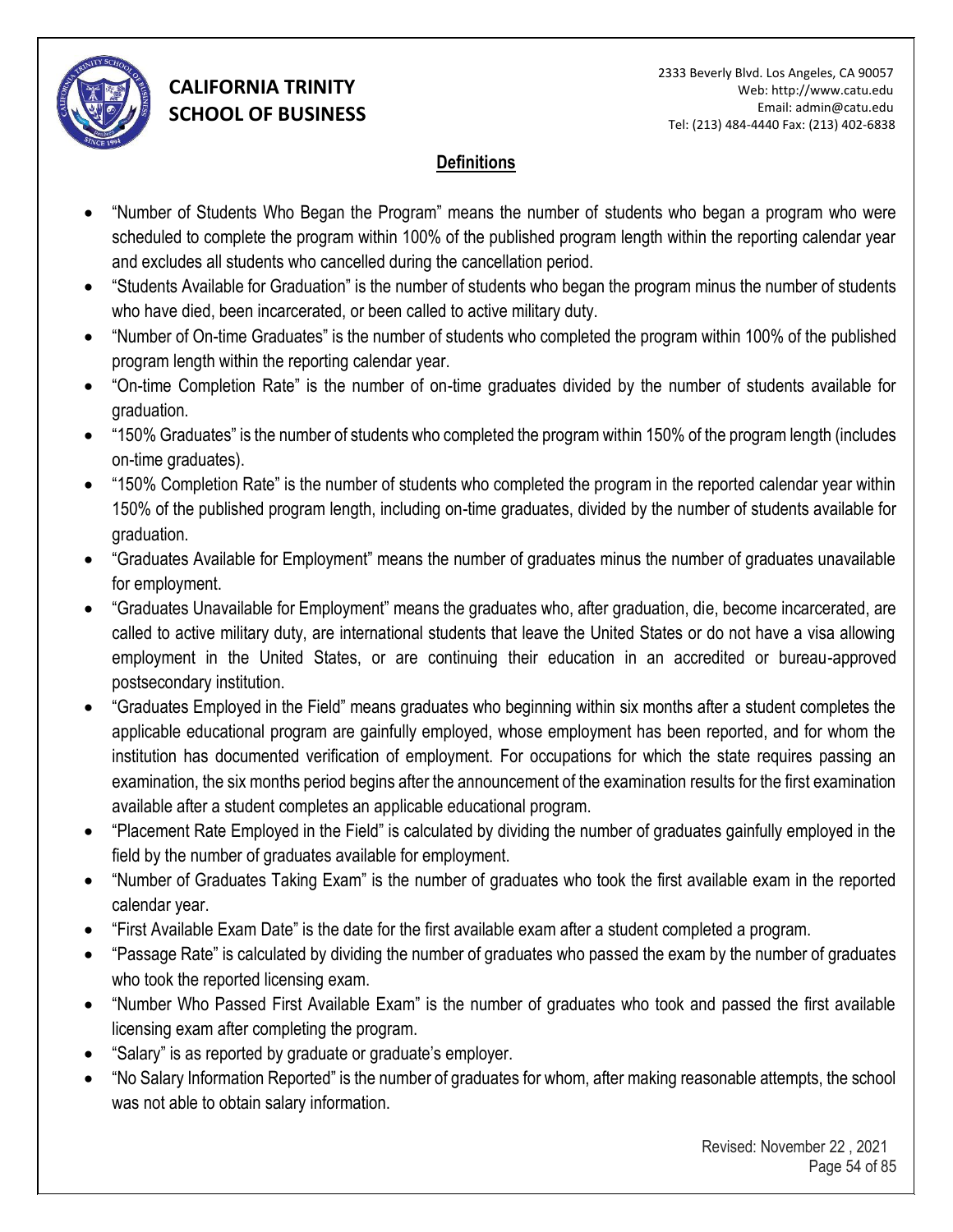# CALIFORNIA TRINITY SCHOOL OF BUSINESS

2333 Beverly Blvd. Los Angeles, CA 90057
Web: http://www.catu.edu
Email: admin@catu.edu
Tel: (213) 484-4440 Fax: (213) 402-6838

## Definitions

- "Number of Students Who Began the Program" means the number of students who began a program who were scheduled to complete the program within 100% of the published program length within the reporting calendar year and excludes all students who cancelled during the cancellation period.
- "Students Available for Graduation" is the number of students who began the program minus the number of students who have died, been incarcerated, or been called to active military duty.
- "Number of On-time Graduates" is the number of students who completed the program within 100% of the published program length within the reporting calendar year.
- "On-time Completion Rate" is the number of on-time graduates divided by the number of students available for graduation.
- "150% Graduates" is the number of students who completed the program within 150% of the program length (includes on-time graduates).
- "150% Completion Rate" is the number of students who completed the program in the reported calendar year within 150% of the published program length, including on-time graduates, divided by the number of students available for graduation.
- "Graduates Available for Employment" means the number of graduates minus the number of graduates unavailable for employment.
- "Graduates Unavailable for Employment" means the graduates who, after graduation, die, become incarcerated, are called to active military duty, are international students that leave the United States or do not have a visa allowing employment in the United States, or are continuing their education in an accredited or bureau-approved postsecondary institution.
- "Graduates Employed in the Field" means graduates who beginning within six months after a student completes the applicable educational program are gainfully employed, whose employment has been reported, and for whom the institution has documented verification of employment. For occupations for which the state requires passing an examination, the six months period begins after the announcement of the examination results for the first examination available after a student completes an applicable educational program.
- "Placement Rate Employed in the Field" is calculated by dividing the number of graduates gainfully employed in the field by the number of graduates available for employment.
- "Number of Graduates Taking Exam" is the number of graduates who took the first available exam in the reported calendar year.
- "First Available Exam Date" is the date for the first available exam after a student completed a program.
- "Passage Rate" is calculated by dividing the number of graduates who passed the exam by the number of graduates who took the reported licensing exam.
- "Number Who Passed First Available Exam" is the number of graduates who took and passed the first available licensing exam after completing the program.
- "Salary" is as reported by graduate or graduate's employer.
- "No Salary Information Reported" is the number of graduates for whom, after making reasonable attempts, the school was not able to obtain salary information.

Revised: November 22 , 2021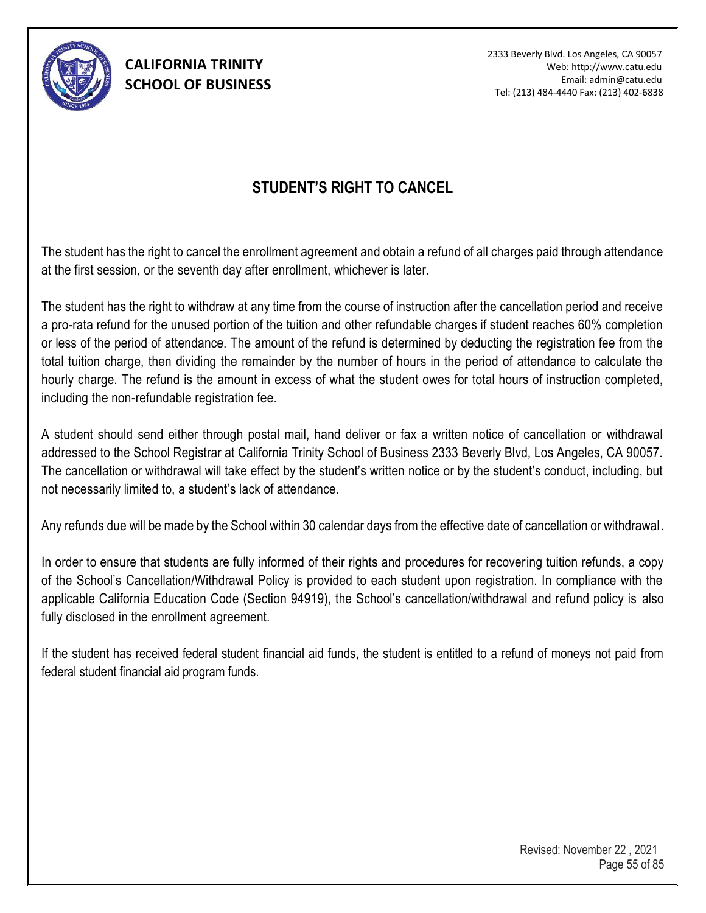# STUDENT'S RIGHT TO CANCEL

The student has the right to cancel the enrollment agreement and obtain a refund of all charges paid through attendance at the first session, or the seventh day after enrollment, whichever is later.

The student has the right to withdraw at any time from the course of instruction after the cancellation period and receive a pro-rata refund for the unused portion of the tuition and other refundable charges if student reaches 60% completion or less of the period of attendance. The amount of the refund is determined by deducting the registration fee from the total tuition charge, then dividing the remainder by the number of hours in the period of attendance to calculate the hourly charge. The refund is the amount in excess of what the student owes for total hours of instruction completed, including the non-refundable registration fee.

A student should send either through postal mail, hand deliver or fax a written notice of cancellation or withdrawal addressed to the School Registrar at California Trinity School of Business 2333 Beverly Blvd, Los Angeles, CA 90057. The cancellation or withdrawal will take effect by the student's written notice or by the student's conduct, including, but not necessarily limited to, a student's lack of attendance.

Any refunds due will be made by the School within 30 calendar days from the effective date of cancellation or withdrawal.

In order to ensure that students are fully informed of their rights and procedures for recovering tuition refunds, a copy of the School's Cancellation/Withdrawal Policy is provided to each student upon registration. In compliance with the applicable California Education Code (Section 94919), the School's cancellation/withdrawal and refund policy is also fully disclosed in the enrollment agreement.

If the student has received federal student financial aid funds, the student is entitled to a refund of moneys not paid from federal student financial aid program funds.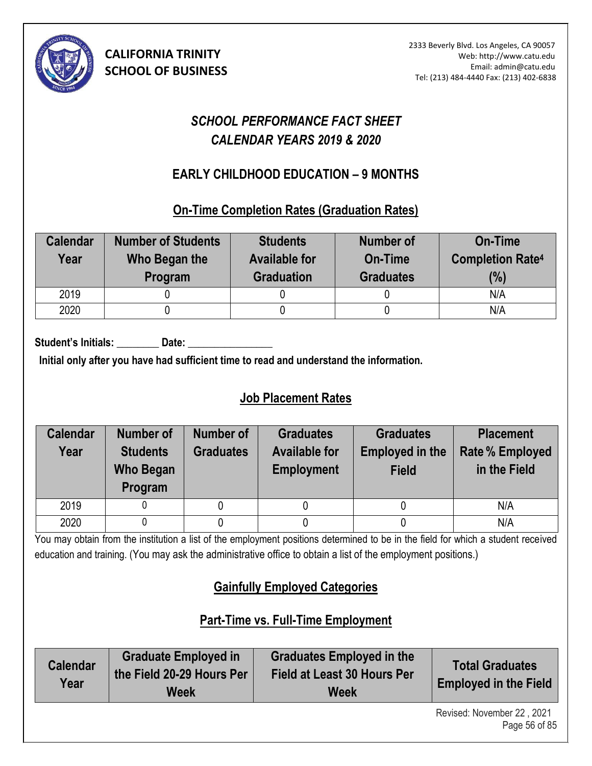**CALIFORNIA TRINITY SCHOOL OF BUSINESS**

2333 Beverly Blvd. Los Angeles, CA 90057
Web: http://www.catu.edu
Email: admin@catu.edu
Tel: (213) 484-4440 Fax: (213) 402-6838

# *SCHOOL PERFORMANCE FACT SHEET*
# *CALENDAR YEARS 2019 & 2020*

## EARLY CHILDHOOD EDUCATION – 9 MONTHS

### On-Time Completion Rates (Graduation Rates)

| Calendar Year | Number of Students Who Began the Program | Students Available for Graduation | Number of On-Time Graduates | On-Time Completion Rate[4] (%) |
|---|---|---|---|---|
| 2019 | 0 | 0 | 0 | N/A |
| 2020 | 0 | 0 | 0 | N/A |

**Student's Initials: ________ Date: ________________**

**Initial only after you have had sufficient time to read and understand the information.**

### Job Placement Rates

| Calendar Year | Number of Students Who Began Program | Number of Graduates | Graduates Available for Employment | Graduates Employed in the Field | Placement Rate % Employed in the Field |
|---|---|---|---|---|---|
| 2019 | 0 | 0 | 0 | 0 | N/A |
| 2020 | 0 | 0 | 0 | 0 | N/A |

You may obtain from the institution a list of the employment positions determined to be in the field for which a student received education and training. (You may ask the administrative office to obtain a list of the employment positions.)

### Gainfully Employed Categories

### Part-Time vs. Full-Time Employment

| Calendar Year | Graduate Employed in the Field 20-29 Hours Per Week | Graduates Employed in the Field at Least 30 Hours Per Week | Total Graduates Employed in the Field |
|---|---|---|---|

Revised: November 22 , 2021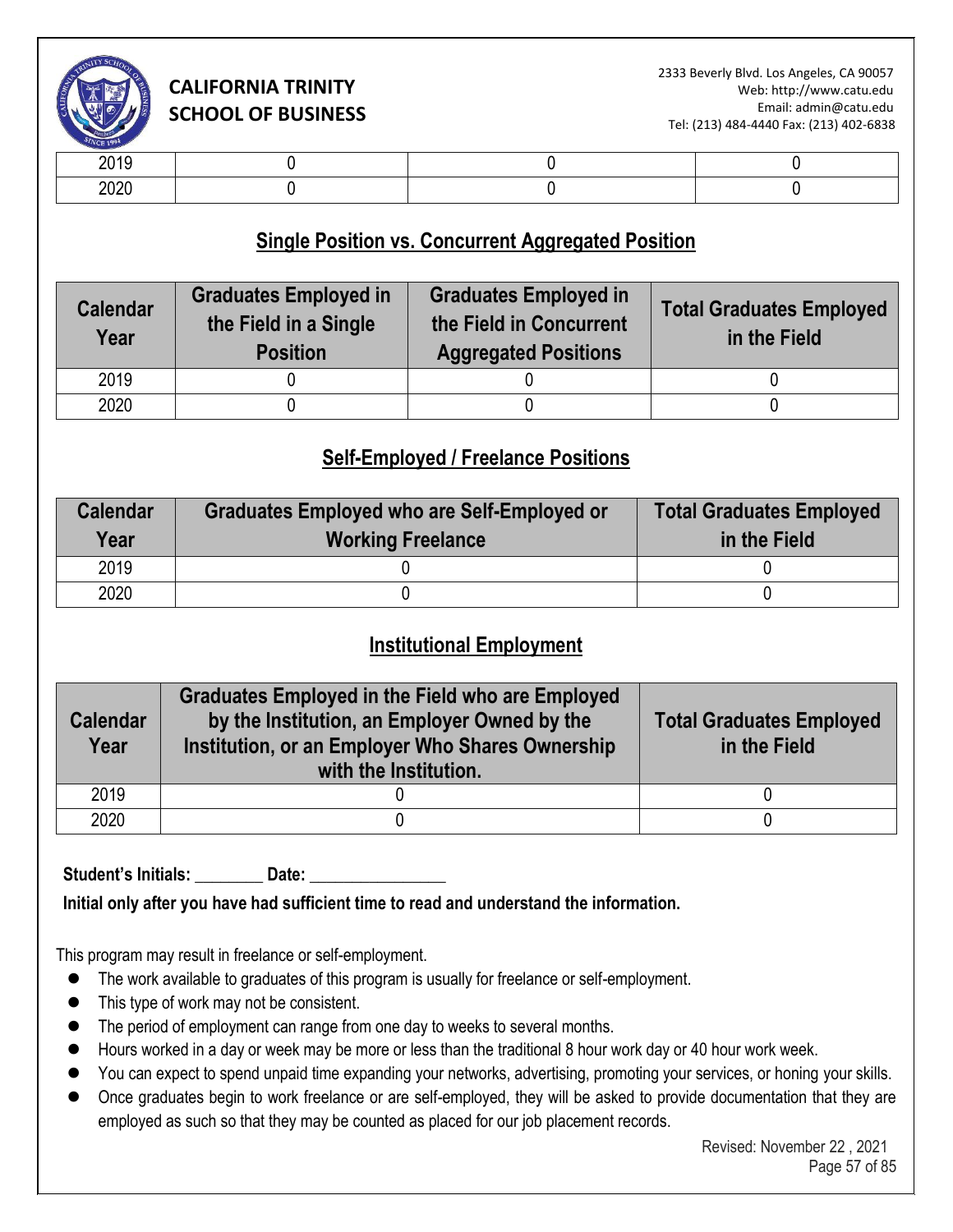| 2019 | 0 | 0 | 0 |
|---|---|---|---|
| 2020 | 0 | 0 | 0 |

## Single Position vs. Concurrent Aggregated Position

| Calendar Year | Graduates Employed in the Field in a Single Position | Graduates Employed in the Field in Concurrent Aggregated Positions | Total Graduates Employed in the Field |
|---|---|---|---|
| 2019 | 0 | 0 | 0 |
| 2020 | 0 | 0 | 0 |

## Self-Employed / Freelance Positions

| Calendar Year | Graduates Employed who are Self-Employed or Working Freelance | Total Graduates Employed in the Field |
|---|---|---|
| 2019 | 0 | 0 |
| 2020 | 0 | 0 |

## Institutional Employment

| Calendar Year | Graduates Employed in the Field who are Employed by the Institution, an Employer Owned by the Institution, or an Employer Who Shares Ownership with the Institution. | Total Graduates Employed in the Field |
|---|---|---|
| 2019 | 0 | 0 |
| 2020 | 0 | 0 |

**Student's Initials: ________ Date: ________________**

**Initial only after you have had sufficient time to read and understand the information.**

This program may result in freelance or self-employment.

- The work available to graduates of this program is usually for freelance or self-employment.
- This type of work may not be consistent.
- The period of employment can range from one day to weeks to several months.
- Hours worked in a day or week may be more or less than the traditional 8 hour work day or 40 hour work week.
- You can expect to spend unpaid time expanding your networks, advertising, promoting your services, or honing your skills.
- Once graduates begin to work freelance or are self-employed, they will be asked to provide documentation that they are employed as such so that they may be counted as placed for our job placement records.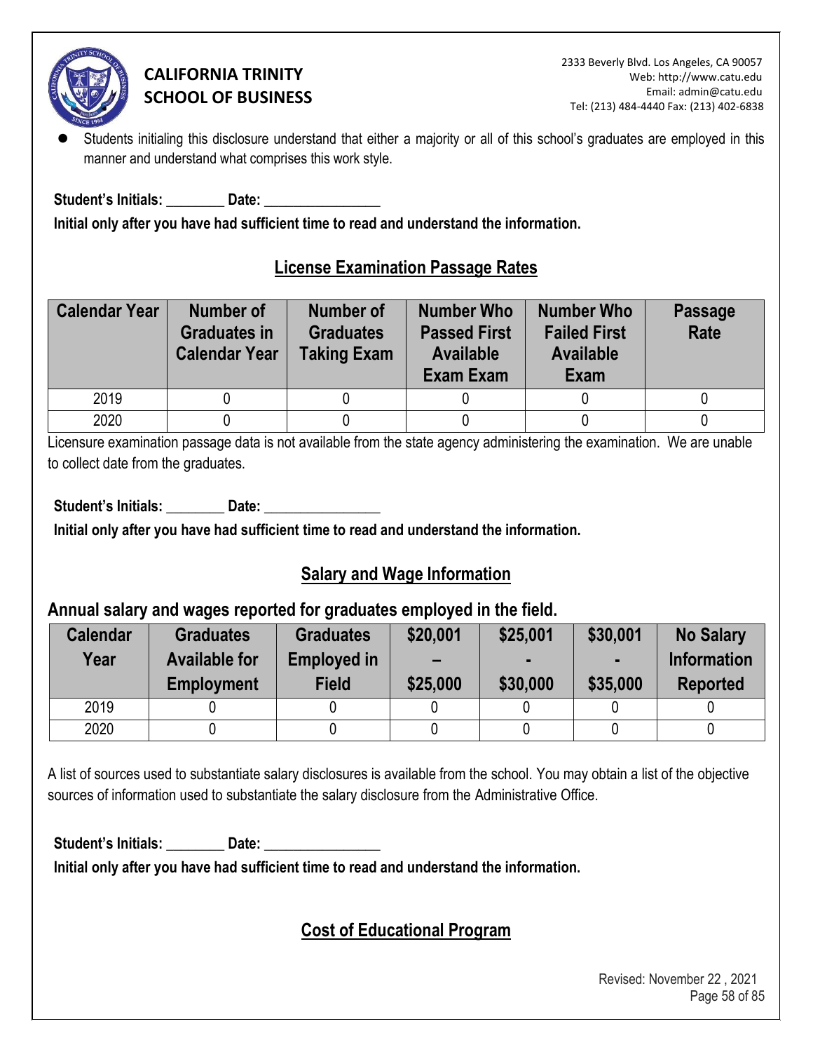- Students initialing this disclosure understand that either a majority or all of this school's graduates are employed in this manner and understand what comprises this work style.

**Student's Initials: ________ Date: ________________**

**Initial only after you have had sufficient time to read and understand the information.**

## License Examination Passage Rates

| Calendar Year | Number of Graduates in Calendar Year | Number of Graduates Taking Exam | Number Who Passed First Available Exam Exam | Number Who Failed First Available Exam | Passage Rate |
|---|---|---|---|---|---|
| 2019 | 0 | 0 | 0 | 0 | 0 |
| 2020 | 0 | 0 | 0 | 0 | 0 |

Licensure examination passage data is not available from the state agency administering the examination. We are unable to collect date from the graduates.

**Student's Initials: ________ Date: ________________**

**Initial only after you have had sufficient time to read and understand the information.**

## Salary and Wage Information

### Annual salary and wages reported for graduates employed in the field.

| Calendar Year | Graduates Available for Employment | Graduates Employed in Field | $20,001 – $25,000 | $25,001 - $30,000 | $30,001 - $35,000 | No Salary Information Reported |
|---|---|---|---|---|---|---|
| 2019 | 0 | 0 | 0 | 0 | 0 | 0 |
| 2020 | 0 | 0 | 0 | 0 | 0 | 0 |

A list of sources used to substantiate salary disclosures is available from the school. You may obtain a list of the objective sources of information used to substantiate the salary disclosure from the Administrative Office.

**Student's Initials: ________ Date: ________________**

**Initial only after you have had sufficient time to read and understand the information.**

## Cost of Educational Program

Revised: November 22 , 2021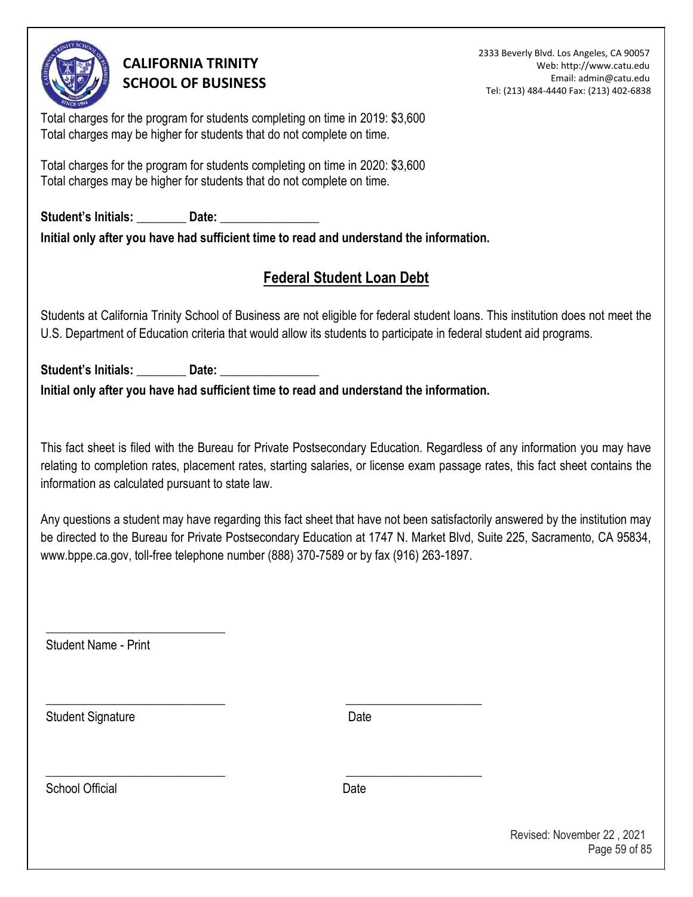Total charges for the program for students completing on time in 2019: $3,600
Total charges may be higher for students that do not complete on time.

Total charges for the program for students completing on time in 2020: $3,600
Total charges may be higher for students that do not complete on time.

**Student's Initials: ________ Date: ________________**
**Initial only after you have had sufficient time to read and understand the information.**

## Federal Student Loan Debt

Students at California Trinity School of Business are not eligible for federal student loans. This institution does not meet the U.S. Department of Education criteria that would allow its students to participate in federal student aid programs.

**Student's Initials: ________ Date: ________________**
**Initial only after you have had sufficient time to read and understand the information.**

This fact sheet is filed with the Bureau for Private Postsecondary Education. Regardless of any information you may have relating to completion rates, placement rates, starting salaries, or license exam passage rates, this fact sheet contains the information as calculated pursuant to state law.

Any questions a student may have regarding this fact sheet that have not been satisfactorily answered by the institution may be directed to the Bureau for Private Postsecondary Education at 1747 N. Market Blvd, Suite 225, Sacramento, CA 95834, www.bppe.ca.gov, toll-free telephone number (888) 370-7589 or by fax (916) 263-1897.

____________________________
Student Name - Print

____________________________ ______________________
Student Signature Date

____________________________ ______________________
School Official Date

Revised: November 22 , 2021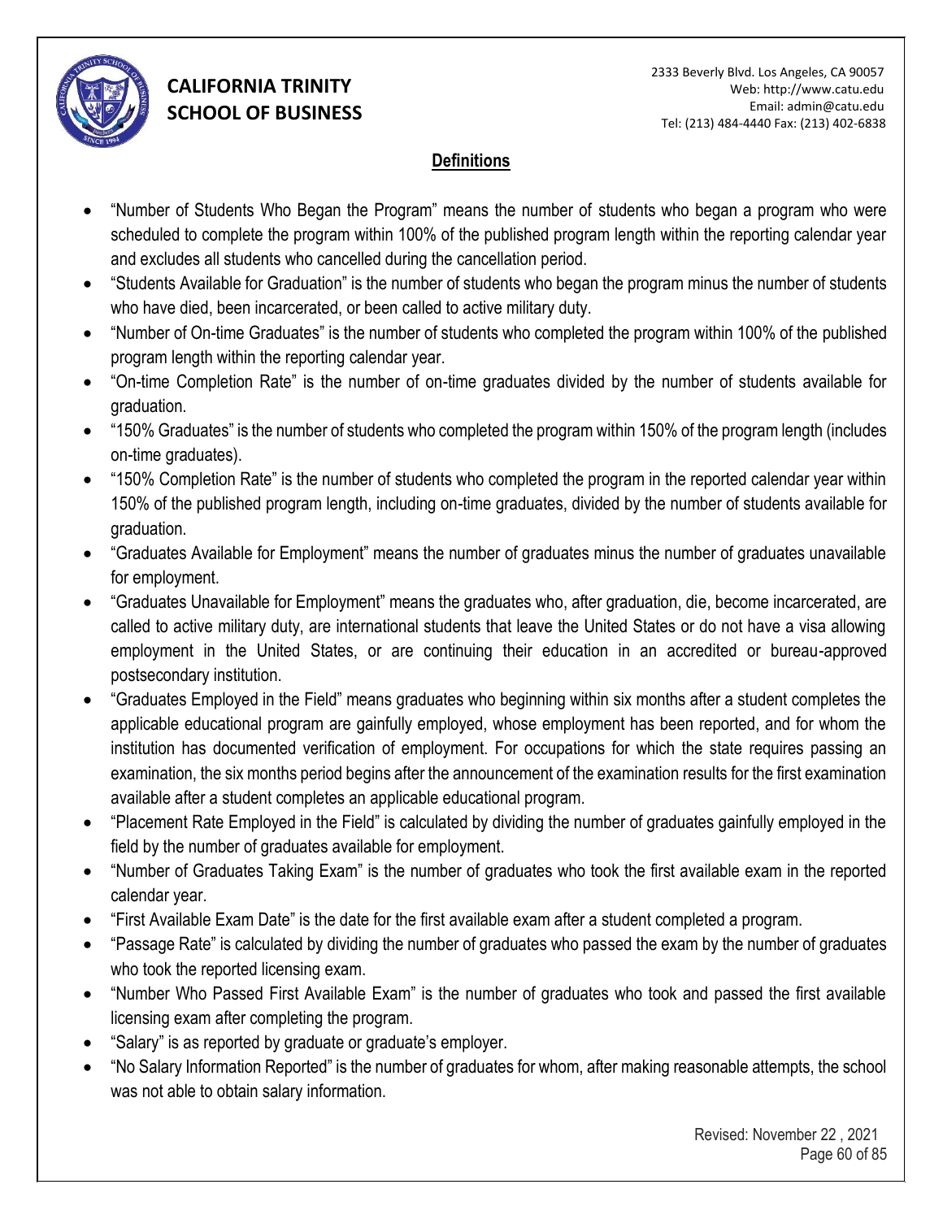## Definitions

- "Number of Students Who Began the Program" means the number of students who began a program who were scheduled to complete the program within 100% of the published program length within the reporting calendar year and excludes all students who cancelled during the cancellation period.
- "Students Available for Graduation" is the number of students who began the program minus the number of students who have died, been incarcerated, or been called to active military duty.
- "Number of On-time Graduates" is the number of students who completed the program within 100% of the published program length within the reporting calendar year.
- "On-time Completion Rate" is the number of on-time graduates divided by the number of students available for graduation.
- "150% Graduates" is the number of students who completed the program within 150% of the program length (includes on-time graduates).
- "150% Completion Rate" is the number of students who completed the program in the reported calendar year within 150% of the published program length, including on-time graduates, divided by the number of students available for graduation.
- "Graduates Available for Employment" means the number of graduates minus the number of graduates unavailable for employment.
- "Graduates Unavailable for Employment" means the graduates who, after graduation, die, become incarcerated, are called to active military duty, are international students that leave the United States or do not have a visa allowing employment in the United States, or are continuing their education in an accredited or bureau-approved postsecondary institution.
- "Graduates Employed in the Field" means graduates who beginning within six months after a student completes the applicable educational program are gainfully employed, whose employment has been reported, and for whom the institution has documented verification of employment. For occupations for which the state requires passing an examination, the six months period begins after the announcement of the examination results for the first examination available after a student completes an applicable educational program.
- "Placement Rate Employed in the Field" is calculated by dividing the number of graduates gainfully employed in the field by the number of graduates available for employment.
- "Number of Graduates Taking Exam" is the number of graduates who took the first available exam in the reported calendar year.
- "First Available Exam Date" is the date for the first available exam after a student completed a program.
- "Passage Rate" is calculated by dividing the number of graduates who passed the exam by the number of graduates who took the reported licensing exam.
- "Number Who Passed First Available Exam" is the number of graduates who took and passed the first available licensing exam after completing the program.
- "Salary" is as reported by graduate or graduate's employer.
- "No Salary Information Reported" is the number of graduates for whom, after making reasonable attempts, the school was not able to obtain salary information.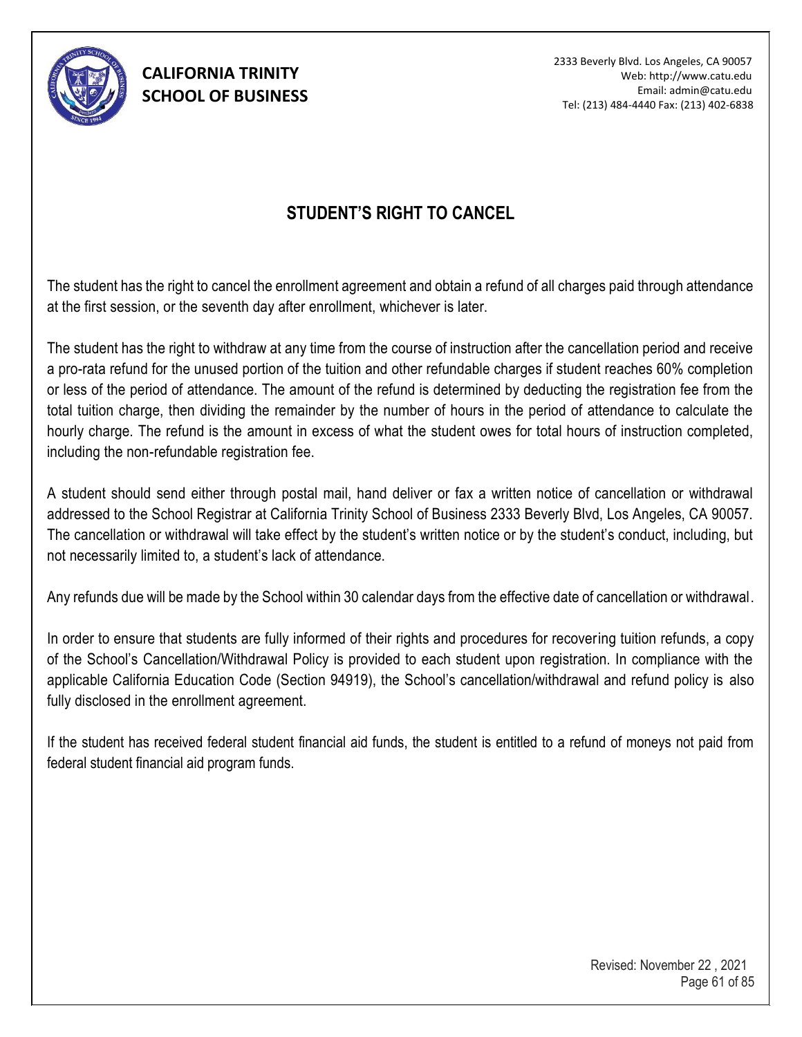# STUDENT'S RIGHT TO CANCEL

The student has the right to cancel the enrollment agreement and obtain a refund of all charges paid through attendance at the first session, or the seventh day after enrollment, whichever is later.

The student has the right to withdraw at any time from the course of instruction after the cancellation period and receive a pro-rata refund for the unused portion of the tuition and other refundable charges if student reaches 60% completion or less of the period of attendance. The amount of the refund is determined by deducting the registration fee from the total tuition charge, then dividing the remainder by the number of hours in the period of attendance to calculate the hourly charge. The refund is the amount in excess of what the student owes for total hours of instruction completed, including the non-refundable registration fee.

A student should send either through postal mail, hand deliver or fax a written notice of cancellation or withdrawal addressed to the School Registrar at California Trinity School of Business 2333 Beverly Blvd, Los Angeles, CA 90057. The cancellation or withdrawal will take effect by the student's written notice or by the student's conduct, including, but not necessarily limited to, a student's lack of attendance.

Any refunds due will be made by the School within 30 calendar days from the effective date of cancellation or withdrawal.

In order to ensure that students are fully informed of their rights and procedures for recovering tuition refunds, a copy of the School's Cancellation/Withdrawal Policy is provided to each student upon registration. In compliance with the applicable California Education Code (Section 94919), the School's cancellation/withdrawal and refund policy is also fully disclosed in the enrollment agreement.

If the student has received federal student financial aid funds, the student is entitled to a refund of moneys not paid from federal student financial aid program funds.

Revised: November 22 , 2021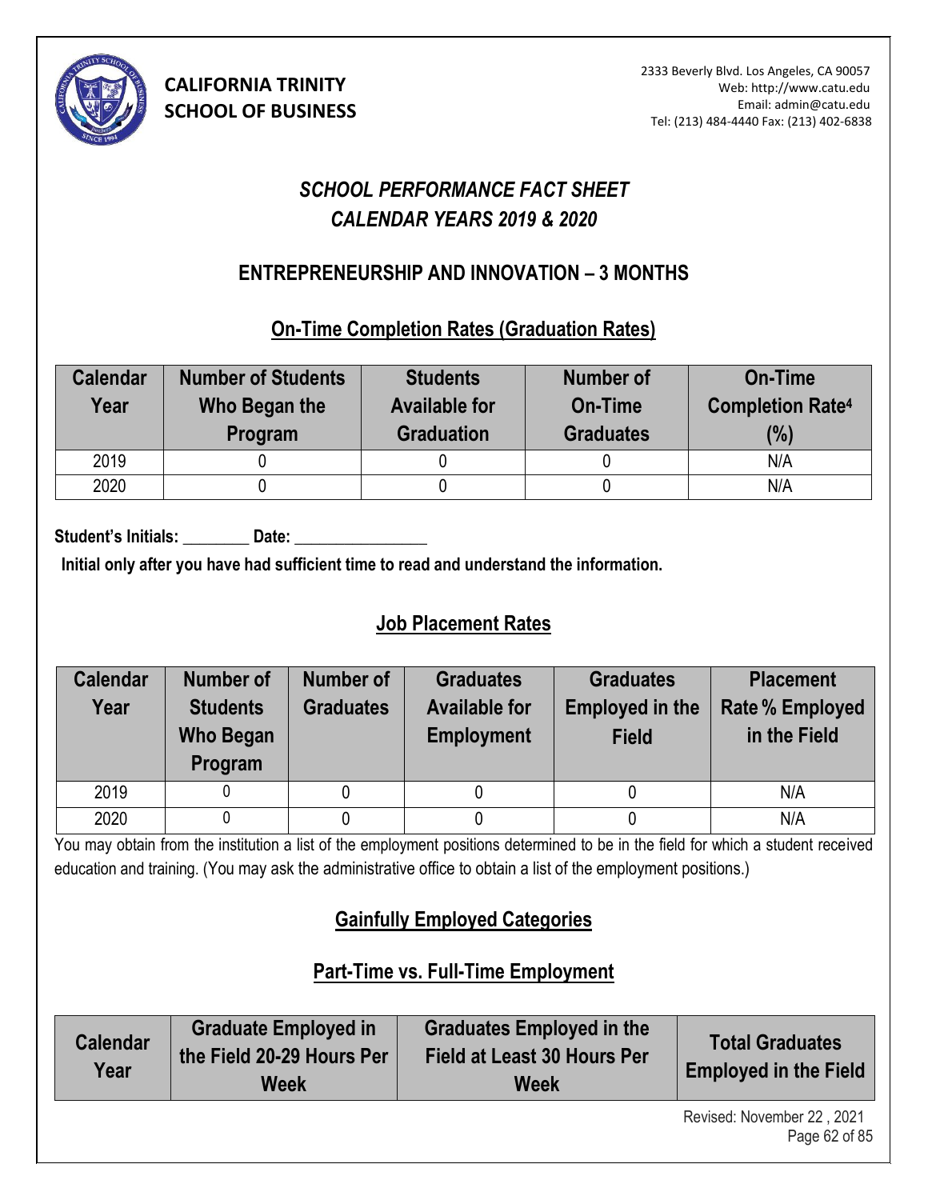**CALIFORNIA TRINITY SCHOOL OF BUSINESS**

2333 Beverly Blvd. Los Angeles, CA 90057
Web: http://www.catu.edu
Email: admin@catu.edu
Tel: (213) 484-4440 Fax: (213) 402-6838

# *SCHOOL PERFORMANCE FACT SHEET*
# *CALENDAR YEARS 2019 & 2020*

## ENTREPRENEURSHIP AND INNOVATION – 3 MONTHS

### On-Time Completion Rates (Graduation Rates)

| Calendar Year | Number of Students Who Began the Program | Students Available for Graduation | Number of On-Time Graduates | On-Time Completion Rate[4] (%) |
|---|---|---|---|---|
| 2019 | 0 | 0 | 0 | N/A |
| 2020 | 0 | 0 | 0 | N/A |

**Student's Initials: ________ Date: ________________**

**Initial only after you have had sufficient time to read and understand the information.**

### Job Placement Rates

| Calendar Year | Number of Students Who Began Program | Number of Graduates | Graduates Available for Employment | Graduates Employed in the Field | Placement Rate % Employed in the Field |
|---|---|---|---|---|---|
| 2019 | 0 | 0 | 0 | 0 | N/A |
| 2020 | 0 | 0 | 0 | 0 | N/A |

You may obtain from the institution a list of the employment positions determined to be in the field for which a student received education and training. (You may ask the administrative office to obtain a list of the employment positions.)

### Gainfully Employed Categories

### Part-Time vs. Full-Time Employment

| Calendar Year | Graduate Employed in the Field 20-29 Hours Per Week | Graduates Employed in the Field at Least 30 Hours Per Week | Total Graduates Employed in the Field |
|---|---|---|---|

Revised: November 22 , 2021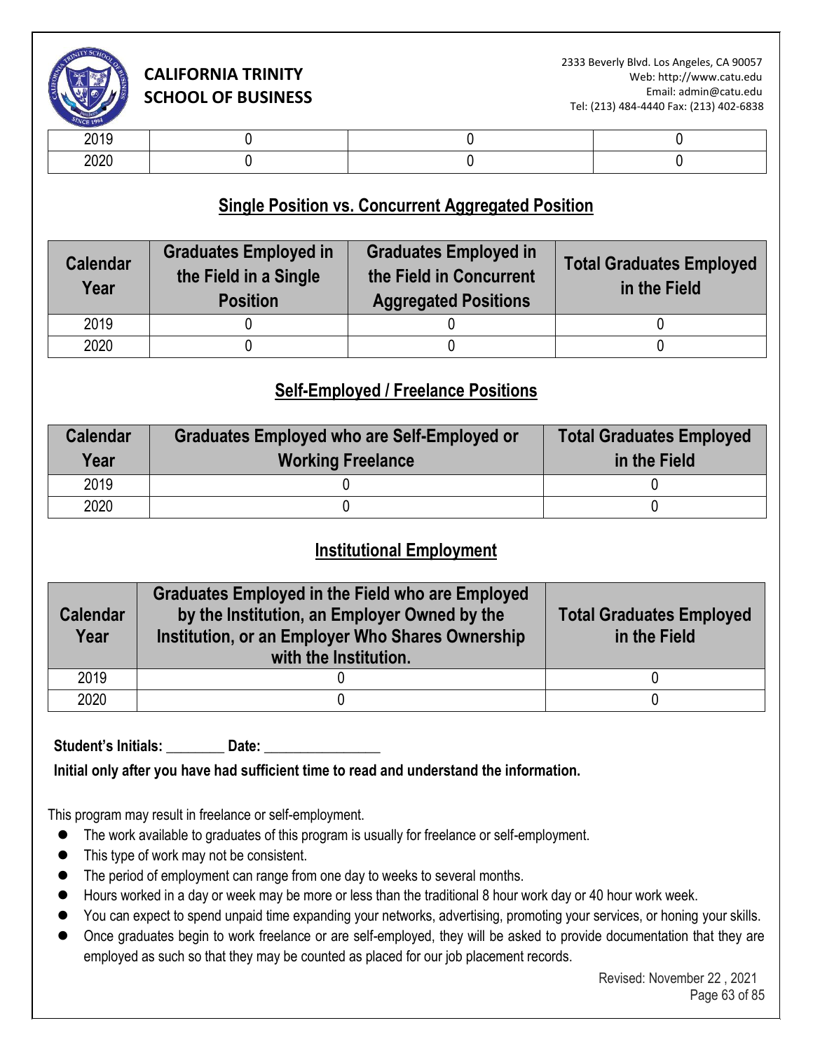| | | | |
|---|---|---|---|
| 2019 | 0 | 0 | 0 |
| 2020 | 0 | 0 | 0 |

## Single Position vs. Concurrent Aggregated Position

| Calendar Year | Graduates Employed in the Field in a Single Position | Graduates Employed in the Field in Concurrent Aggregated Positions | Total Graduates Employed in the Field |
|---|---|---|---|
| 2019 | 0 | 0 | 0 |
| 2020 | 0 | 0 | 0 |

## Self-Employed / Freelance Positions

| Calendar Year | Graduates Employed who are Self-Employed or Working Freelance | Total Graduates Employed in the Field |
|---|---|---|
| 2019 | 0 | 0 |
| 2020 | 0 | 0 |

## Institutional Employment

| Calendar Year | Graduates Employed in the Field who are Employed by the Institution, an Employer Owned by the Institution, or an Employer Who Shares Ownership with the Institution. | Total Graduates Employed in the Field |
|---|---|---|
| 2019 | 0 | 0 |
| 2020 | 0 | 0 |

**Student's Initials: ________ Date: ________________**

**Initial only after you have had sufficient time to read and understand the information.**

This program may result in freelance or self-employment.

- The work available to graduates of this program is usually for freelance or self-employment.
- This type of work may not be consistent.
- The period of employment can range from one day to weeks to several months.
- Hours worked in a day or week may be more or less than the traditional 8 hour work day or 40 hour work week.
- You can expect to spend unpaid time expanding your networks, advertising, promoting your services, or honing your skills.
- Once graduates begin to work freelance or are self-employed, they will be asked to provide documentation that they are employed as such so that they may be counted as placed for our job placement records.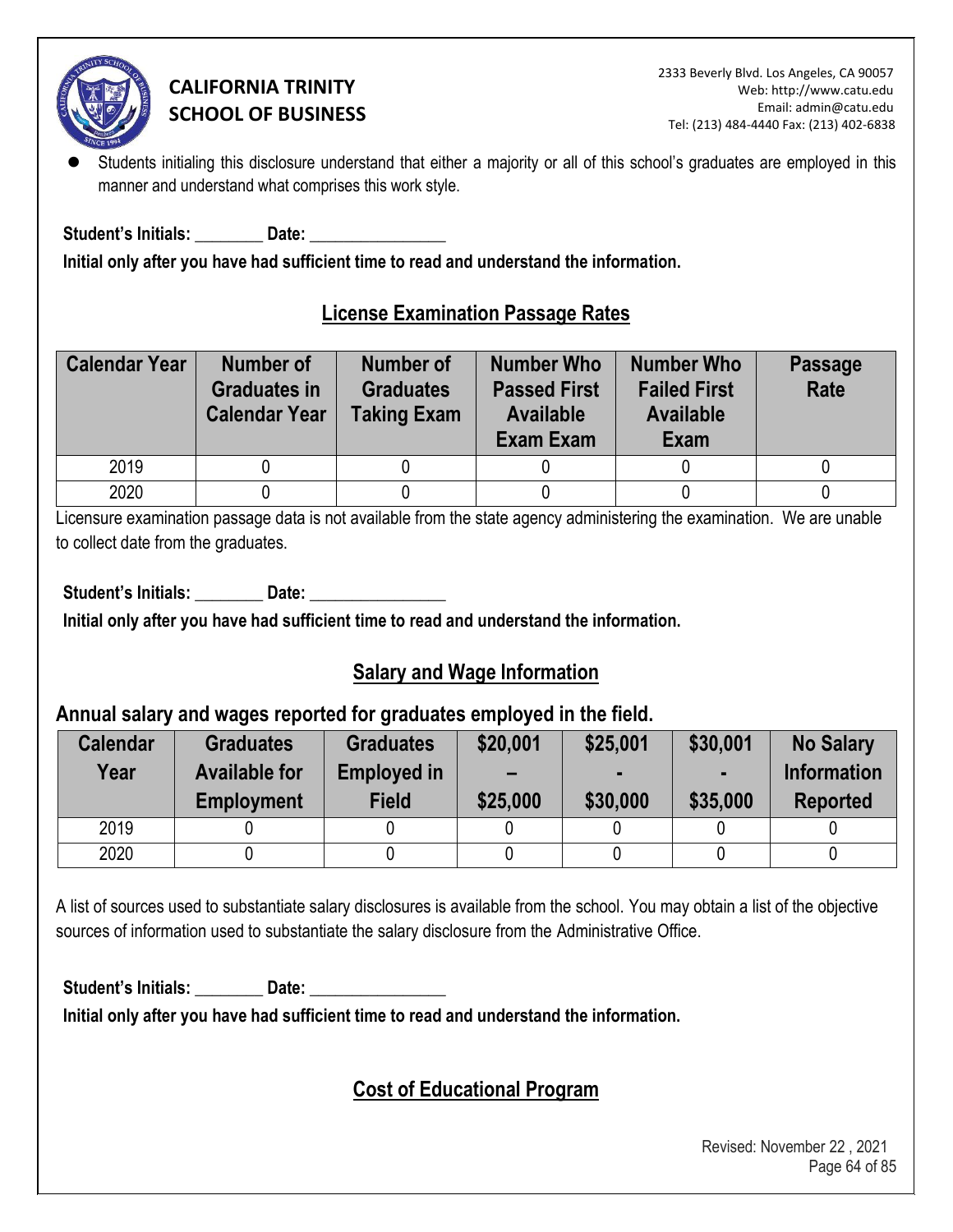- Students initialing this disclosure understand that either a majority or all of this school's graduates are employed in this manner and understand what comprises this work style.

**Student's Initials:** ________ **Date:** ________________

**Initial only after you have had sufficient time to read and understand the information.**

## License Examination Passage Rates

| Calendar Year | Number of Graduates in Calendar Year | Number of Graduates Taking Exam | Number Who Passed First Available Exam Exam | Number Who Failed First Available Exam | Passage Rate |
|---|---|---|---|---|---|
| 2019 | 0 | 0 | 0 | 0 | 0 |
| 2020 | 0 | 0 | 0 | 0 | 0 |

Licensure examination passage data is not available from the state agency administering the examination. We are unable to collect date from the graduates.

**Student's Initials:** ________ **Date:** ________________

**Initial only after you have had sufficient time to read and understand the information.**

## Salary and Wage Information

### Annual salary and wages reported for graduates employed in the field.

| Calendar Year | Graduates Available for Employment | Graduates Employed in Field | $20,001 – $25,000 | $25,001 - $30,000 | $30,001 - $35,000 | No Salary Information Reported |
|---|---|---|---|---|---|---|
| 2019 | 0 | 0 | 0 | 0 | 0 | 0 |
| 2020 | 0 | 0 | 0 | 0 | 0 | 0 |

A list of sources used to substantiate salary disclosures is available from the school. You may obtain a list of the objective sources of information used to substantiate the salary disclosure from the Administrative Office.

**Student's Initials:** ________ **Date:** ________________

**Initial only after you have had sufficient time to read and understand the information.**

## Cost of Educational Program

Revised: November 22 , 2021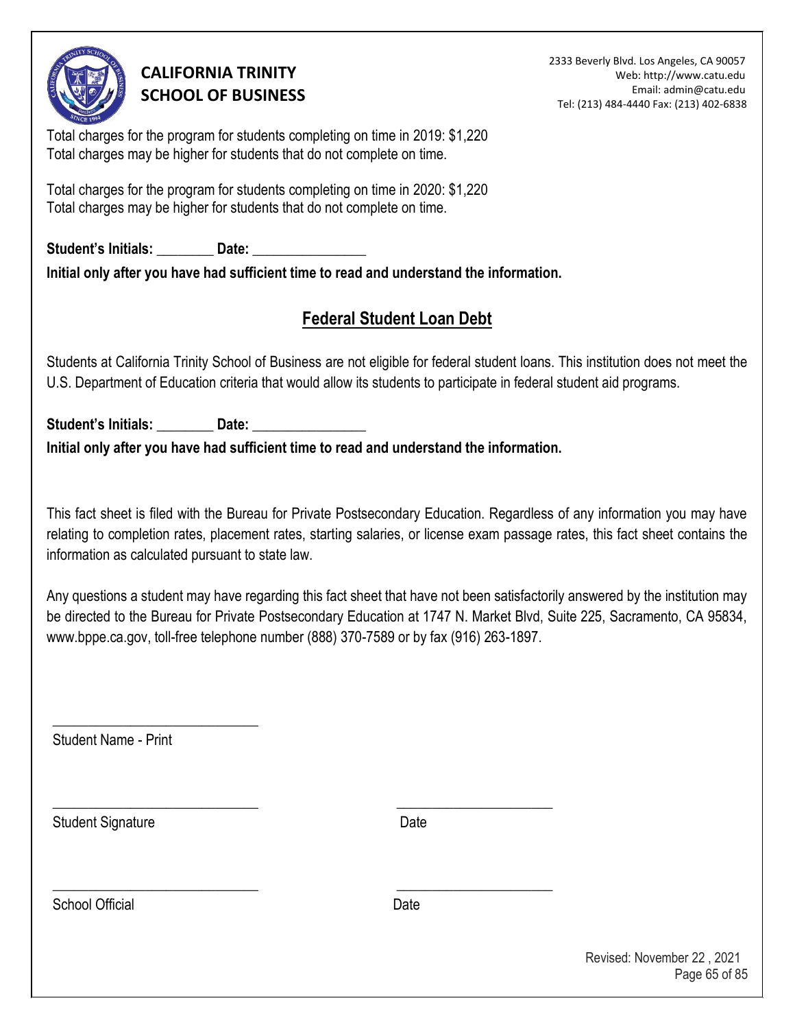Total charges for the program for students completing on time in 2019: $1,220
Total charges may be higher for students that do not complete on time.

Total charges for the program for students completing on time in 2020: $1,220
Total charges may be higher for students that do not complete on time.

**Student's Initials:** ________ **Date:** ________________

**Initial only after you have had sufficient time to read and understand the information.**

## Federal Student Loan Debt

Students at California Trinity School of Business are not eligible for federal student loans. This institution does not meet the U.S. Department of Education criteria that would allow its students to participate in federal student aid programs.

**Student's Initials:** ________ **Date:** ________________

**Initial only after you have had sufficient time to read and understand the information.**

This fact sheet is filed with the Bureau for Private Postsecondary Education. Regardless of any information you may have relating to completion rates, placement rates, starting salaries, or license exam passage rates, this fact sheet contains the information as calculated pursuant to state law.

Any questions a student may have regarding this fact sheet that have not been satisfactorily answered by the institution may be directed to the Bureau for Private Postsecondary Education at 1747 N. Market Blvd, Suite 225, Sacramento, CA 95834, www.bppe.ca.gov, toll-free telephone number (888) 370-7589 or by fax (916) 263-1897.

_____________________________
Student Name - Print

_____________________________ ______________________
Student Signature Date

_____________________________ ______________________
School Official Date

Revised: November 22 , 2021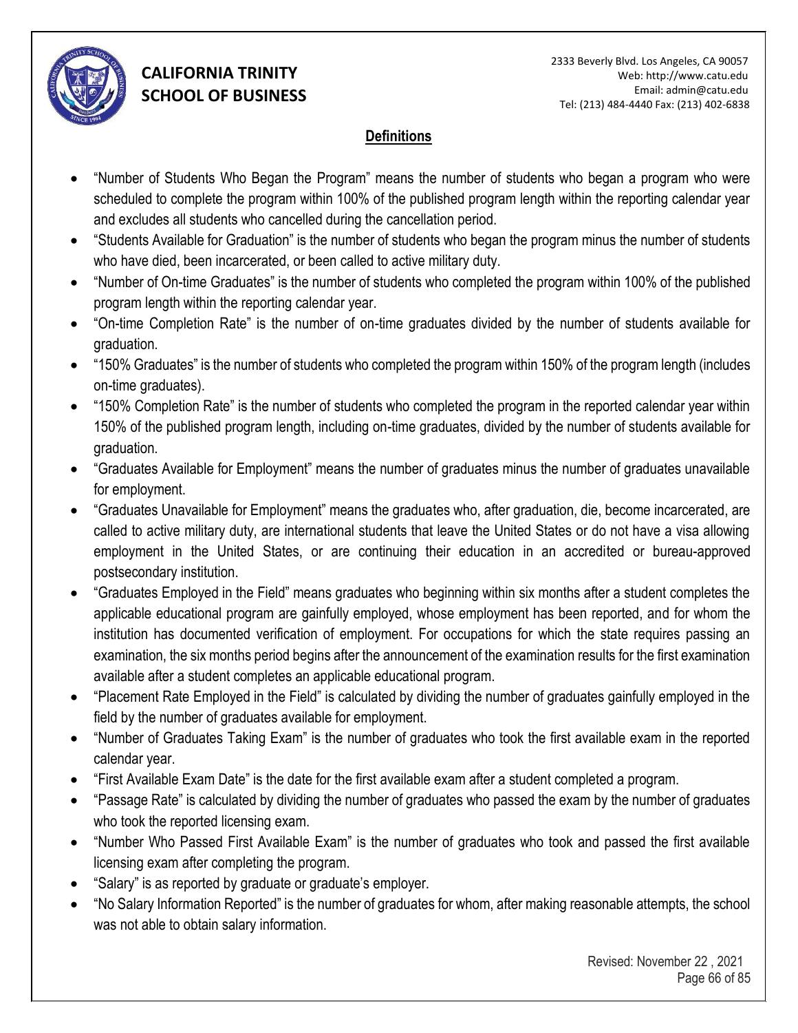## Definitions

- “Number of Students Who Began the Program” means the number of students who began a program who were scheduled to complete the program within 100% of the published program length within the reporting calendar year and excludes all students who cancelled during the cancellation period.
- “Students Available for Graduation” is the number of students who began the program minus the number of students who have died, been incarcerated, or been called to active military duty.
- “Number of On-time Graduates” is the number of students who completed the program within 100% of the published program length within the reporting calendar year.
- “On-time Completion Rate” is the number of on-time graduates divided by the number of students available for graduation.
- “150% Graduates” is the number of students who completed the program within 150% of the program length (includes on-time graduates).
- “150% Completion Rate” is the number of students who completed the program in the reported calendar year within 150% of the published program length, including on-time graduates, divided by the number of students available for graduation.
- “Graduates Available for Employment” means the number of graduates minus the number of graduates unavailable for employment.
- “Graduates Unavailable for Employment” means the graduates who, after graduation, die, become incarcerated, are called to active military duty, are international students that leave the United States or do not have a visa allowing employment in the United States, or are continuing their education in an accredited or bureau-approved postsecondary institution.
- “Graduates Employed in the Field” means graduates who beginning within six months after a student completes the applicable educational program are gainfully employed, whose employment has been reported, and for whom the institution has documented verification of employment. For occupations for which the state requires passing an examination, the six months period begins after the announcement of the examination results for the first examination available after a student completes an applicable educational program.
- “Placement Rate Employed in the Field” is calculated by dividing the number of graduates gainfully employed in the field by the number of graduates available for employment.
- “Number of Graduates Taking Exam” is the number of graduates who took the first available exam in the reported calendar year.
- “First Available Exam Date” is the date for the first available exam after a student completed a program.
- “Passage Rate” is calculated by dividing the number of graduates who passed the exam by the number of graduates who took the reported licensing exam.
- “Number Who Passed First Available Exam” is the number of graduates who took and passed the first available licensing exam after completing the program.
- “Salary” is as reported by graduate or graduate’s employer.
- “No Salary Information Reported” is the number of graduates for whom, after making reasonable attempts, the school was not able to obtain salary information.

Revised: November 22 , 2021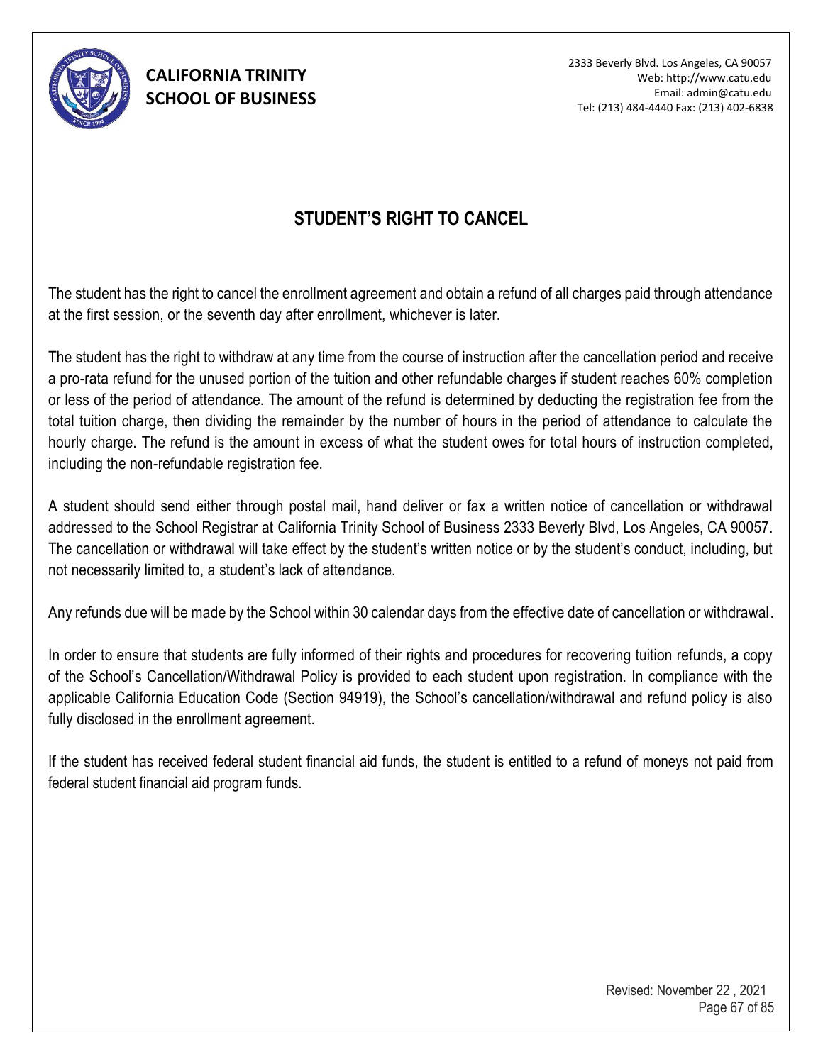# STUDENT'S RIGHT TO CANCEL

The student has the right to cancel the enrollment agreement and obtain a refund of all charges paid through attendance at the first session, or the seventh day after enrollment, whichever is later.

The student has the right to withdraw at any time from the course of instruction after the cancellation period and receive a pro-rata refund for the unused portion of the tuition and other refundable charges if student reaches 60% completion or less of the period of attendance. The amount of the refund is determined by deducting the registration fee from the total tuition charge, then dividing the remainder by the number of hours in the period of attendance to calculate the hourly charge. The refund is the amount in excess of what the student owes for total hours of instruction completed, including the non-refundable registration fee.

A student should send either through postal mail, hand deliver or fax a written notice of cancellation or withdrawal addressed to the School Registrar at California Trinity School of Business 2333 Beverly Blvd, Los Angeles, CA 90057. The cancellation or withdrawal will take effect by the student's written notice or by the student's conduct, including, but not necessarily limited to, a student's lack of attendance.

Any refunds due will be made by the School within 30 calendar days from the effective date of cancellation or withdrawal.

In order to ensure that students are fully informed of their rights and procedures for recovering tuition refunds, a copy of the School's Cancellation/Withdrawal Policy is provided to each student upon registration. In compliance with the applicable California Education Code (Section 94919), the School's cancellation/withdrawal and refund policy is also fully disclosed in the enrollment agreement.

If the student has received federal student financial aid funds, the student is entitled to a refund of moneys not paid from federal student financial aid program funds.

Revised: November 22 , 2021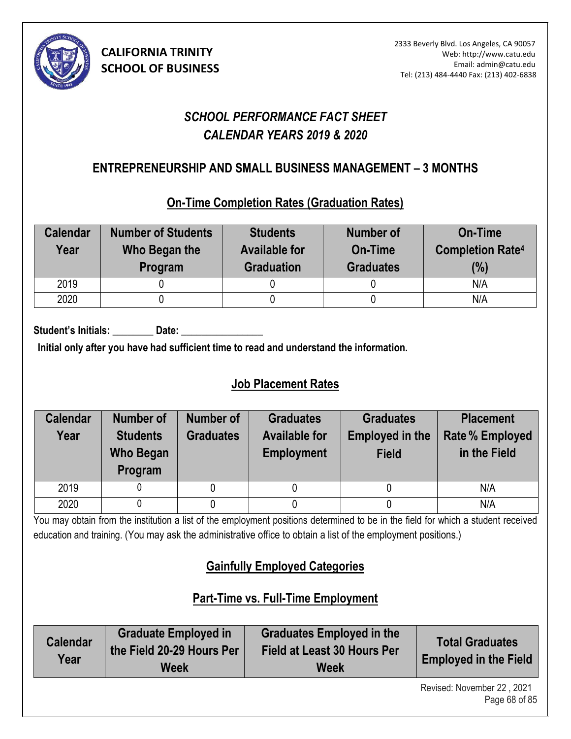**CALIFORNIA TRINITY SCHOOL OF BUSINESS**

2333 Beverly Blvd. Los Angeles, CA 90057
Web: http://www.catu.edu
Email: admin@catu.edu
Tel: (213) 484-4440 Fax: (213) 402-6838

# *SCHOOL PERFORMANCE FACT SHEET*
# *CALENDAR YEARS 2019 & 2020*

## ENTREPRENEURSHIP AND SMALL BUSINESS MANAGEMENT – 3 MONTHS

### On-Time Completion Rates (Graduation Rates)

| Calendar Year | Number of Students Who Began the Program | Students Available for Graduation | Number of On-Time Graduates | On-Time Completion Rate[4] (%) |
|---|---|---|---|---|
| 2019 | 0 | 0 | 0 | N/A |
| 2020 | 0 | 0 | 0 | N/A |

**Student's Initials: ________ Date: ________________**

**Initial only after you have had sufficient time to read and understand the information.**

### Job Placement Rates

| Calendar Year | Number of Students Who Began Program | Number of Graduates | Graduates Available for Employment | Graduates Employed in the Field | Placement Rate % Employed in the Field |
|---|---|---|---|---|---|
| 2019 | 0 | 0 | 0 | 0 | N/A |
| 2020 | 0 | 0 | 0 | 0 | N/A |

You may obtain from the institution a list of the employment positions determined to be in the field for which a student received education and training. (You may ask the administrative office to obtain a list of the employment positions.)

### Gainfully Employed Categories

### Part-Time vs. Full-Time Employment

| Calendar Year | Graduate Employed in the Field 20-29 Hours Per Week | Graduates Employed in the Field at Least 30 Hours Per Week | Total Graduates Employed in the Field |
|---|---|---|---|

Revised: November 22 , 2021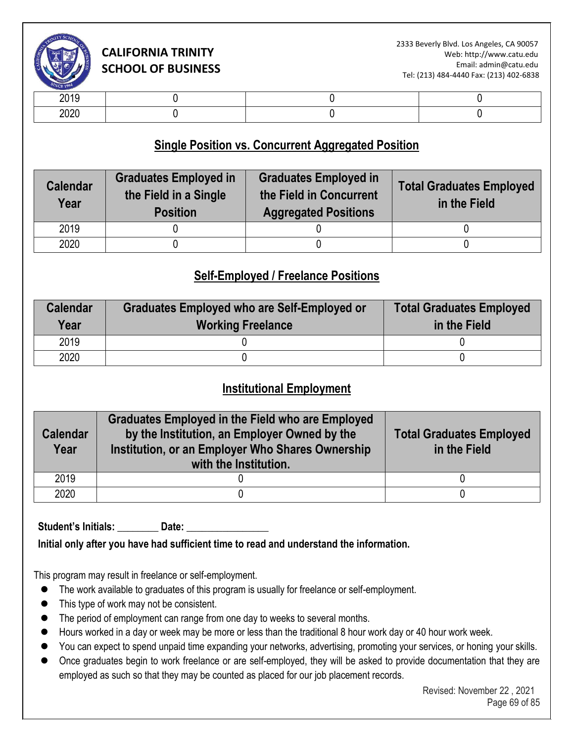| | | | |
|---|---|---|---|
| 2019 | 0 | 0 | 0 |
| 2020 | 0 | 0 | 0 |

## Single Position vs. Concurrent Aggregated Position

| Calendar Year | Graduates Employed in the Field in a Single Position | Graduates Employed in the Field in Concurrent Aggregated Positions | Total Graduates Employed in the Field |
|---|---|---|---|
| 2019 | 0 | 0 | 0 |
| 2020 | 0 | 0 | 0 |

## Self-Employed / Freelance Positions

| Calendar Year | Graduates Employed who are Self-Employed or Working Freelance | Total Graduates Employed in the Field |
|---|---|---|
| 2019 | 0 | 0 |
| 2020 | 0 | 0 |

## Institutional Employment

| Calendar Year | Graduates Employed in the Field who are Employed by the Institution, an Employer Owned by the Institution, or an Employer Who Shares Ownership with the Institution. | Total Graduates Employed in the Field |
|---|---|---|
| 2019 | 0 | 0 |
| 2020 | 0 | 0 |

**Student's Initials: ________ Date: ________________**

**Initial only after you have had sufficient time to read and understand the information.**

This program may result in freelance or self-employment.

- The work available to graduates of this program is usually for freelance or self-employment.
- This type of work may not be consistent.
- The period of employment can range from one day to weeks to several months.
- Hours worked in a day or week may be more or less than the traditional 8 hour work day or 40 hour work week.
- You can expect to spend unpaid time expanding your networks, advertising, promoting your services, or honing your skills.
- Once graduates begin to work freelance or are self-employed, they will be asked to provide documentation that they are employed as such so that they may be counted as placed for our job placement records.

Revised: November 22 , 2021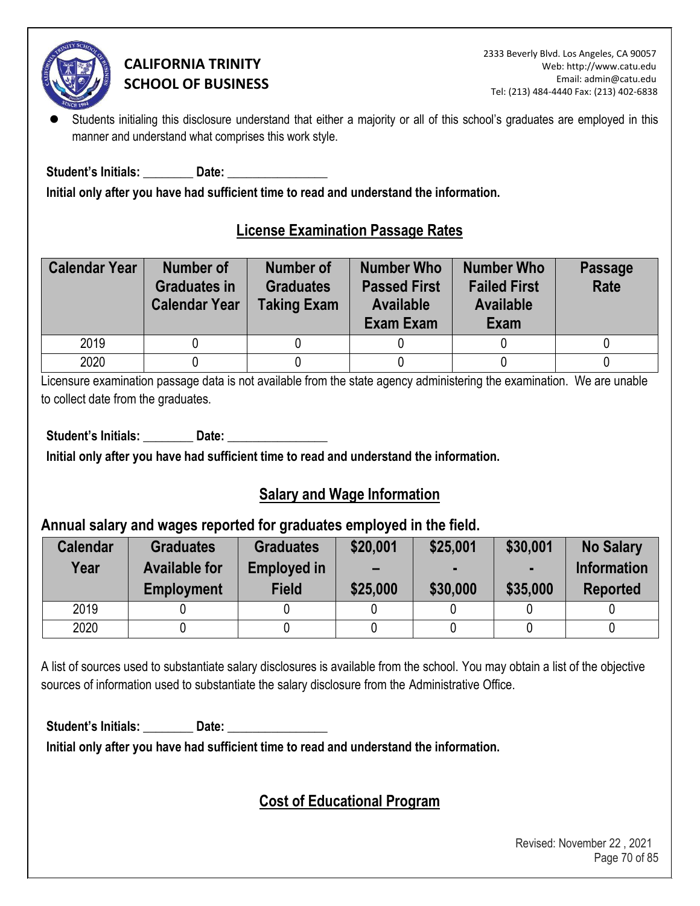- Students initialing this disclosure understand that either a majority or all of this school's graduates are employed in this manner and understand what comprises this work style.

**Student's Initials: ________ Date: ________________**

**Initial only after you have had sufficient time to read and understand the information.**

## License Examination Passage Rates

| Calendar Year | Number of Graduates in Calendar Year | Number of Graduates Taking Exam | Number Who Passed First Available Exam Exam | Number Who Failed First Available Exam | Passage Rate |
|---|---|---|---|---|---|
| 2019 | 0 | 0 | 0 | 0 | 0 |
| 2020 | 0 | 0 | 0 | 0 | 0 |

Licensure examination passage data is not available from the state agency administering the examination. We are unable to collect date from the graduates.

**Student's Initials: ________ Date: ________________**

**Initial only after you have had sufficient time to read and understand the information.**

## Salary and Wage Information

### Annual salary and wages reported for graduates employed in the field.

| Calendar Year | Graduates Available for Employment | Graduates Employed in Field | \$20,001 – \$25,000 | \$25,001 - \$30,000 | \$30,001 - \$35,000 | No Salary Information Reported |
|---|---|---|---|---|---|---|
| 2019 | 0 | 0 | 0 | 0 | 0 | 0 |
| 2020 | 0 | 0 | 0 | 0 | 0 | 0 |

A list of sources used to substantiate salary disclosures is available from the school. You may obtain a list of the objective sources of information used to substantiate the salary disclosure from the Administrative Office.

**Student's Initials: ________ Date: ________________**

**Initial only after you have had sufficient time to read and understand the information.**

## Cost of Educational Program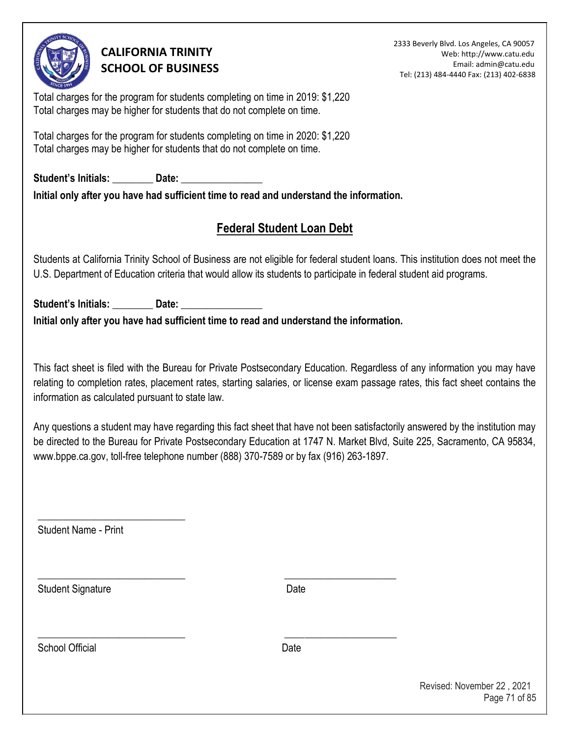Total charges for the program for students completing on time in 2019: $1,220
Total charges may be higher for students that do not complete on time.

Total charges for the program for students completing on time in 2020: $1,220
Total charges may be higher for students that do not complete on time.

**Student's Initials: ________ Date: ________________**
**Initial only after you have had sufficient time to read and understand the information.**

## Federal Student Loan Debt

Students at California Trinity School of Business are not eligible for federal student loans. This institution does not meet the U.S. Department of Education criteria that would allow its students to participate in federal student aid programs.

**Student's Initials: ________ Date: ________________**
**Initial only after you have had sufficient time to read and understand the information.**

This fact sheet is filed with the Bureau for Private Postsecondary Education. Regardless of any information you may have relating to completion rates, placement rates, starting salaries, or license exam passage rates, this fact sheet contains the information as calculated pursuant to state law.

Any questions a student may have regarding this fact sheet that have not been satisfactorily answered by the institution may be directed to the Bureau for Private Postsecondary Education at 1747 N. Market Blvd, Suite 225, Sacramento, CA 95834, www.bppe.ca.gov, toll-free telephone number (888) 370-7589 or by fax (916) 263-1897.

_____________________________
Student Name - Print

_____________________________ ______________________
Student Signature Date

_____________________________ ______________________
School Official Date

Revised: November 22 , 2021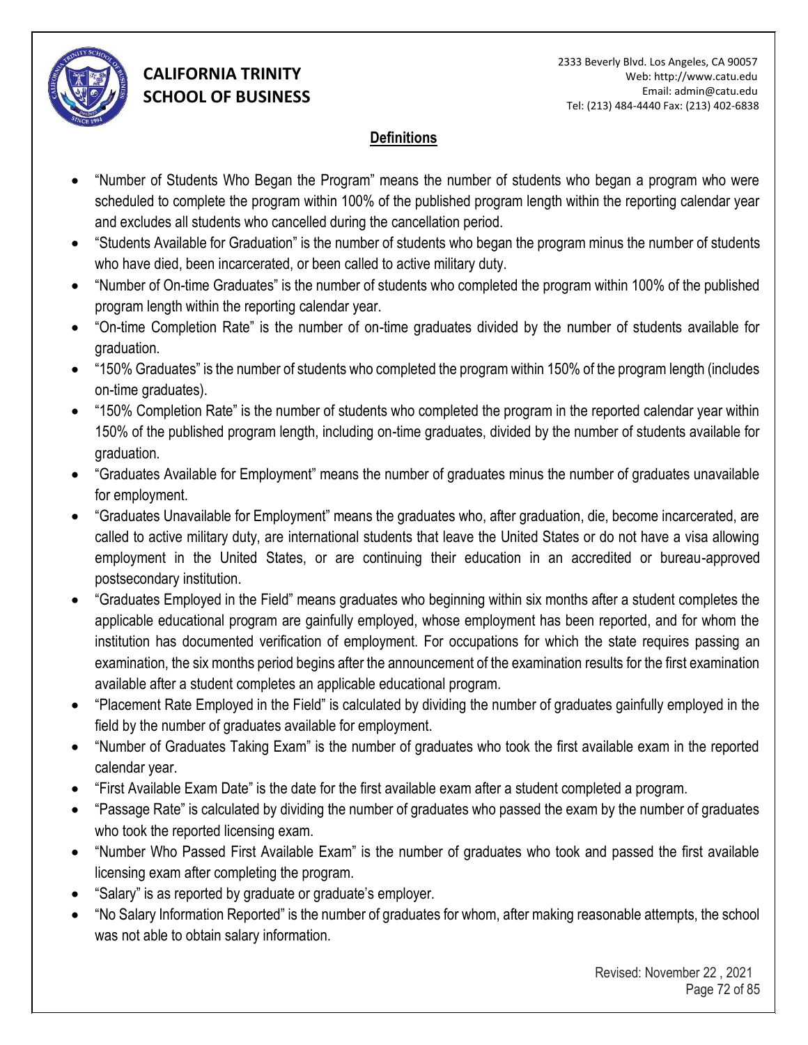## Definitions

- "Number of Students Who Began the Program" means the number of students who began a program who were scheduled to complete the program within 100% of the published program length within the reporting calendar year and excludes all students who cancelled during the cancellation period.
- "Students Available for Graduation" is the number of students who began the program minus the number of students who have died, been incarcerated, or been called to active military duty.
- "Number of On-time Graduates" is the number of students who completed the program within 100% of the published program length within the reporting calendar year.
- "On-time Completion Rate" is the number of on-time graduates divided by the number of students available for graduation.
- "150% Graduates" is the number of students who completed the program within 150% of the program length (includes on-time graduates).
- "150% Completion Rate" is the number of students who completed the program in the reported calendar year within 150% of the published program length, including on-time graduates, divided by the number of students available for graduation.
- "Graduates Available for Employment" means the number of graduates minus the number of graduates unavailable for employment.
- "Graduates Unavailable for Employment" means the graduates who, after graduation, die, become incarcerated, are called to active military duty, are international students that leave the United States or do not have a visa allowing employment in the United States, or are continuing their education in an accredited or bureau-approved postsecondary institution.
- "Graduates Employed in the Field" means graduates who beginning within six months after a student completes the applicable educational program are gainfully employed, whose employment has been reported, and for whom the institution has documented verification of employment. For occupations for which the state requires passing an examination, the six months period begins after the announcement of the examination results for the first examination available after a student completes an applicable educational program.
- "Placement Rate Employed in the Field" is calculated by dividing the number of graduates gainfully employed in the field by the number of graduates available for employment.
- "Number of Graduates Taking Exam" is the number of graduates who took the first available exam in the reported calendar year.
- "First Available Exam Date" is the date for the first available exam after a student completed a program.
- "Passage Rate" is calculated by dividing the number of graduates who passed the exam by the number of graduates who took the reported licensing exam.
- "Number Who Passed First Available Exam" is the number of graduates who took and passed the first available licensing exam after completing the program.
- "Salary" is as reported by graduate or graduate's employer.
- "No Salary Information Reported" is the number of graduates for whom, after making reasonable attempts, the school was not able to obtain salary information.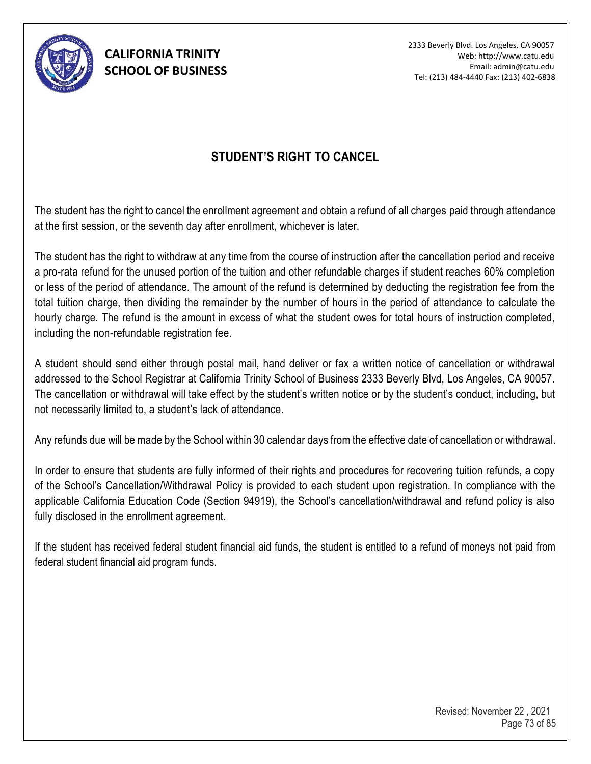# STUDENT'S RIGHT TO CANCEL

The student has the right to cancel the enrollment agreement and obtain a refund of all charges paid through attendance at the first session, or the seventh day after enrollment, whichever is later.

The student has the right to withdraw at any time from the course of instruction after the cancellation period and receive a pro-rata refund for the unused portion of the tuition and other refundable charges if student reaches 60% completion or less of the period of attendance. The amount of the refund is determined by deducting the registration fee from the total tuition charge, then dividing the remainder by the number of hours in the period of attendance to calculate the hourly charge. The refund is the amount in excess of what the student owes for total hours of instruction completed, including the non-refundable registration fee.

A student should send either through postal mail, hand deliver or fax a written notice of cancellation or withdrawal addressed to the School Registrar at California Trinity School of Business 2333 Beverly Blvd, Los Angeles, CA 90057. The cancellation or withdrawal will take effect by the student's written notice or by the student's conduct, including, but not necessarily limited to, a student's lack of attendance.

Any refunds due will be made by the School within 30 calendar days from the effective date of cancellation or withdrawal.

In order to ensure that students are fully informed of their rights and procedures for recovering tuition refunds, a copy of the School's Cancellation/Withdrawal Policy is provided to each student upon registration. In compliance with the applicable California Education Code (Section 94919), the School's cancellation/withdrawal and refund policy is also fully disclosed in the enrollment agreement.

If the student has received federal student financial aid funds, the student is entitled to a refund of moneys not paid from federal student financial aid program funds.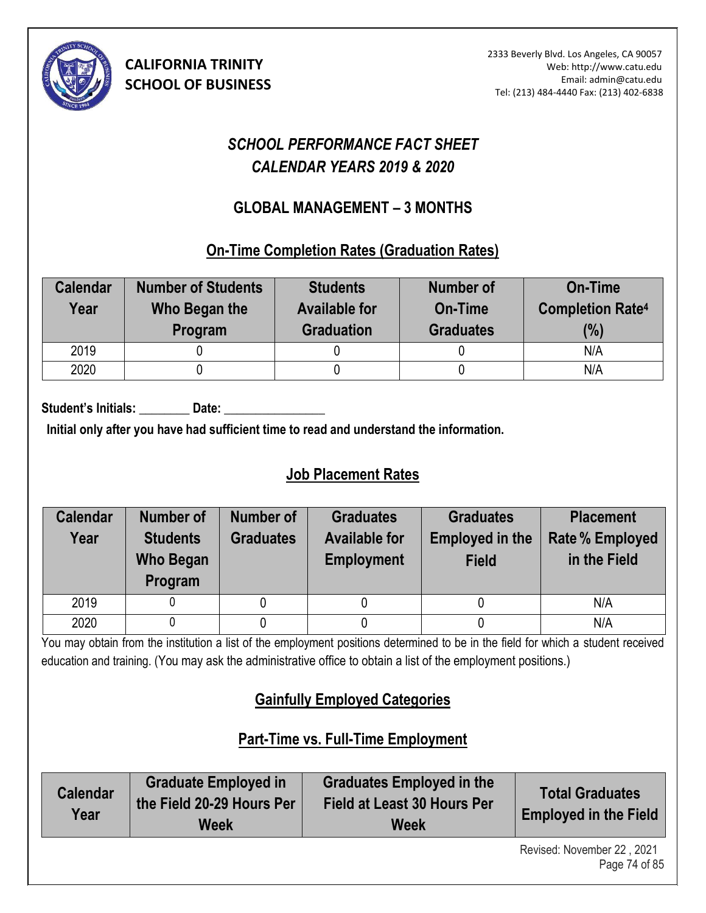**CALIFORNIA TRINITY SCHOOL OF BUSINESS**

2333 Beverly Blvd. Los Angeles, CA 90057
Web: http://www.catu.edu
Email: admin@catu.edu
Tel: (213) 484-4440 Fax: (213) 402-6838

# *SCHOOL PERFORMANCE FACT SHEET*
# *CALENDAR YEARS 2019 & 2020*

## GLOBAL MANAGEMENT – 3 MONTHS

### On-Time Completion Rates (Graduation Rates)

| Calendar Year | Number of Students Who Began the Program | Students Available for Graduation | Number of On-Time Graduates | On-Time Completion Rate[4] (%) |
|---|---|---|---|---|
| 2019 | 0 | 0 | 0 | N/A |
| 2020 | 0 | 0 | 0 | N/A |

**Student's Initials: ________ Date: ________________**

**Initial only after you have had sufficient time to read and understand the information.**

### Job Placement Rates

| Calendar Year | Number of Students Who Began Program | Number of Graduates | Graduates Available for Employment | Graduates Employed in the Field | Placement Rate % Employed in the Field |
|---|---|---|---|---|---|
| 2019 | 0 | 0 | 0 | 0 | N/A |
| 2020 | 0 | 0 | 0 | 0 | N/A |

You may obtain from the institution a list of the employment positions determined to be in the field for which a student received education and training. (You may ask the administrative office to obtain a list of the employment positions.)

### Gainfully Employed Categories

### Part-Time vs. Full-Time Employment

| Calendar Year | Graduate Employed in the Field 20-29 Hours Per Week | Graduates Employed in the Field at Least 30 Hours Per Week | Total Graduates Employed in the Field |
|---|---|---|---|

Revised: November 22 , 2021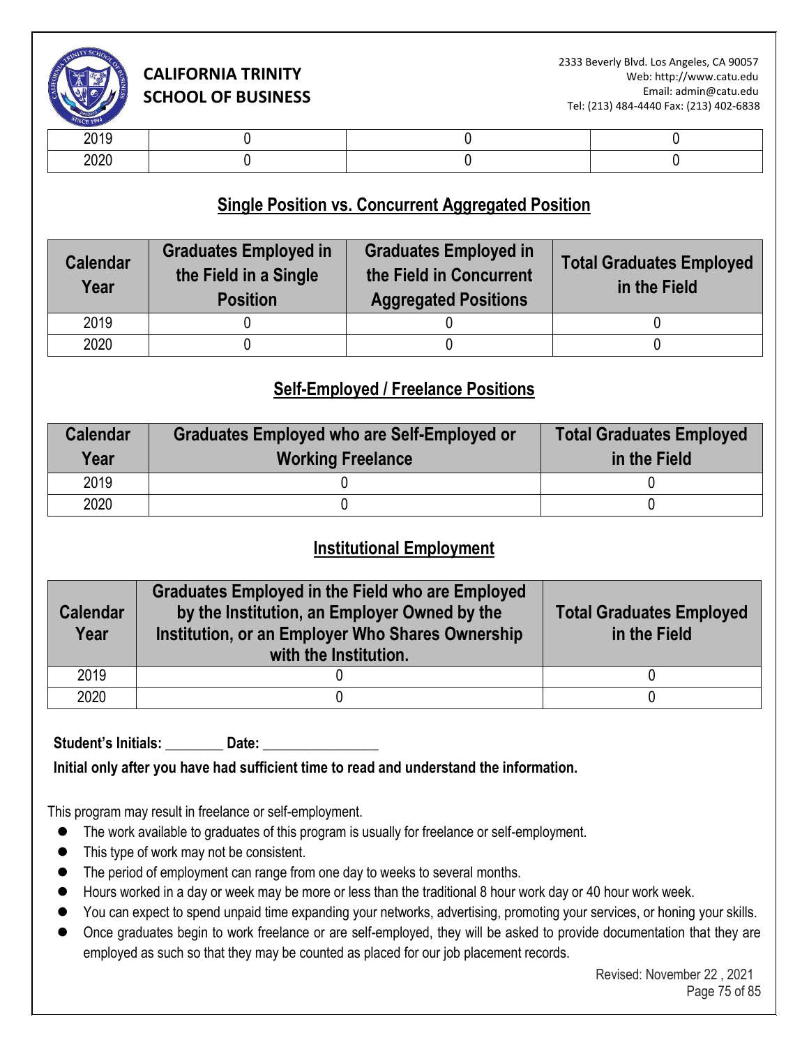| | | | |
|---|---|---|---|
| 2019 | 0 | 0 | 0 |
| 2020 | 0 | 0 | 0 |

## Single Position vs. Concurrent Aggregated Position

| Calendar Year | Graduates Employed in the Field in a Single Position | Graduates Employed in the Field in Concurrent Aggregated Positions | Total Graduates Employed in the Field |
|---|---|---|---|
| 2019 | 0 | 0 | 0 |
| 2020 | 0 | 0 | 0 |

## Self-Employed / Freelance Positions

| Calendar Year | Graduates Employed who are Self-Employed or Working Freelance | Total Graduates Employed in the Field |
|---|---|---|
| 2019 | 0 | 0 |
| 2020 | 0 | 0 |

## Institutional Employment

| Calendar Year | Graduates Employed in the Field who are Employed by the Institution, an Employer Owned by the Institution, or an Employer Who Shares Ownership with the Institution. | Total Graduates Employed in the Field |
|---|---|---|
| 2019 | 0 | 0 |
| 2020 | 0 | 0 |

**Student's Initials: ________ Date: ________________**

**Initial only after you have had sufficient time to read and understand the information.**

This program may result in freelance or self-employment.

- The work available to graduates of this program is usually for freelance or self-employment.
- This type of work may not be consistent.
- The period of employment can range from one day to weeks to several months.
- Hours worked in a day or week may be more or less than the traditional 8 hour work day or 40 hour work week.
- You can expect to spend unpaid time expanding your networks, advertising, promoting your services, or honing your skills.
- Once graduates begin to work freelance or are self-employed, they will be asked to provide documentation that they are employed as such so that they may be counted as placed for our job placement records.

Revised: November 22 , 2021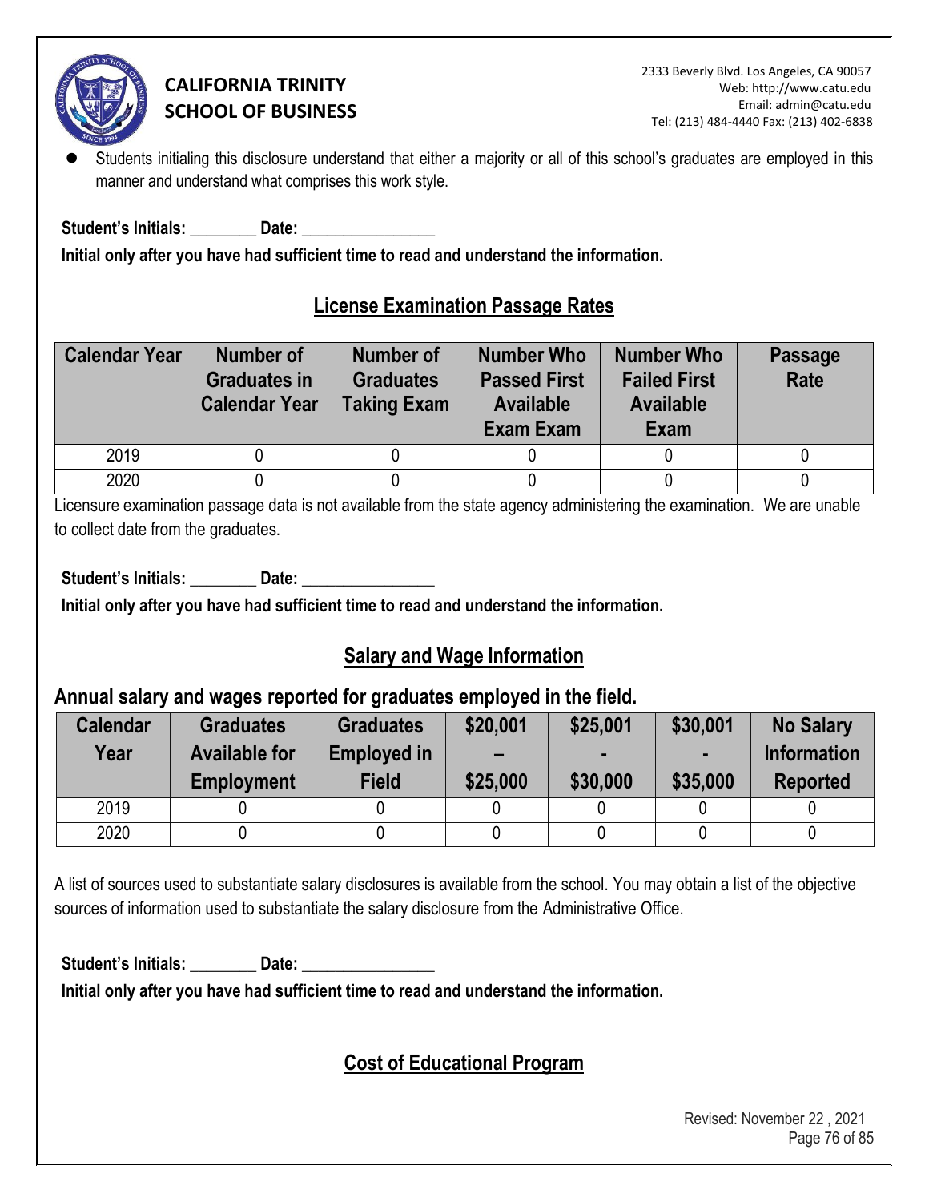- Students initialing this disclosure understand that either a majority or all of this school's graduates are employed in this manner and understand what comprises this work style.

**Student's Initials: ________ Date: ________________**

**Initial only after you have had sufficient time to read and understand the information.**

## License Examination Passage Rates

| Calendar Year | Number of Graduates in Calendar Year | Number of Graduates Taking Exam | Number Who Passed First Available Exam Exam | Number Who Failed First Available Exam | Passage Rate |
|---|---|---|---|---|---|
| 2019 | 0 | 0 | 0 | 0 | 0 |
| 2020 | 0 | 0 | 0 | 0 | 0 |

Licensure examination passage data is not available from the state agency administering the examination. We are unable to collect date from the graduates.

**Student's Initials: ________ Date: ________________**

**Initial only after you have had sufficient time to read and understand the information.**

## Salary and Wage Information

### Annual salary and wages reported for graduates employed in the field.

| Calendar Year | Graduates Available for Employment | Graduates Employed in Field | $20,001 – $25,000 | $25,001 - $30,000 | $30,001 - $35,000 | No Salary Information Reported |
|---|---|---|---|---|---|---|
| 2019 | 0 | 0 | 0 | 0 | 0 | 0 |
| 2020 | 0 | 0 | 0 | 0 | 0 | 0 |

A list of sources used to substantiate salary disclosures is available from the school. You may obtain a list of the objective sources of information used to substantiate the salary disclosure from the Administrative Office.

**Student's Initials: ________ Date: ________________**

**Initial only after you have had sufficient time to read and understand the information.**

## Cost of Educational Program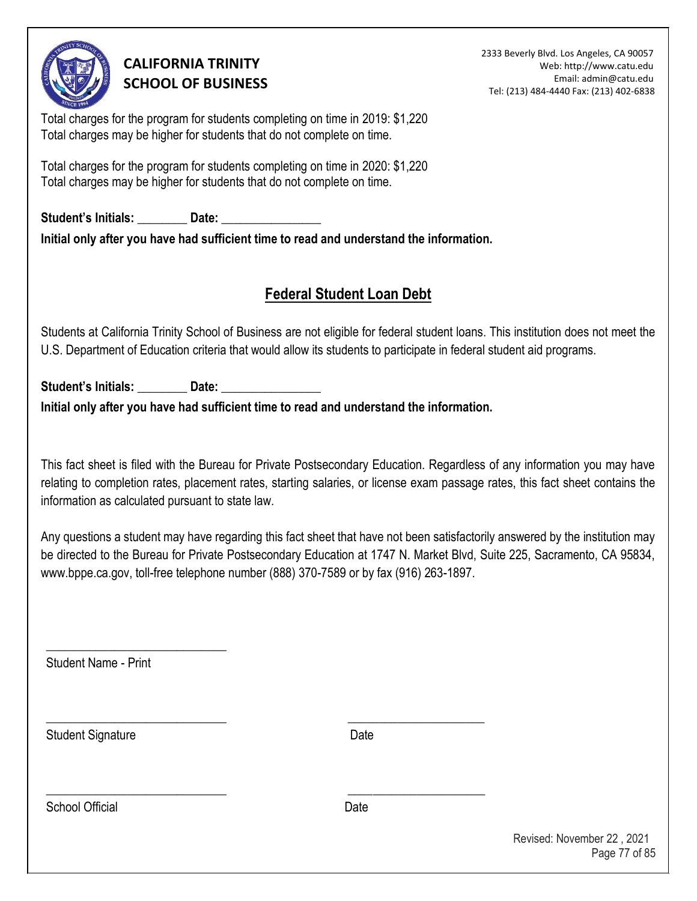Total charges for the program for students completing on time in 2019: $1,220
Total charges may be higher for students that do not complete on time.

Total charges for the program for students completing on time in 2020: $1,220
Total charges may be higher for students that do not complete on time.

**Student's Initials: ________ Date: ________________**

**Initial only after you have had sufficient time to read and understand the information.**

## Federal Student Loan Debt

Students at California Trinity School of Business are not eligible for federal student loans. This institution does not meet the U.S. Department of Education criteria that would allow its students to participate in federal student aid programs.

**Student's Initials: ________ Date: ________________**

**Initial only after you have had sufficient time to read and understand the information.**

This fact sheet is filed with the Bureau for Private Postsecondary Education. Regardless of any information you may have relating to completion rates, placement rates, starting salaries, or license exam passage rates, this fact sheet contains the information as calculated pursuant to state law.

Any questions a student may have regarding this fact sheet that have not been satisfactorily answered by the institution may be directed to the Bureau for Private Postsecondary Education at 1747 N. Market Blvd, Suite 225, Sacramento, CA 95834, www.bppe.ca.gov, toll-free telephone number (888) 370-7589 or by fax (916) 263-1897.

_____________________________
Student Name - Print

_____________________________ _____________________
Student Signature Date

_____________________________ _____________________
School Official Date

Revised: November 22 , 2021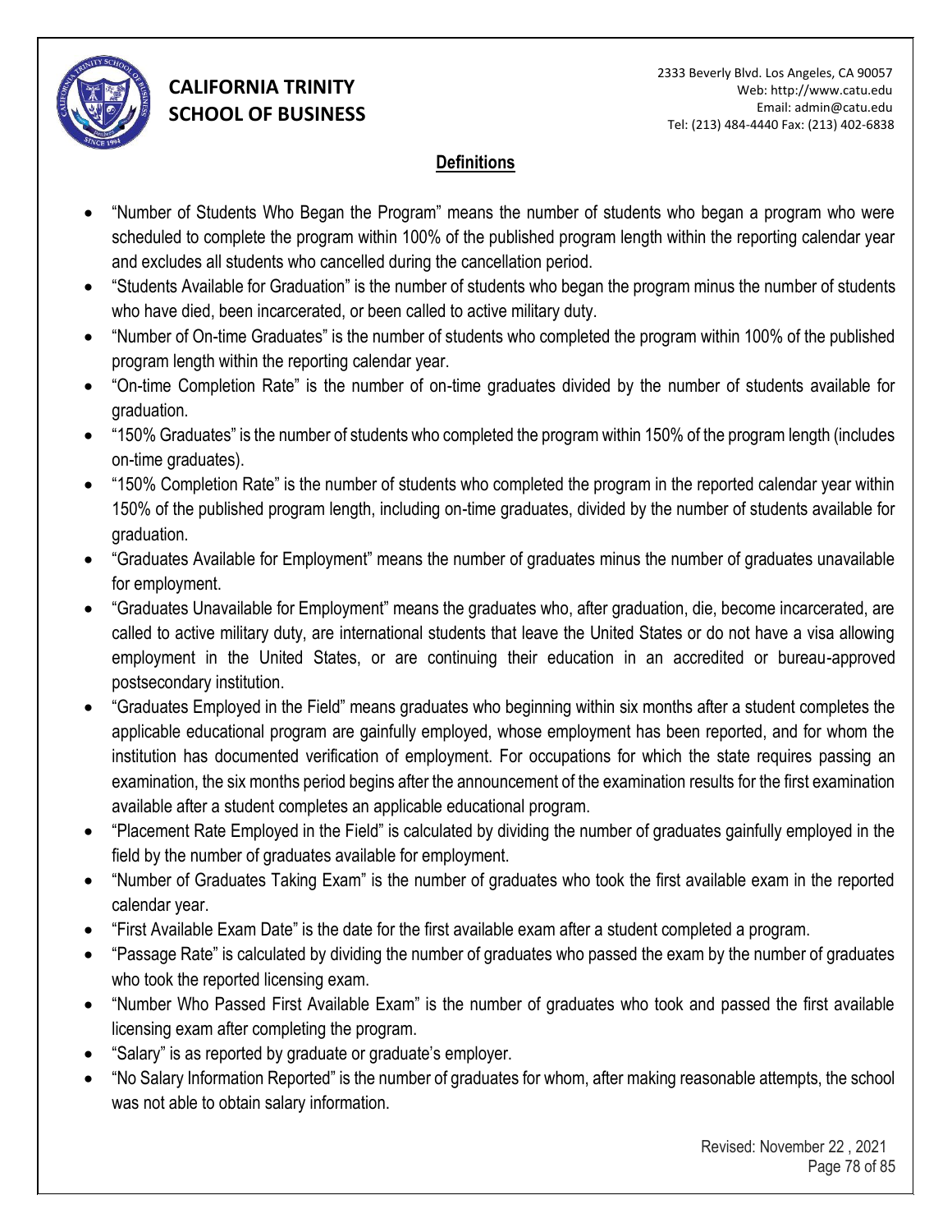## Definitions

- "Number of Students Who Began the Program" means the number of students who began a program who were scheduled to complete the program within 100% of the published program length within the reporting calendar year and excludes all students who cancelled during the cancellation period.
- "Students Available for Graduation" is the number of students who began the program minus the number of students who have died, been incarcerated, or been called to active military duty.
- "Number of On-time Graduates" is the number of students who completed the program within 100% of the published program length within the reporting calendar year.
- "On-time Completion Rate" is the number of on-time graduates divided by the number of students available for graduation.
- "150% Graduates" is the number of students who completed the program within 150% of the program length (includes on-time graduates).
- "150% Completion Rate" is the number of students who completed the program in the reported calendar year within 150% of the published program length, including on-time graduates, divided by the number of students available for graduation.
- "Graduates Available for Employment" means the number of graduates minus the number of graduates unavailable for employment.
- "Graduates Unavailable for Employment" means the graduates who, after graduation, die, become incarcerated, are called to active military duty, are international students that leave the United States or do not have a visa allowing employment in the United States, or are continuing their education in an accredited or bureau-approved postsecondary institution.
- "Graduates Employed in the Field" means graduates who beginning within six months after a student completes the applicable educational program are gainfully employed, whose employment has been reported, and for whom the institution has documented verification of employment. For occupations for which the state requires passing an examination, the six months period begins after the announcement of the examination results for the first examination available after a student completes an applicable educational program.
- "Placement Rate Employed in the Field" is calculated by dividing the number of graduates gainfully employed in the field by the number of graduates available for employment.
- "Number of Graduates Taking Exam" is the number of graduates who took the first available exam in the reported calendar year.
- "First Available Exam Date" is the date for the first available exam after a student completed a program.
- "Passage Rate" is calculated by dividing the number of graduates who passed the exam by the number of graduates who took the reported licensing exam.
- "Number Who Passed First Available Exam" is the number of graduates who took and passed the first available licensing exam after completing the program.
- "Salary" is as reported by graduate or graduate's employer.
- "No Salary Information Reported" is the number of graduates for whom, after making reasonable attempts, the school was not able to obtain salary information.

Revised: November 22 , 2021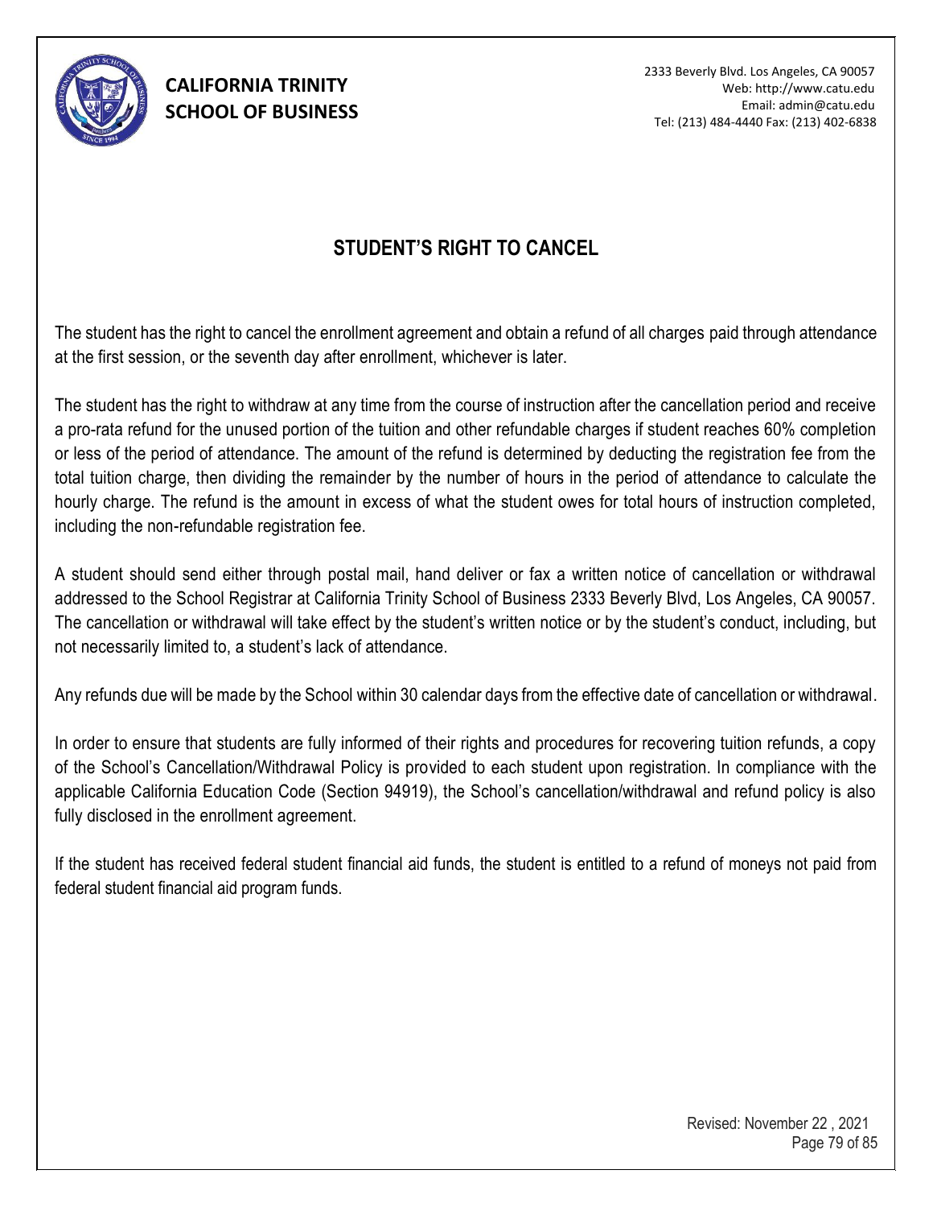# STUDENT'S RIGHT TO CANCEL

The student has the right to cancel the enrollment agreement and obtain a refund of all charges paid through attendance at the first session, or the seventh day after enrollment, whichever is later.

The student has the right to withdraw at any time from the course of instruction after the cancellation period and receive a pro-rata refund for the unused portion of the tuition and other refundable charges if student reaches 60% completion or less of the period of attendance. The amount of the refund is determined by deducting the registration fee from the total tuition charge, then dividing the remainder by the number of hours in the period of attendance to calculate the hourly charge. The refund is the amount in excess of what the student owes for total hours of instruction completed, including the non-refundable registration fee.

A student should send either through postal mail, hand deliver or fax a written notice of cancellation or withdrawal addressed to the School Registrar at California Trinity School of Business 2333 Beverly Blvd, Los Angeles, CA 90057. The cancellation or withdrawal will take effect by the student's written notice or by the student's conduct, including, but not necessarily limited to, a student's lack of attendance.

Any refunds due will be made by the School within 30 calendar days from the effective date of cancellation or withdrawal.

In order to ensure that students are fully informed of their rights and procedures for recovering tuition refunds, a copy of the School's Cancellation/Withdrawal Policy is provided to each student upon registration. In compliance with the applicable California Education Code (Section 94919), the School's cancellation/withdrawal and refund policy is also fully disclosed in the enrollment agreement.

If the student has received federal student financial aid funds, the student is entitled to a refund of moneys not paid from federal student financial aid program funds.

Revised: November 22 , 2021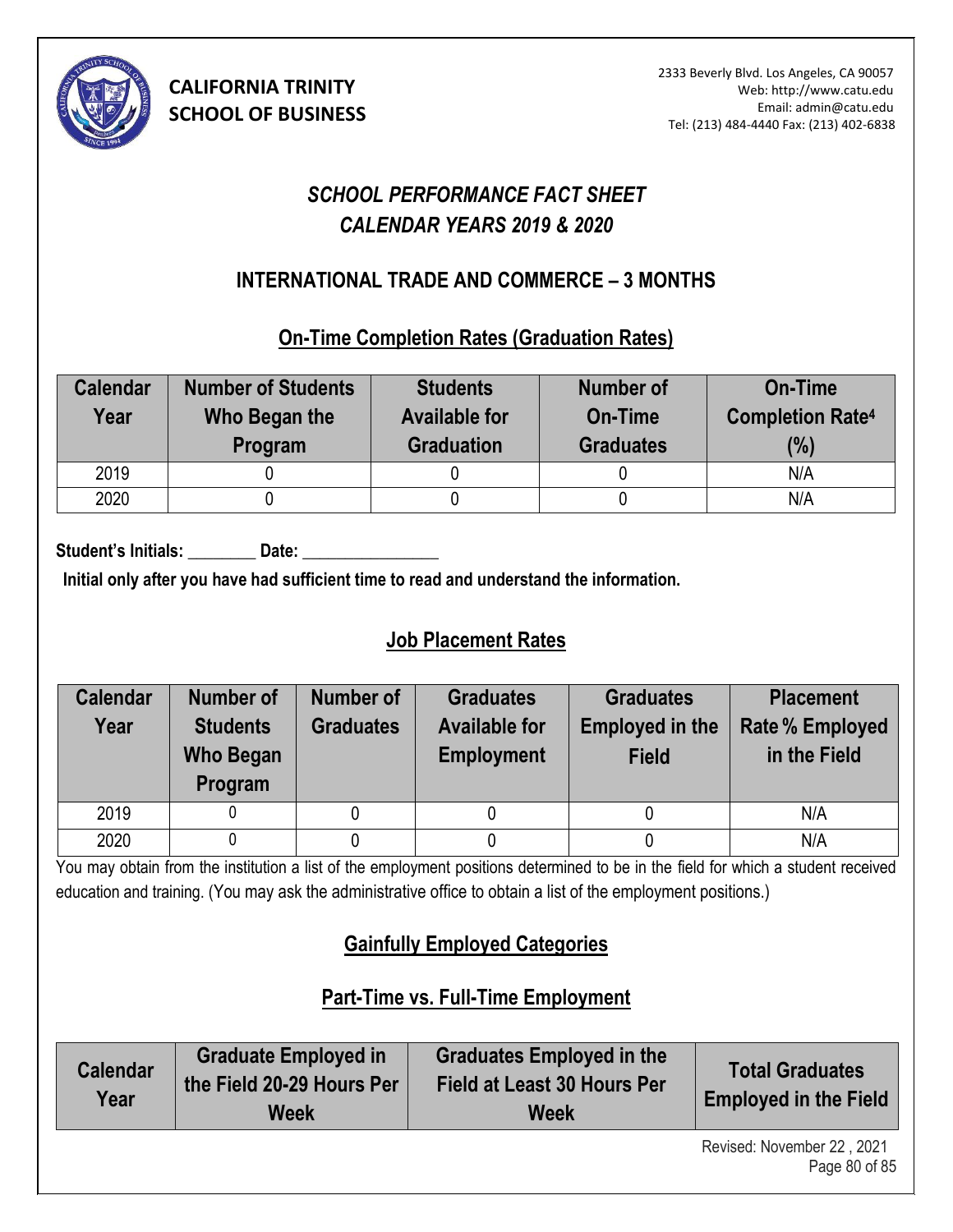**CALIFORNIA TRINITY SCHOOL OF BUSINESS**

2333 Beverly Blvd. Los Angeles, CA 90057
Web: http://www.catu.edu
Email: admin@catu.edu
Tel: (213) 484-4440 Fax: (213) 402-6838

# *SCHOOL PERFORMANCE FACT SHEET*
# *CALENDAR YEARS 2019 & 2020*

## INTERNATIONAL TRADE AND COMMERCE – 3 MONTHS

### On-Time Completion Rates (Graduation Rates)

| Calendar Year | Number of Students Who Began the Program | Students Available for Graduation | Number of On-Time Graduates | On-Time Completion Rate[4] (%) |
|---|---|---|---|---|
| 2019 | 0 | 0 | 0 | N/A |
| 2020 | 0 | 0 | 0 | N/A |

**Student's Initials: ________ Date: ________________**

**Initial only after you have had sufficient time to read and understand the information.**

### Job Placement Rates

| Calendar Year | Number of Students Who Began Program | Number of Graduates | Graduates Available for Employment | Graduates Employed in the Field | Placement Rate % Employed in the Field |
|---|---|---|---|---|---|
| 2019 | 0 | 0 | 0 | 0 | N/A |
| 2020 | 0 | 0 | 0 | 0 | N/A |

You may obtain from the institution a list of the employment positions determined to be in the field for which a student received education and training. (You may ask the administrative office to obtain a list of the employment positions.)

### Gainfully Employed Categories

### Part-Time vs. Full-Time Employment

| Calendar Year | Graduate Employed in the Field 20-29 Hours Per Week | Graduates Employed in the Field at Least 30 Hours Per Week | Total Graduates Employed in the Field |
|---|---|---|---|

Revised: November 22 , 2021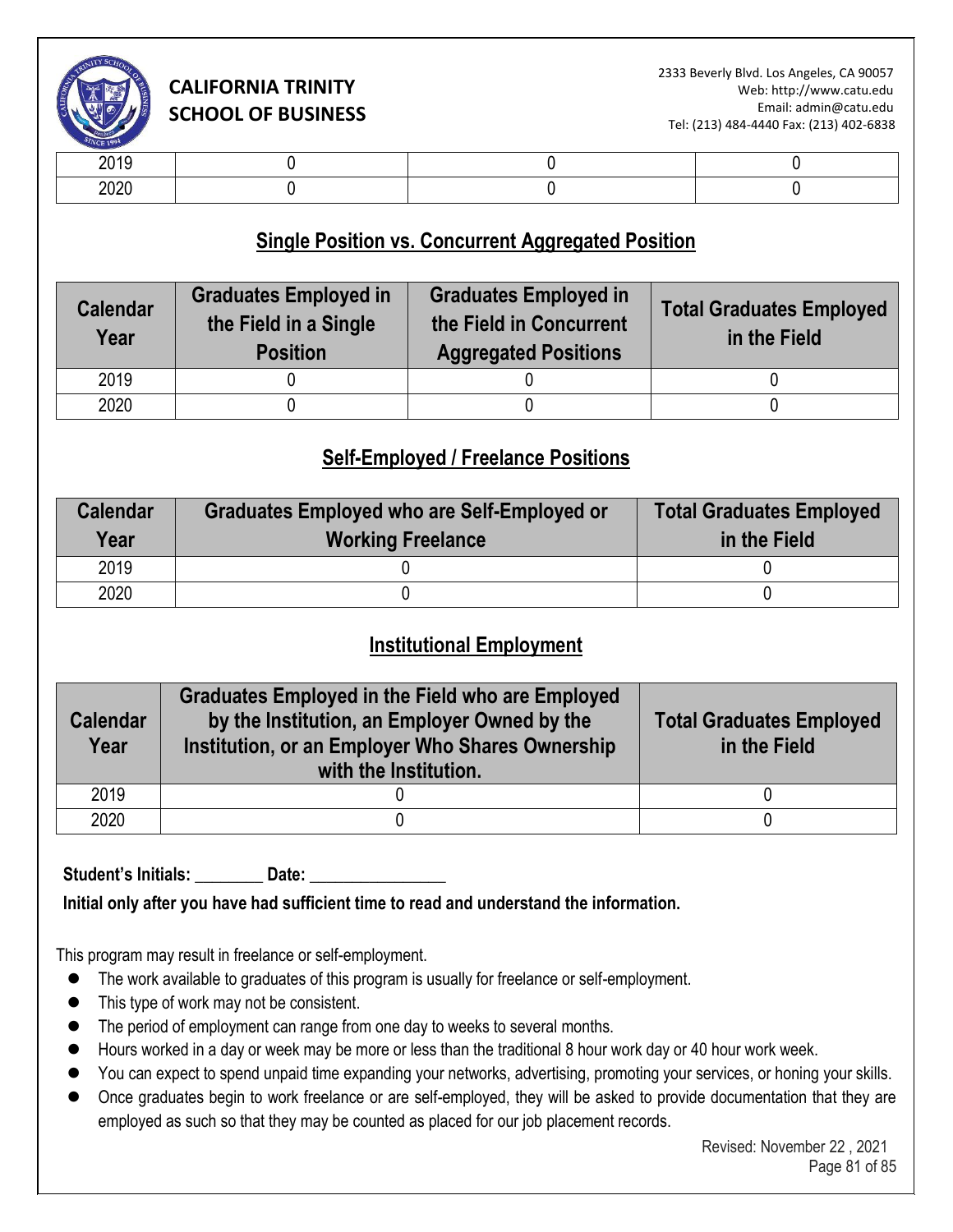| | | | |
|---|---|---|---|
| 2019 | 0 | 0 | 0 |
| 2020 | 0 | 0 | 0 |

## Single Position vs. Concurrent Aggregated Position

| Calendar Year | Graduates Employed in the Field in a Single Position | Graduates Employed in the Field in Concurrent Aggregated Positions | Total Graduates Employed in the Field |
|---|---|---|---|
| 2019 | 0 | 0 | 0 |
| 2020 | 0 | 0 | 0 |

## Self-Employed / Freelance Positions

| Calendar Year | Graduates Employed who are Self-Employed or Working Freelance | Total Graduates Employed in the Field |
|---|---|---|
| 2019 | 0 | 0 |
| 2020 | 0 | 0 |

## Institutional Employment

| Calendar Year | Graduates Employed in the Field who are Employed by the Institution, an Employer Owned by the Institution, or an Employer Who Shares Ownership with the Institution. | Total Graduates Employed in the Field |
|---|---|---|
| 2019 | 0 | 0 |
| 2020 | 0 | 0 |

**Student's Initials: ________ Date: ________________**

**Initial only after you have had sufficient time to read and understand the information.**

This program may result in freelance or self-employment.

- The work available to graduates of this program is usually for freelance or self-employment.
- This type of work may not be consistent.
- The period of employment can range from one day to weeks to several months.
- Hours worked in a day or week may be more or less than the traditional 8 hour work day or 40 hour work week.
- You can expect to spend unpaid time expanding your networks, advertising, promoting your services, or honing your skills.
- Once graduates begin to work freelance or are self-employed, they will be asked to provide documentation that they are employed as such so that they may be counted as placed for our job placement records.

Revised: November 22 , 2021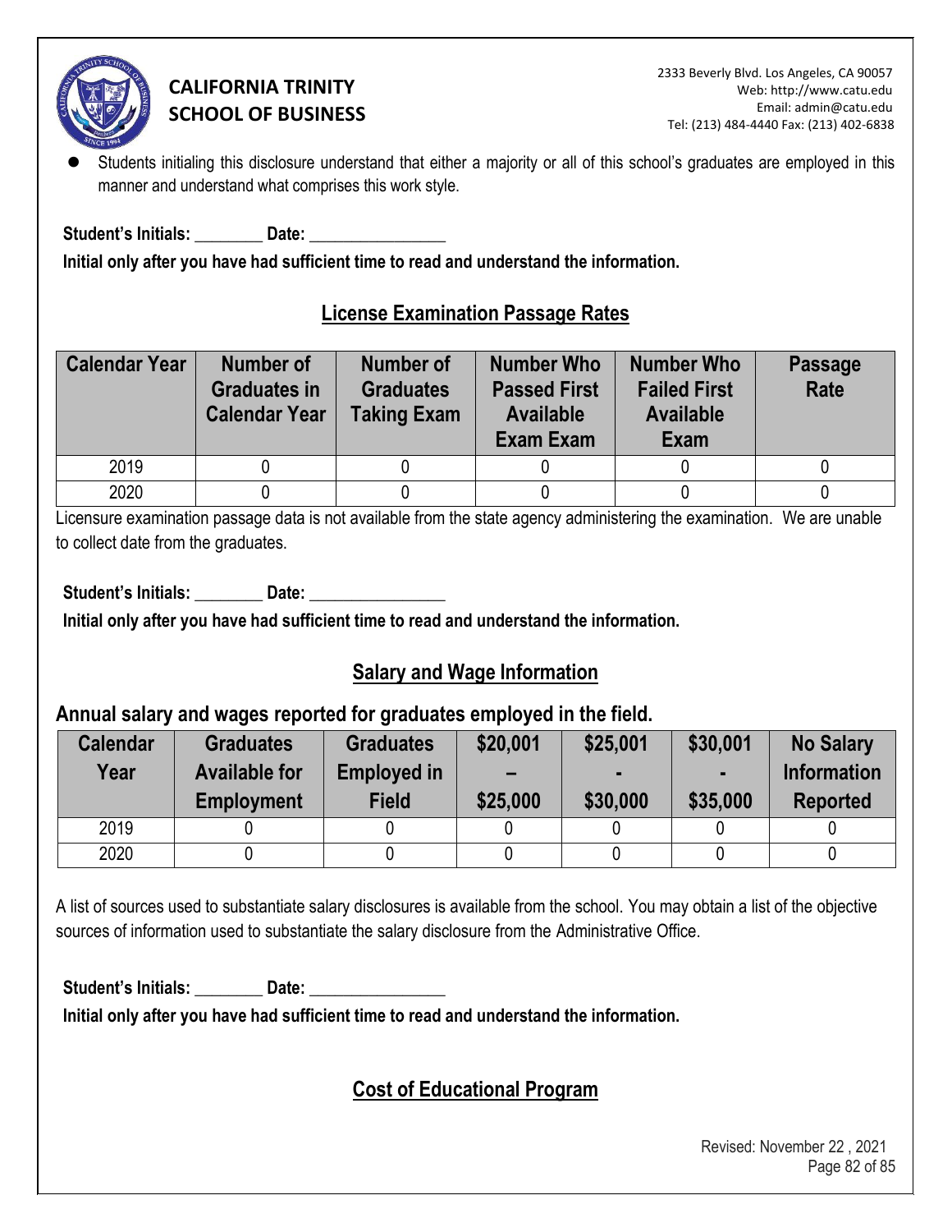- Students initialing this disclosure understand that either a majority or all of this school's graduates are employed in this manner and understand what comprises this work style.

**Student's Initials: ________ Date: ________________**

**Initial only after you have had sufficient time to read and understand the information.**

## License Examination Passage Rates

| Calendar Year | Number of Graduates in Calendar Year | Number of Graduates Taking Exam | Number Who Passed First Available Exam Exam | Number Who Failed First Available Exam | Passage Rate |
|---|---|---|---|---|---|
| 2019 | 0 | 0 | 0 | 0 | 0 |
| 2020 | 0 | 0 | 0 | 0 | 0 |

Licensure examination passage data is not available from the state agency administering the examination. We are unable to collect date from the graduates.

**Student's Initials: ________ Date: ________________**

**Initial only after you have had sufficient time to read and understand the information.**

## Salary and Wage Information

### Annual salary and wages reported for graduates employed in the field.

| Calendar Year | Graduates Available for Employment | Graduates Employed in Field | $20,001 – $25,000 | $25,001 - $30,000 | $30,001 - $35,000 | No Salary Information Reported |
|---|---|---|---|---|---|---|
| 2019 | 0 | 0 | 0 | 0 | 0 | 0 |
| 2020 | 0 | 0 | 0 | 0 | 0 | 0 |

A list of sources used to substantiate salary disclosures is available from the school. You may obtain a list of the objective sources of information used to substantiate the salary disclosure from the Administrative Office.

**Student's Initials: ________ Date: ________________**

**Initial only after you have had sufficient time to read and understand the information.**

## Cost of Educational Program

Revised: November 22 , 2021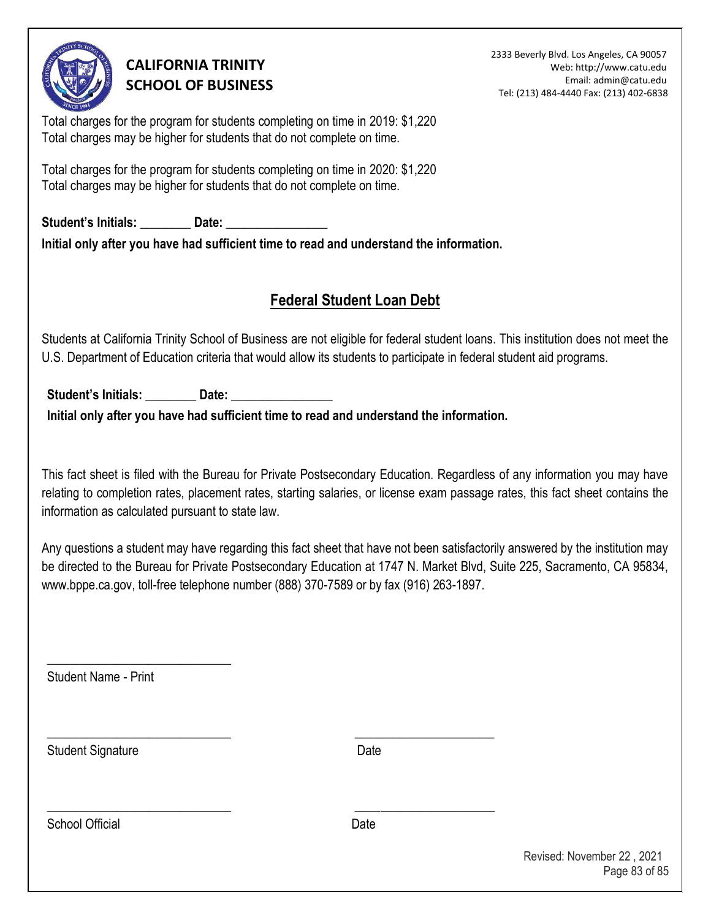Total charges for the program for students completing on time in 2019: $1,220
Total charges may be higher for students that do not complete on time.

Total charges for the program for students completing on time in 2020: $1,220
Total charges may be higher for students that do not complete on time.

**Student's Initials: ________ Date: ________________**

**Initial only after you have had sufficient time to read and understand the information.**

## Federal Student Loan Debt

Students at California Trinity School of Business are not eligible for federal student loans. This institution does not meet the U.S. Department of Education criteria that would allow its students to participate in federal student aid programs.

**Student's Initials: ________ Date: ________________**

**Initial only after you have had sufficient time to read and understand the information.**

This fact sheet is filed with the Bureau for Private Postsecondary Education. Regardless of any information you may have relating to completion rates, placement rates, starting salaries, or license exam passage rates, this fact sheet contains the information as calculated pursuant to state law.

Any questions a student may have regarding this fact sheet that have not been satisfactorily answered by the institution may be directed to the Bureau for Private Postsecondary Education at 1747 N. Market Blvd, Suite 225, Sacramento, CA 95834, www.bppe.ca.gov, toll-free telephone number (888) 370-7589 or by fax (916) 263-1897.

_____________________________
Student Name - Print

_____________________________ _____________________
Student Signature Date

_____________________________ _____________________
School Official Date

Revised: November 22 , 2021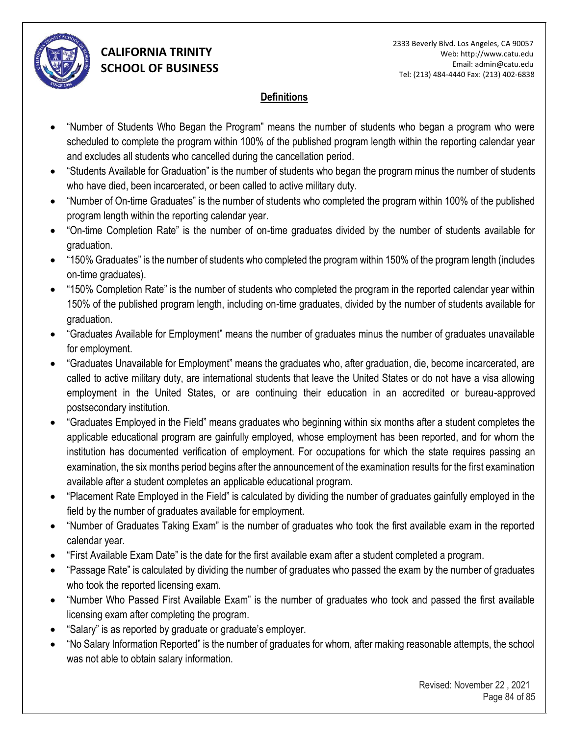## Definitions

- "Number of Students Who Began the Program" means the number of students who began a program who were scheduled to complete the program within 100% of the published program length within the reporting calendar year and excludes all students who cancelled during the cancellation period.
- "Students Available for Graduation" is the number of students who began the program minus the number of students who have died, been incarcerated, or been called to active military duty.
- "Number of On-time Graduates" is the number of students who completed the program within 100% of the published program length within the reporting calendar year.
- "On-time Completion Rate" is the number of on-time graduates divided by the number of students available for graduation.
- "150% Graduates" is the number of students who completed the program within 150% of the program length (includes on-time graduates).
- "150% Completion Rate" is the number of students who completed the program in the reported calendar year within 150% of the published program length, including on-time graduates, divided by the number of students available for graduation.
- "Graduates Available for Employment" means the number of graduates minus the number of graduates unavailable for employment.
- "Graduates Unavailable for Employment" means the graduates who, after graduation, die, become incarcerated, are called to active military duty, are international students that leave the United States or do not have a visa allowing employment in the United States, or are continuing their education in an accredited or bureau-approved postsecondary institution.
- "Graduates Employed in the Field" means graduates who beginning within six months after a student completes the applicable educational program are gainfully employed, whose employment has been reported, and for whom the institution has documented verification of employment. For occupations for which the state requires passing an examination, the six months period begins after the announcement of the examination results for the first examination available after a student completes an applicable educational program.
- "Placement Rate Employed in the Field" is calculated by dividing the number of graduates gainfully employed in the field by the number of graduates available for employment.
- "Number of Graduates Taking Exam" is the number of graduates who took the first available exam in the reported calendar year.
- "First Available Exam Date" is the date for the first available exam after a student completed a program.
- "Passage Rate" is calculated by dividing the number of graduates who passed the exam by the number of graduates who took the reported licensing exam.
- "Number Who Passed First Available Exam" is the number of graduates who took and passed the first available licensing exam after completing the program.
- "Salary" is as reported by graduate or graduate's employer.
- "No Salary Information Reported" is the number of graduates for whom, after making reasonable attempts, the school was not able to obtain salary information.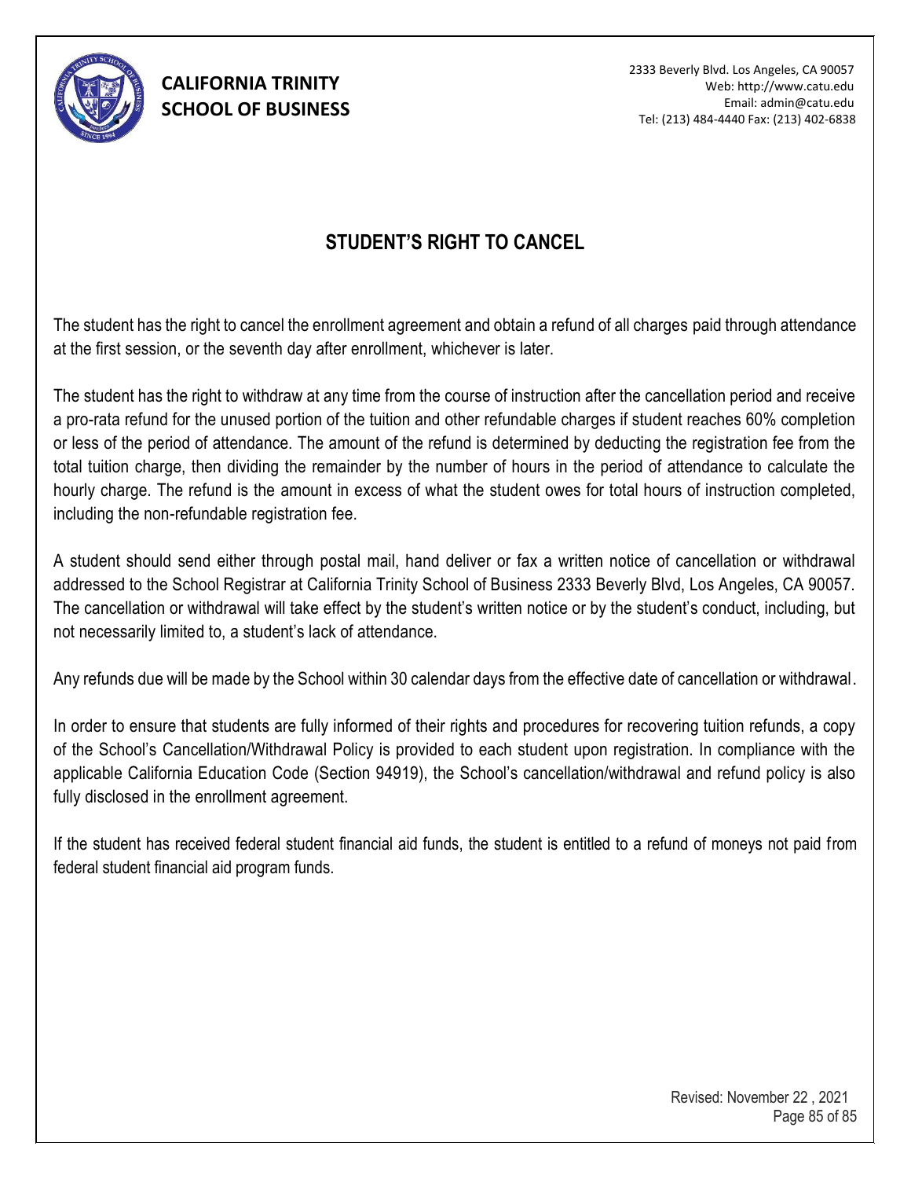# STUDENT'S RIGHT TO CANCEL

The student has the right to cancel the enrollment agreement and obtain a refund of all charges paid through attendance at the first session, or the seventh day after enrollment, whichever is later.

The student has the right to withdraw at any time from the course of instruction after the cancellation period and receive a pro-rata refund for the unused portion of the tuition and other refundable charges if student reaches 60% completion or less of the period of attendance. The amount of the refund is determined by deducting the registration fee from the total tuition charge, then dividing the remainder by the number of hours in the period of attendance to calculate the hourly charge. The refund is the amount in excess of what the student owes for total hours of instruction completed, including the non-refundable registration fee.

A student should send either through postal mail, hand deliver or fax a written notice of cancellation or withdrawal addressed to the School Registrar at California Trinity School of Business 2333 Beverly Blvd, Los Angeles, CA 90057. The cancellation or withdrawal will take effect by the student's written notice or by the student's conduct, including, but not necessarily limited to, a student's lack of attendance.

Any refunds due will be made by the School within 30 calendar days from the effective date of cancellation or withdrawal.

In order to ensure that students are fully informed of their rights and procedures for recovering tuition refunds, a copy of the School's Cancellation/Withdrawal Policy is provided to each student upon registration. In compliance with the applicable California Education Code (Section 94919), the School's cancellation/withdrawal and refund policy is also fully disclosed in the enrollment agreement.

If the student has received federal student financial aid funds, the student is entitled to a refund of moneys not paid from federal student financial aid program funds.

Revised: November 22 , 2021